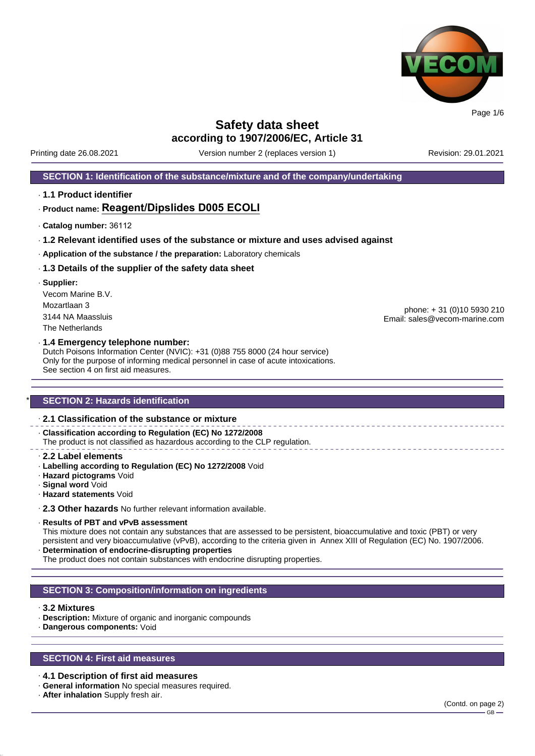# Safety data sheet
## according to 1907/2006/EC, Article 31

Printing date 26.08.2021 | Version number 2 (replaces version 1) | Revision: 29.01.2021

## SECTION 1: Identification of the substance/mixture and of the company/undertaking

· **1.1 Product identifier**

· **Product name: Reagent/Dipslides D005 ECOLI**

· **Catalog number:** 36112

· **1.2 Relevant identified uses of the substance or mixture and uses advised against**

· **Application of the substance / the preparation:** Laboratory chemicals

· **1.3 Details of the supplier of the safety data sheet**

· **Supplier:**

Vecom Marine B.V.
Mozartlaan 3
3144 NA Maassluis
The Netherlands

phone: + 31 (0)10 5930 210
Email: sales@vecom-marine.com

· **1.4 Emergency telephone number:**
Dutch Poisons Information Center (NVIC): +31 (0)88 755 8000 (24 hour service)
Only for the purpose of informing medical personnel in case of acute intoxications.
See section 4 on first aid measures.

## * SECTION 2: Hazards identification

· **2.1 Classification of the substance or mixture**

· **Classification according to Regulation (EC) No 1272/2008**
The product is not classified as hazardous according to the CLP regulation.

· **2.2 Label elements**
· **Labelling according to Regulation (EC) No 1272/2008** Void
· **Hazard pictograms** Void
· **Signal word** Void
· **Hazard statements** Void

· **2.3 Other hazards** No further relevant information available.

· **Results of PBT and vPvB assessment**
This mixture does not contain any substances that are assessed to be persistent, bioaccumulative and toxic (PBT) or very persistent and very bioaccumulative (vPvB), according to the criteria given in Annex XIII of Regulation (EC) No. 1907/2006.
· **Determination of endocrine-disrupting properties**
The product does not contain substances with endocrine disrupting properties.

## SECTION 3: Composition/information on ingredients

· **3.2 Mixtures**
· **Description:** Mixture of organic and inorganic compounds
· **Dangerous components:** Void

## SECTION 4: First aid measures

· **4.1 Description of first aid measures**
· **General information** No special measures required.
· **After inhalation** Supply fresh air.

(Contd. on page 2)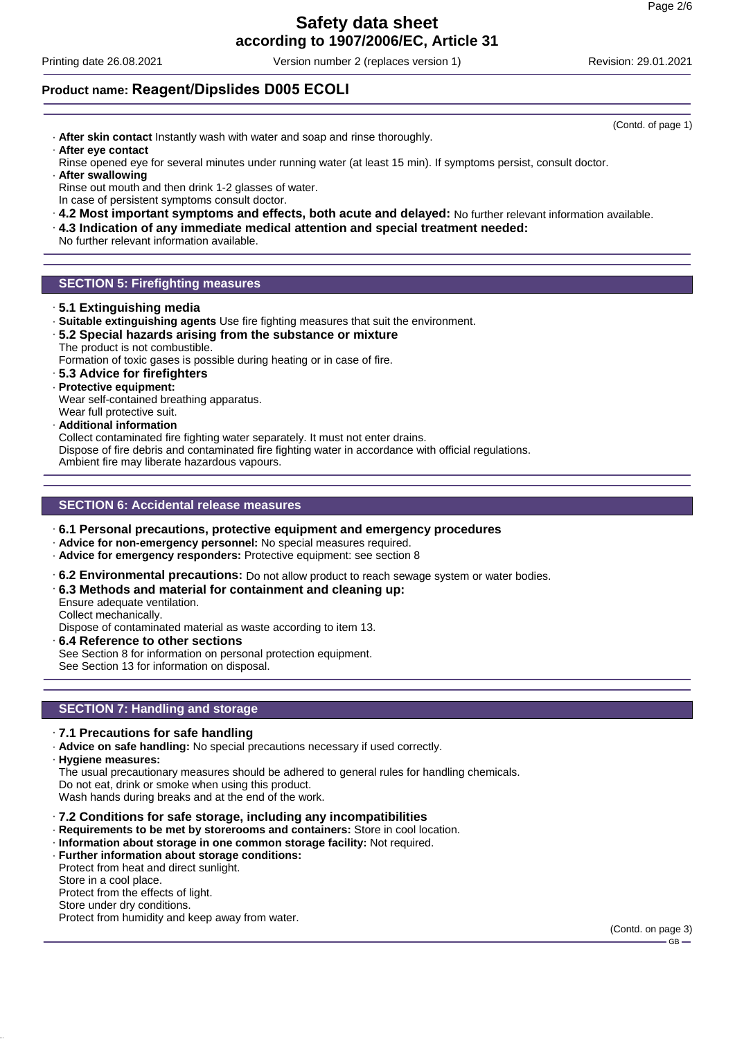(Contd. of page 1)

· **After skin contact** Instantly wash with water and soap and rinse thoroughly.
· **After eye contact**
Rinse opened eye for several minutes under running water (at least 15 min). If symptoms persist, consult doctor.
· **After swallowing**
Rinse out mouth and then drink 1-2 glasses of water.
In case of persistent symptoms consult doctor.
· **4.2 Most important symptoms and effects, both acute and delayed:** No further relevant information available.
· **4.3 Indication of any immediate medical attention and special treatment needed:**
No further relevant information available.

## SECTION 5: Firefighting measures

· **5.1 Extinguishing media**
· **Suitable extinguishing agents** Use fire fighting measures that suit the environment.
· **5.2 Special hazards arising from the substance or mixture**
The product is not combustible.
Formation of toxic gases is possible during heating or in case of fire.
· **5.3 Advice for firefighters**
· **Protective equipment:**
Wear self-contained breathing apparatus.
Wear full protective suit.
· **Additional information**
Collect contaminated fire fighting water separately. It must not enter drains.
Dispose of fire debris and contaminated fire fighting water in accordance with official regulations.
Ambient fire may liberate hazardous vapours.

## SECTION 6: Accidental release measures

· **6.1 Personal precautions, protective equipment and emergency procedures**
· **Advice for non-emergency personnel:** No special measures required.
· **Advice for emergency responders:** Protective equipment: see section 8

· **6.2 Environmental precautions:** Do not allow product to reach sewage system or water bodies.
· **6.3 Methods and material for containment and cleaning up:**
Ensure adequate ventilation.
Collect mechanically.
Dispose of contaminated material as waste according to item 13.
· **6.4 Reference to other sections**
See Section 8 for information on personal protection equipment.
See Section 13 for information on disposal.

## SECTION 7: Handling and storage

· **7.1 Precautions for safe handling**
· **Advice on safe handling:** No special precautions necessary if used correctly.
· **Hygiene measures:**
The usual precautionary measures should be adhered to general rules for handling chemicals.
Do not eat, drink or smoke when using this product.
Wash hands during breaks and at the end of the work.

· **7.2 Conditions for safe storage, including any incompatibilities**
· **Requirements to be met by storerooms and containers:** Store in cool location.
· **Information about storage in one common storage facility:** Not required.
· **Further information about storage conditions:**
Protect from heat and direct sunlight.
Store in a cool place.
Protect from the effects of light.
Store under dry conditions.
Protect from humidity and keep away from water.

(Contd. on page 3)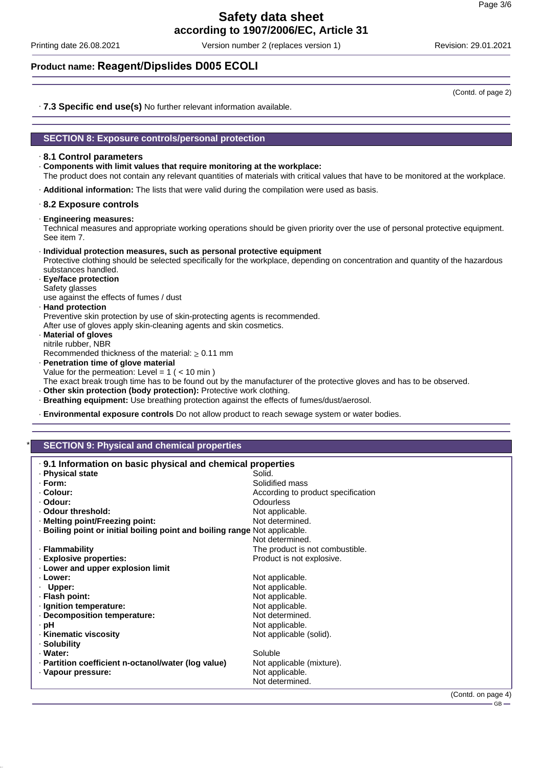**Product name: Reagent/Dipslides D005 ECOLI**

(Contd. of page 2)

· **7.3 Specific end use(s)** No further relevant information available.

## SECTION 8: Exposure controls/personal protection

· **8.1 Control parameters**

· **Components with limit values that require monitoring at the workplace:**
The product does not contain any relevant quantities of materials with critical values that have to be monitored at the workplace.

· **Additional information:** The lists that were valid during the compilation were used as basis.

· **8.2 Exposure controls**

· **Engineering measures:**
Technical measures and appropriate working operations should be given priority over the use of personal protective equipment. See item 7.

· **Individual protection measures, such as personal protective equipment**
Protective clothing should be selected specifically for the workplace, depending on concentration and quantity of the hazardous substances handled.

· **Eye/face protection**
Safety glasses
use against the effects of fumes / dust

· **Hand protection**
Preventive skin protection by use of skin-protecting agents is recommended.
After use of gloves apply skin-cleaning agents and skin cosmetics.

· **Material of gloves**
nitrile rubber, NBR
Recommended thickness of the material: $\geq$ 0.11 mm

· **Penetration time of glove material**
Value for the permeation: Level = 1 ( < 10 min )
The exact break trough time has to be found out by the manufacturer of the protective gloves and has to be observed.

· **Other skin protection (body protection):** Protective work clothing.

· **Breathing equipment:** Use breathing protection against the effects of fumes/dust/aerosol.

· **Environmental exposure controls** Do not allow product to reach sewage system or water bodies.

## SECTION 9: Physical and chemical properties

· **9.1 Information on basic physical and chemical properties**

| Property | Value |
|---|---|
| · **Physical state** | Solid. |
| · **Form:** | Solidified mass |
| · **Colour:** | According to product specification |
| · **Odour:** | Odourless |
| · **Odour threshold:** | Not applicable. |
| · **Melting point/Freezing point:** | Not determined. |
| · **Boiling point or initial boiling point and boiling range** | Not applicable.<br>Not determined. |
| · **Flammability** | The product is not combustible. |
| · **Explosive properties:** | Product is not explosive. |
| · **Lower and upper explosion limit** | |
| · **Lower:** | Not applicable. |
| · **Upper:** | Not applicable. |
| · **Flash point:** | Not applicable. |
| · **Ignition temperature:** | Not applicable. |
| · **Decomposition temperature:** | Not determined. |
| · **pH** | Not applicable. |
| · **Kinematic viscosity** | Not applicable (solid). |
| · **Solubility** | |
| · **Water:** | Soluble |
| · **Partition coefficient n-octanol/water (log value)** | Not applicable (mixture). |
| · **Vapour pressure:** | Not applicable.<br>Not determined. |

(Contd. on page 4)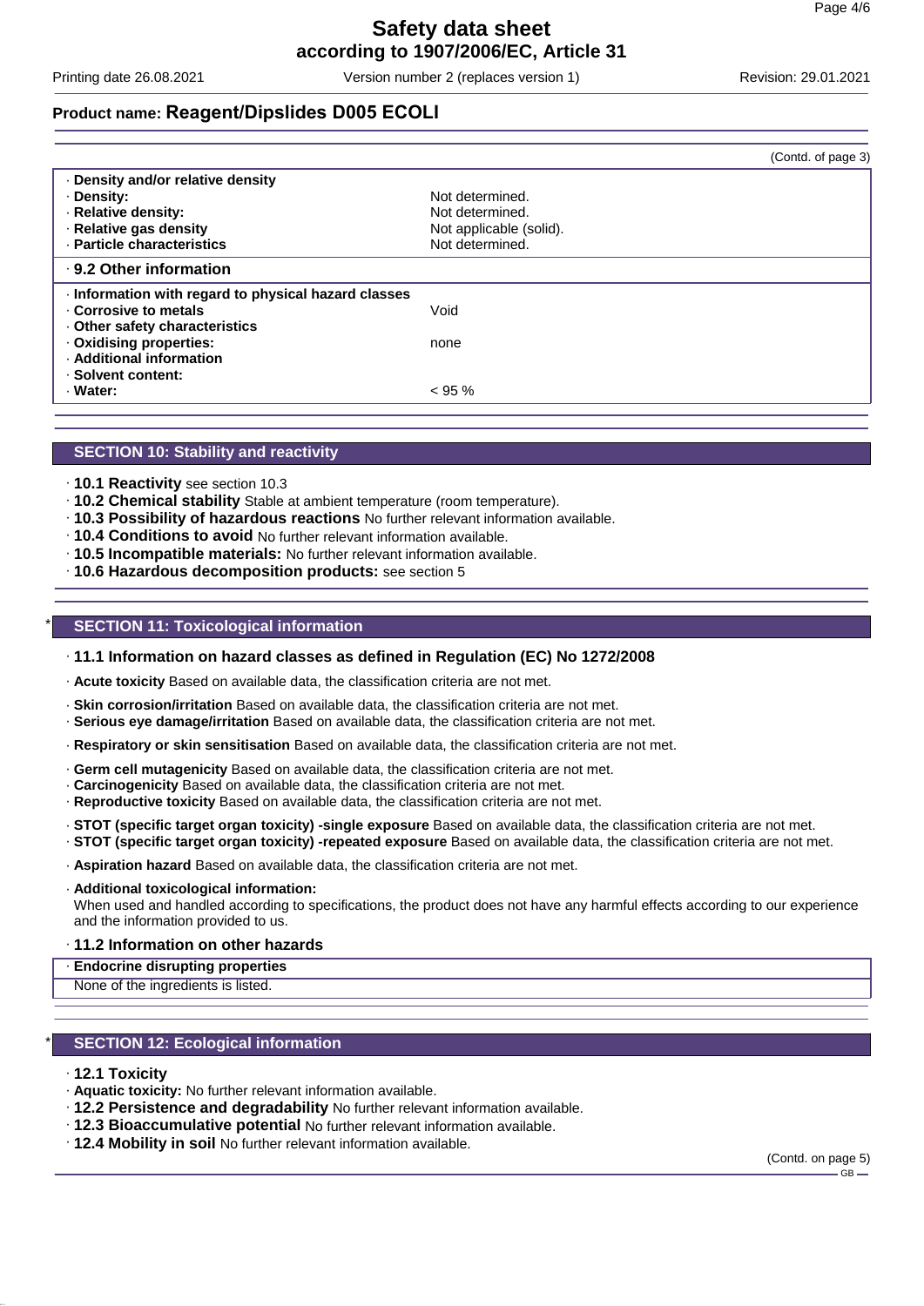**Product name: Reagent/Dipslides D005 ECOLI**

(Contd. of page 3)

| | |
|---|---|
| · **Density and/or relative density** | |
| · **Density:** | Not determined. |
| · **Relative density:** | Not determined. |
| · **Relative gas density** | Not applicable (solid). |
| · **Particle characteristics** | Not determined. |
| · **9.2 Other information** | |
| · **Information with regard to physical hazard classes** | |
| · **Corrosive to metals** | Void |
| · **Other safety characteristics** | |
| · **Oxidising properties:** | none |
| · **Additional information** | |
| · **Solvent content:** | |
| · **Water:** | < 95 % |

## SECTION 10: Stability and reactivity

· **10.1 Reactivity** see section 10.3
· **10.2 Chemical stability** Stable at ambient temperature (room temperature).
· **10.3 Possibility of hazardous reactions** No further relevant information available.
· **10.4 Conditions to avoid** No further relevant information available.
· **10.5 Incompatible materials:** No further relevant information available.
· **10.6 Hazardous decomposition products:** see section 5

## * SECTION 11: Toxicological information

### · 11.1 Information on hazard classes as defined in Regulation (EC) No 1272/2008

· **Acute toxicity** Based on available data, the classification criteria are not met.

· **Skin corrosion/irritation** Based on available data, the classification criteria are not met.
· **Serious eye damage/irritation** Based on available data, the classification criteria are not met.

· **Respiratory or skin sensitisation** Based on available data, the classification criteria are not met.

· **Germ cell mutagenicity** Based on available data, the classification criteria are not met.
· **Carcinogenicity** Based on available data, the classification criteria are not met.
· **Reproductive toxicity** Based on available data, the classification criteria are not met.

· **STOT (specific target organ toxicity) -single exposure** Based on available data, the classification criteria are not met.
· **STOT (specific target organ toxicity) -repeated exposure** Based on available data, the classification criteria are not met.

· **Aspiration hazard** Based on available data, the classification criteria are not met.

· **Additional toxicological information:**
When used and handled according to specifications, the product does not have any harmful effects according to our experience and the information provided to us.

### · 11.2 Information on other hazards

· **Endocrine disrupting properties**
None of the ingredients is listed.

## * SECTION 12: Ecological information

· **12.1 Toxicity**
· **Aquatic toxicity:** No further relevant information available.
· **12.2 Persistence and degradability** No further relevant information available.
· **12.3 Bioaccumulative potential** No further relevant information available.
· **12.4 Mobility in soil** No further relevant information available.

(Contd. on page 5)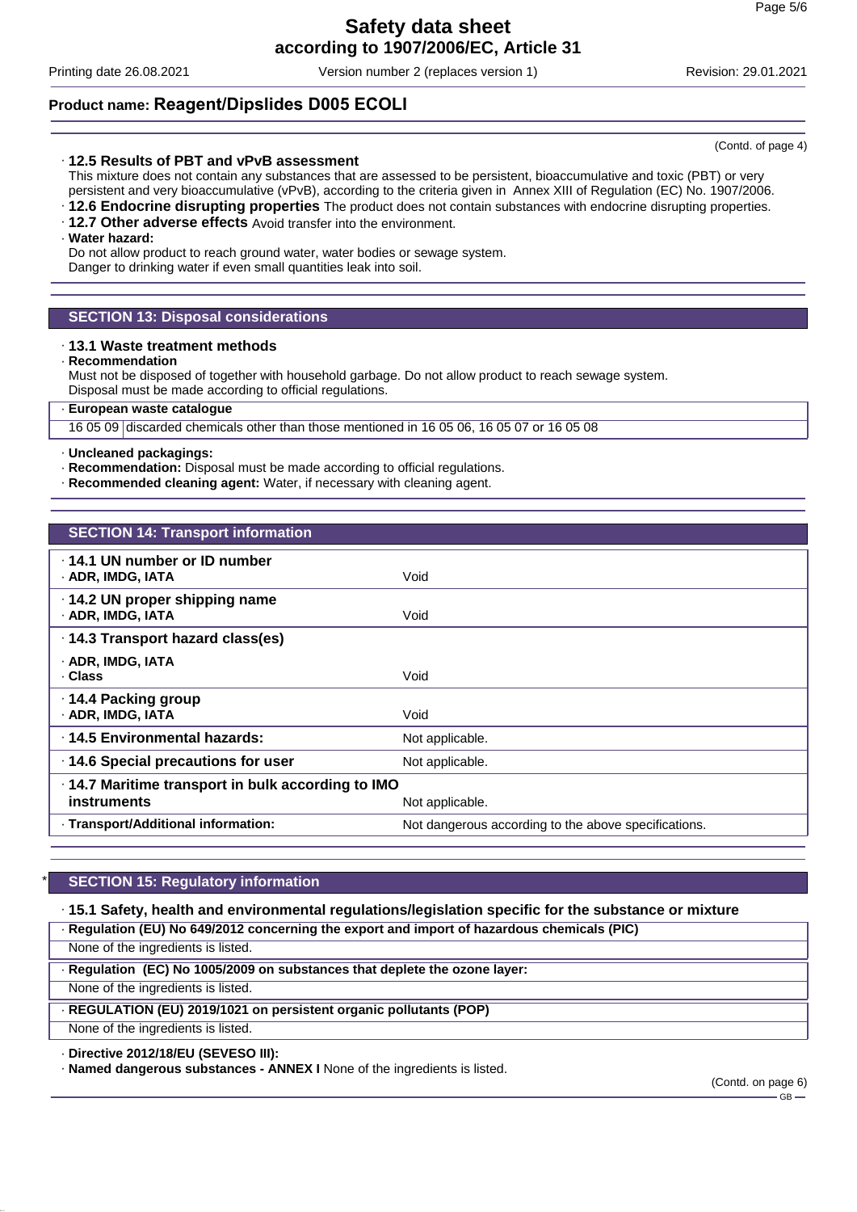(Contd. of page 4)

· **12.5 Results of PBT and vPvB assessment**
This mixture does not contain any substances that are assessed to be persistent, bioaccumulative and toxic (PBT) or very persistent and very bioaccumulative (vPvB), according to the criteria given in Annex XIII of Regulation (EC) No. 1907/2006.
· **12.6 Endocrine disrupting properties** The product does not contain substances with endocrine disrupting properties.
· **12.7 Other adverse effects** Avoid transfer into the environment.
· **Water hazard:**
Do not allow product to reach ground water, water bodies or sewage system.
Danger to drinking water if even small quantities leak into soil.

## SECTION 13: Disposal considerations

· **13.1 Waste treatment methods**
· **Recommendation**
Must not be disposed of together with household garbage. Do not allow product to reach sewage system.
Disposal must be made according to official regulations.

| · **European waste catalogue** | |
|---|---|
| 16 05 09 | discarded chemicals other than those mentioned in 16 05 06, 16 05 07 or 16 05 08 |

· **Uncleaned packagings:**
· **Recommendation:** Disposal must be made according to official regulations.
· **Recommended cleaning agent:** Water, if necessary with cleaning agent.

## SECTION 14: Transport information

| | |
|---|---|
| · **14.1 UN number or ID number**<br>· **ADR, IMDG, IATA** | Void |
| · **14.2 UN proper shipping name**<br>· **ADR, IMDG, IATA** | Void |
| · **14.3 Transport hazard class(es)** | |
| · **ADR, IMDG, IATA**<br>· **Class** | Void |
| · **14.4 Packing group**<br>· **ADR, IMDG, IATA** | Void |
| · **14.5 Environmental hazards:** | Not applicable. |
| · **14.6 Special precautions for user** | Not applicable. |
| · **14.7 Maritime transport in bulk according to IMO instruments** | Not applicable. |
| · **Transport/Additional information:** | Not dangerous according to the above specifications. |

## * SECTION 15: Regulatory information

· **15.1 Safety, health and environmental regulations/legislation specific for the substance or mixture**

· **Regulation (EU) No 649/2012 concerning the export and import of hazardous chemicals (PIC)**
None of the ingredients is listed.

· **Regulation (EC) No 1005/2009 on substances that deplete the ozone layer:**
None of the ingredients is listed.

· **REGULATION (EU) 2019/1021 on persistent organic pollutants (POP)**
None of the ingredients is listed.

· **Directive 2012/18/EU (SEVESO III):**
· **Named dangerous substances - ANNEX I** None of the ingredients is listed.

(Contd. on page 6)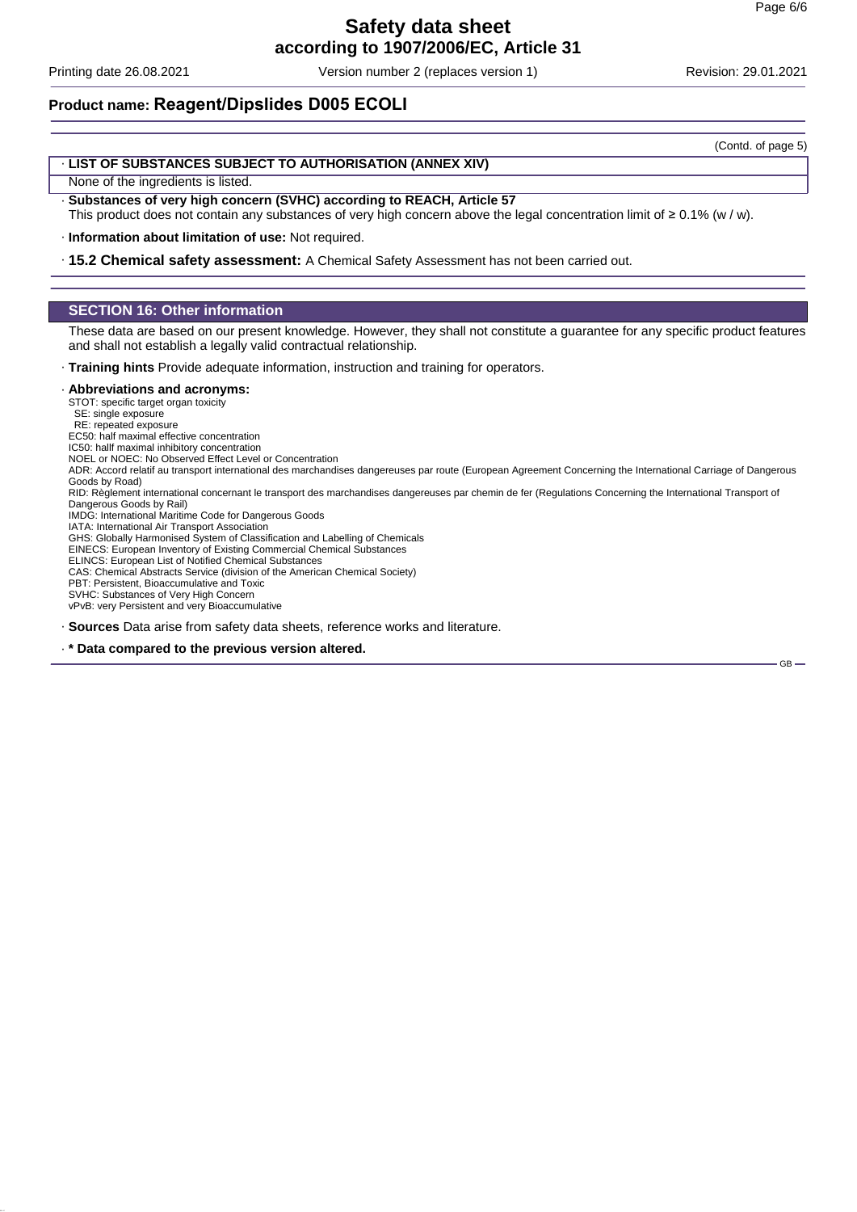(Contd. of page 5)

· **LIST OF SUBSTANCES SUBJECT TO AUTHORISATION (ANNEX XIV)**

None of the ingredients is listed.

· **Substances of very high concern (SVHC) according to REACH, Article 57**

This product does not contain any substances of very high concern above the legal concentration limit of ≥ 0.1% (w / w).

· **Information about limitation of use:** Not required.

· **15.2 Chemical safety assessment:** A Chemical Safety Assessment has not been carried out.

## SECTION 16: Other information

These data are based on our present knowledge. However, they shall not constitute a guarantee for any specific product features and shall not establish a legally valid contractual relationship.

· **Training hints** Provide adequate information, instruction and training for operators.

· **Abbreviations and acronyms:**

STOT: specific target organ toxicity
SE: single exposure
RE: repeated exposure
EC50: half maximal effective concentration
IC50: hallf maximal inhibitory concentration
NOEL or NOEC: No Observed Effect Level or Concentration
ADR: Accord relatif au transport international des marchandises dangereuses par route (European Agreement Concerning the International Carriage of Dangerous Goods by Road)
RID: Règlement international concernant le transport des marchandises dangereuses par chemin de fer (Regulations Concerning the International Transport of Dangerous Goods by Rail)
IMDG: International Maritime Code for Dangerous Goods
IATA: International Air Transport Association
GHS: Globally Harmonised System of Classification and Labelling of Chemicals
EINECS: European Inventory of Existing Commercial Chemical Substances
ELINCS: European List of Notified Chemical Substances
CAS: Chemical Abstracts Service (division of the American Chemical Society)
PBT: Persistent, Bioaccumulative and Toxic
SVHC: Substances of Very High Concern
vPvB: very Persistent and very Bioaccumulative

· **Sources** Data arise from safety data sheets, reference works and literature.

· **\* Data compared to the previous version altered.**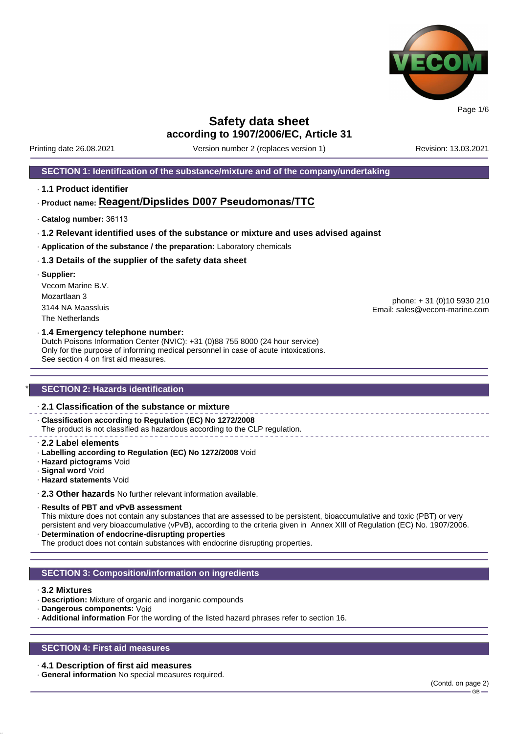# Safety data sheet
## according to 1907/2006/EC, Article 31

Printing date 26.08.2021 | Version number 2 (replaces version 1) | Revision: 13.03.2021

## SECTION 1: Identification of the substance/mixture and of the company/undertaking

· **1.1 Product identifier**

· **Product name: Reagent/Dipslides D007 Pseudomonas/TTC**

· **Catalog number:** 36113

· **1.2 Relevant identified uses of the substance or mixture and uses advised against**

· **Application of the substance / the preparation:** Laboratory chemicals

· **1.3 Details of the supplier of the safety data sheet**

· **Supplier:**

Vecom Marine B.V.
Mozartlaan 3
3144 NA Maassluis
The Netherlands

phone: + 31 (0)10 5930 210
Email: sales@vecom-marine.com

· **1.4 Emergency telephone number:**
Dutch Poisons Information Center (NVIC): +31 (0)88 755 8000 (24 hour service)
Only for the purpose of informing medical personnel in case of acute intoxications.
See section 4 on first aid measures.

## * SECTION 2: Hazards identification

· **2.1 Classification of the substance or mixture**

· **Classification according to Regulation (EC) No 1272/2008**
The product is not classified as hazardous according to the CLP regulation.

· **2.2 Label elements**
· **Labelling according to Regulation (EC) No 1272/2008** Void
· **Hazard pictograms** Void
· **Signal word** Void
· **Hazard statements** Void

· **2.3 Other hazards** No further relevant information available.

· **Results of PBT and vPvB assessment**
This mixture does not contain any substances that are assessed to be persistent, bioaccumulative and toxic (PBT) or very persistent and very bioaccumulative (vPvB), according to the criteria given in Annex XIII of Regulation (EC) No. 1907/2006.
· **Determination of endocrine-disrupting properties**
The product does not contain substances with endocrine disrupting properties.

## SECTION 3: Composition/information on ingredients

· **3.2 Mixtures**
· **Description:** Mixture of organic and inorganic compounds
· **Dangerous components:** Void
· **Additional information** For the wording of the listed hazard phrases refer to section 16.

## SECTION 4: First aid measures

· **4.1 Description of first aid measures**
· **General information** No special measures required.

(Contd. on page 2)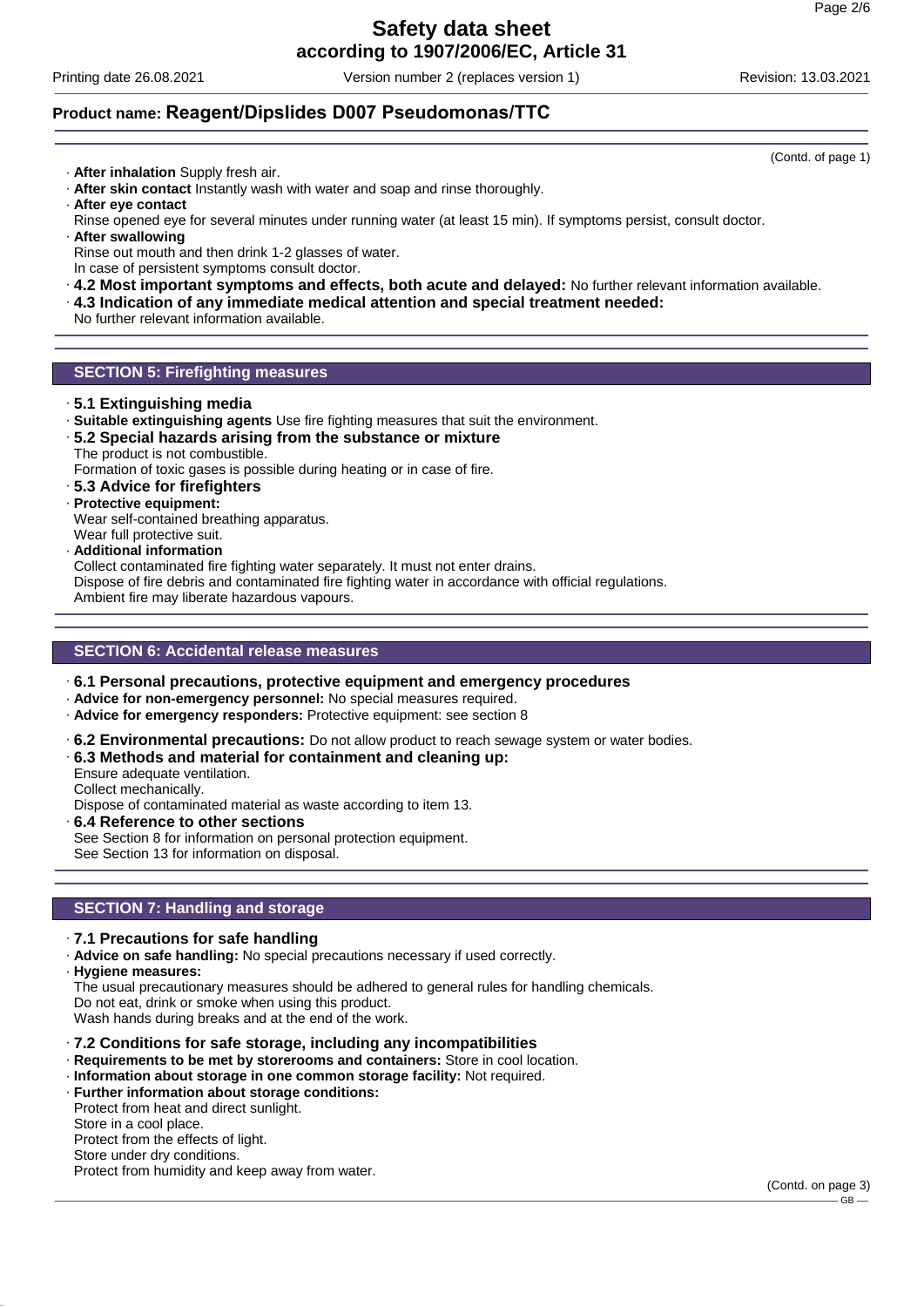(Contd. of page 1)

- **After inhalation** Supply fresh air.
- **After skin contact** Instantly wash with water and soap and rinse thoroughly.
- **After eye contact**
  Rinse opened eye for several minutes under running water (at least 15 min). If symptoms persist, consult doctor.
- **After swallowing**
  Rinse out mouth and then drink 1-2 glasses of water.
  In case of persistent symptoms consult doctor.
- **4.2 Most important symptoms and effects, both acute and delayed:** No further relevant information available.
- **4.3 Indication of any immediate medical attention and special treatment needed:**
  No further relevant information available.

## SECTION 5: Firefighting measures

- **5.1 Extinguishing media**
- **Suitable extinguishing agents** Use fire fighting measures that suit the environment.
- **5.2 Special hazards arising from the substance or mixture**
  The product is not combustible.
  Formation of toxic gases is possible during heating or in case of fire.
- **5.3 Advice for firefighters**
- **Protective equipment:**
  Wear self-contained breathing apparatus.
  Wear full protective suit.
- **Additional information**
  Collect contaminated fire fighting water separately. It must not enter drains.
  Dispose of fire debris and contaminated fire fighting water in accordance with official regulations.
  Ambient fire may liberate hazardous vapours.

## SECTION 6: Accidental release measures

- **6.1 Personal precautions, protective equipment and emergency procedures**
- **Advice for non-emergency personnel:** No special measures required.
- **Advice for emergency responders:** Protective equipment: see section 8
- **6.2 Environmental precautions:** Do not allow product to reach sewage system or water bodies.
- **6.3 Methods and material for containment and cleaning up:**
  Ensure adequate ventilation.
  Collect mechanically.
  Dispose of contaminated material as waste according to item 13.
- **6.4 Reference to other sections**
  See Section 8 for information on personal protection equipment.
  See Section 13 for information on disposal.

## SECTION 7: Handling and storage

- **7.1 Precautions for safe handling**
- **Advice on safe handling:** No special precautions necessary if used correctly.
- **Hygiene measures:**
  The usual precautionary measures should be adhered to general rules for handling chemicals.
  Do not eat, drink or smoke when using this product.
  Wash hands during breaks and at the end of the work.
- **7.2 Conditions for safe storage, including any incompatibilities**
- **Requirements to be met by storerooms and containers:** Store in cool location.
- **Information about storage in one common storage facility:** Not required.
- **Further information about storage conditions:**
  Protect from heat and direct sunlight.
  Store in a cool place.
  Protect from the effects of light.
  Store under dry conditions.
  Protect from humidity and keep away from water.

(Contd. on page 3)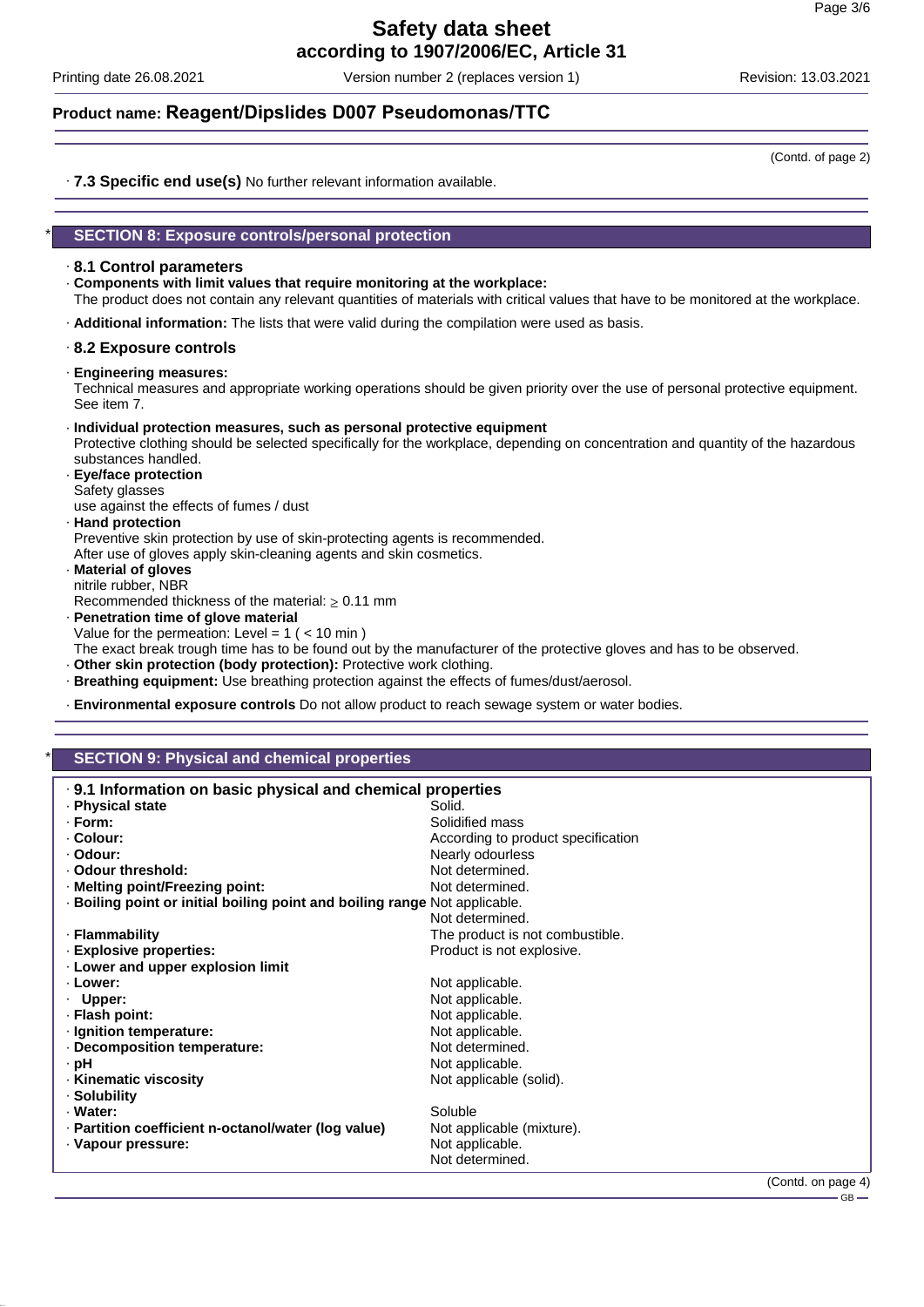**Product name: Reagent/Dipslides D007 Pseudomonas/TTC**

(Contd. of page 2)

· **7.3 Specific end use(s)** No further relevant information available.

## * SECTION 8: Exposure controls/personal protection

· **8.1 Control parameters**

· **Components with limit values that require monitoring at the workplace:**
The product does not contain any relevant quantities of materials with critical values that have to be monitored at the workplace.

· **Additional information:** The lists that were valid during the compilation were used as basis.

· **8.2 Exposure controls**

· **Engineering measures:**
Technical measures and appropriate working operations should be given priority over the use of personal protective equipment. See item 7.

· **Individual protection measures, such as personal protective equipment**
Protective clothing should be selected specifically for the workplace, depending on concentration and quantity of the hazardous substances handled.

· **Eye/face protection**
Safety glasses
use against the effects of fumes / dust

· **Hand protection**
Preventive skin protection by use of skin-protecting agents is recommended.
After use of gloves apply skin-cleaning agents and skin cosmetics.

· **Material of gloves**
nitrile rubber, NBR
Recommended thickness of the material: $\geq$ 0.11 mm

· **Penetration time of glove material**
Value for the permeation: Level = 1 ( < 10 min )
The exact break trough time has to be found out by the manufacturer of the protective gloves and has to be observed.

· **Other skin protection (body protection):** Protective work clothing.

· **Breathing equipment:** Use breathing protection against the effects of fumes/dust/aerosol.

· **Environmental exposure controls** Do not allow product to reach sewage system or water bodies.

## * SECTION 9: Physical and chemical properties

· **9.1 Information on basic physical and chemical properties**

| | |
|---|---|
| · **Physical state** | Solid. |
| · **Form:** | Solidified mass |
| · **Colour:** | According to product specification |
| · **Odour:** | Nearly odourless |
| · **Odour threshold:** | Not determined. |
| · **Melting point/Freezing point:** | Not determined. |
| · **Boiling point or initial boiling point and boiling range** | Not applicable.<br>Not determined. |
| · **Flammability** | The product is not combustible. |
| · **Explosive properties:** | Product is not explosive. |
| · **Lower and upper explosion limit** | |
| · **Lower:** | Not applicable. |
| · **Upper:** | Not applicable. |
| · **Flash point:** | Not applicable. |
| · **Ignition temperature:** | Not applicable. |
| · **Decomposition temperature:** | Not determined. |
| · **pH** | Not applicable. |
| · **Kinematic viscosity** | Not applicable (solid). |
| · **Solubility** | |
| · **Water:** | Soluble |
| · **Partition coefficient n-octanol/water (log value)** | Not applicable (mixture). |
| · **Vapour pressure:** | Not applicable.<br>Not determined. |

(Contd. on page 4)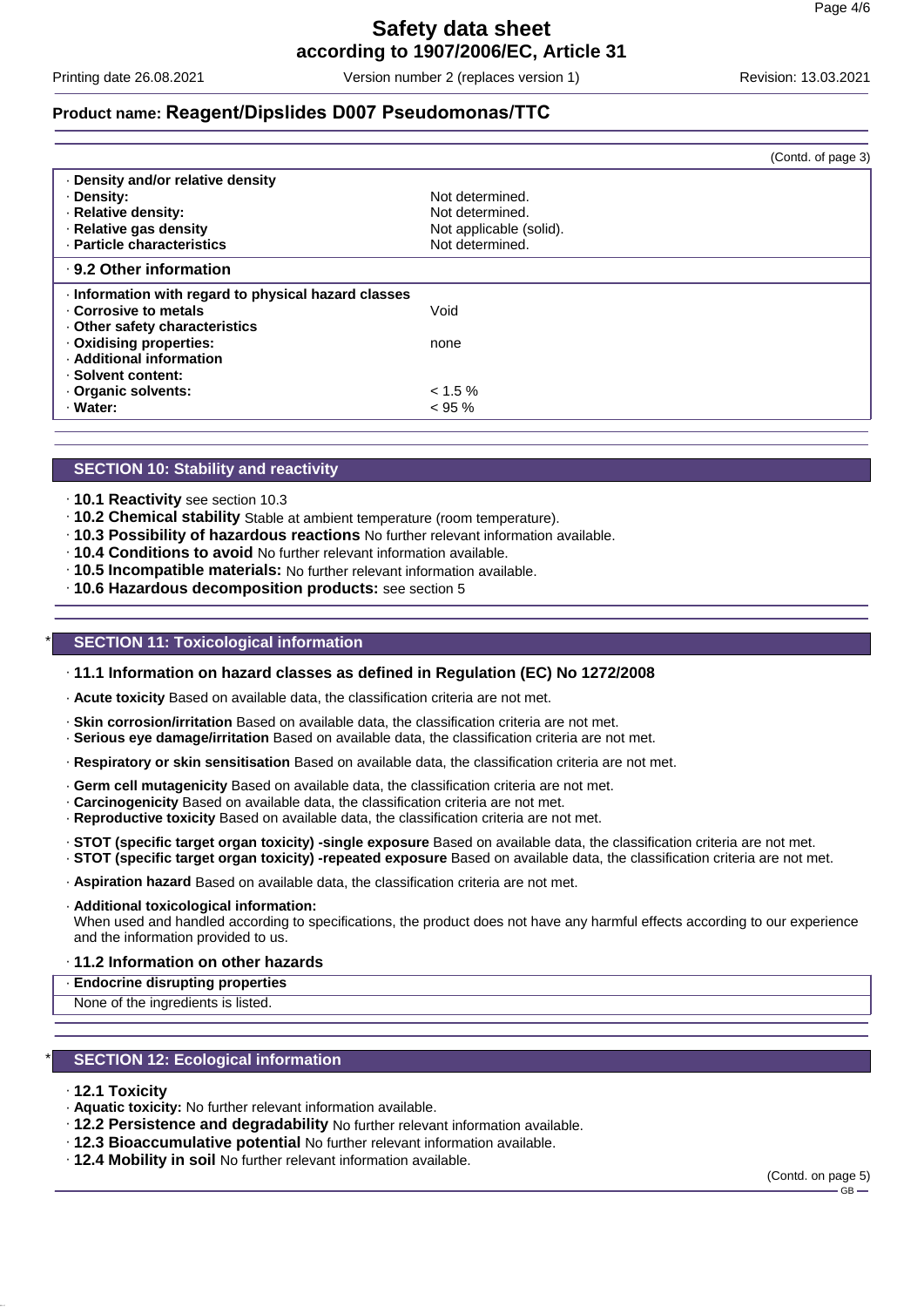## Product name: Reagent/Dipslides D007 Pseudomonas/TTC

(Contd. of page 3)

| | |
|---|---|
| · **Density and/or relative density** | |
| · **Density:** | Not determined. |
| · **Relative density:** | Not determined. |
| · **Relative gas density** | Not applicable (solid). |
| · **Particle characteristics** | Not determined. |

· **9.2 Other information**

| | |
|---|---|
| · **Information with regard to physical hazard classes** | |
| · **Corrosive to metals** | Void |
| · **Other safety characteristics** | |
| · **Oxidising properties:** | none |
| · **Additional information** | |
| · **Solvent content:** | |
| · **Organic solvents:** | < 1.5 % |
| · **Water:** | < 95 % |

## SECTION 10: Stability and reactivity

- · **10.1 Reactivity** see section 10.3
- · **10.2 Chemical stability** Stable at ambient temperature (room temperature).
- · **10.3 Possibility of hazardous reactions** No further relevant information available.
- · **10.4 Conditions to avoid** No further relevant information available.
- · **10.5 Incompatible materials:** No further relevant information available.
- · **10.6 Hazardous decomposition products:** see section 5

## * SECTION 11: Toxicological information

### · 11.1 Information on hazard classes as defined in Regulation (EC) No 1272/2008

· **Acute toxicity** Based on available data, the classification criteria are not met.

· **Skin corrosion/irritation** Based on available data, the classification criteria are not met.
· **Serious eye damage/irritation** Based on available data, the classification criteria are not met.

· **Respiratory or skin sensitisation** Based on available data, the classification criteria are not met.

· **Germ cell mutagenicity** Based on available data, the classification criteria are not met.
· **Carcinogenicity** Based on available data, the classification criteria are not met.
· **Reproductive toxicity** Based on available data, the classification criteria are not met.

· **STOT (specific target organ toxicity) -single exposure** Based on available data, the classification criteria are not met.
· **STOT (specific target organ toxicity) -repeated exposure** Based on available data, the classification criteria are not met.

· **Aspiration hazard** Based on available data, the classification criteria are not met.

· **Additional toxicological information:**
When used and handled according to specifications, the product does not have any harmful effects according to our experience and the information provided to us.

### · 11.2 Information on other hazards

| · **Endocrine disrupting properties** |
|---|
| None of the ingredients is listed. |

## * SECTION 12: Ecological information

- · **12.1 Toxicity**
- · **Aquatic toxicity:** No further relevant information available.
- · **12.2 Persistence and degradability** No further relevant information available.
- · **12.3 Bioaccumulative potential** No further relevant information available.
- · **12.4 Mobility in soil** No further relevant information available.

(Contd. on page 5)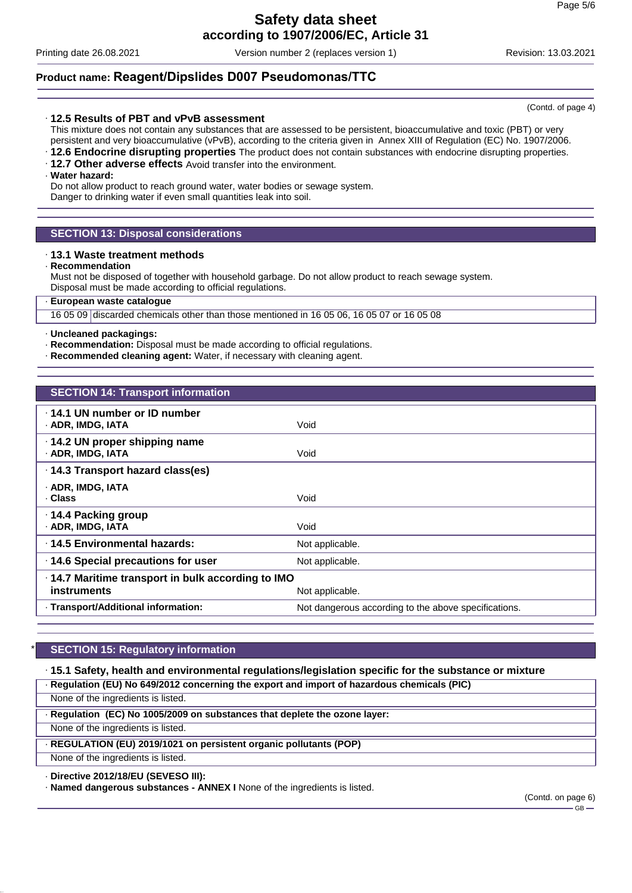(Contd. of page 4)

· **12.5 Results of PBT and vPvB assessment**
This mixture does not contain any substances that are assessed to be persistent, bioaccumulative and toxic (PBT) or very persistent and very bioaccumulative (vPvB), according to the criteria given in Annex XIII of Regulation (EC) No. 1907/2006.
· **12.6 Endocrine disrupting properties** The product does not contain substances with endocrine disrupting properties.
· **12.7 Other adverse effects** Avoid transfer into the environment.
· **Water hazard:**
Do not allow product to reach ground water, water bodies or sewage system.
Danger to drinking water if even small quantities leak into soil.

## SECTION 13: Disposal considerations

· **13.1 Waste treatment methods**
· **Recommendation**
Must not be disposed of together with household garbage. Do not allow product to reach sewage system.
Disposal must be made according to official regulations.

| · **European waste catalogue** | |
|---|---|
| 16 05 09 | discarded chemicals other than those mentioned in 16 05 06, 16 05 07 or 16 05 08 |

· **Uncleaned packagings:**
· **Recommendation:** Disposal must be made according to official regulations.
· **Recommended cleaning agent:** Water, if necessary with cleaning agent.

## SECTION 14: Transport information

| | |
|---|---|
| · **14.1 UN number or ID number**<br>· **ADR, IMDG, IATA** | Void |
| · **14.2 UN proper shipping name**<br>· **ADR, IMDG, IATA** | Void |
| · **14.3 Transport hazard class(es)**<br>· **ADR, IMDG, IATA**<br>· **Class** | Void |
| · **14.4 Packing group**<br>· **ADR, IMDG, IATA** | Void |
| · **14.5 Environmental hazards:** | Not applicable. |
| · **14.6 Special precautions for user** | Not applicable. |
| · **14.7 Maritime transport in bulk according to IMO instruments** | Not applicable. |
| · **Transport/Additional information:** | Not dangerous according to the above specifications. |

## * SECTION 15: Regulatory information

· **15.1 Safety, health and environmental regulations/legislation specific for the substance or mixture**

· **Regulation (EU) No 649/2012 concerning the export and import of hazardous chemicals (PIC)**
None of the ingredients is listed.

· **Regulation (EC) No 1005/2009 on substances that deplete the ozone layer:**
None of the ingredients is listed.

· **REGULATION (EU) 2019/1021 on persistent organic pollutants (POP)**
None of the ingredients is listed.

· **Directive 2012/18/EU (SEVESO III):**
· **Named dangerous substances - ANNEX I** None of the ingredients is listed.

(Contd. on page 6)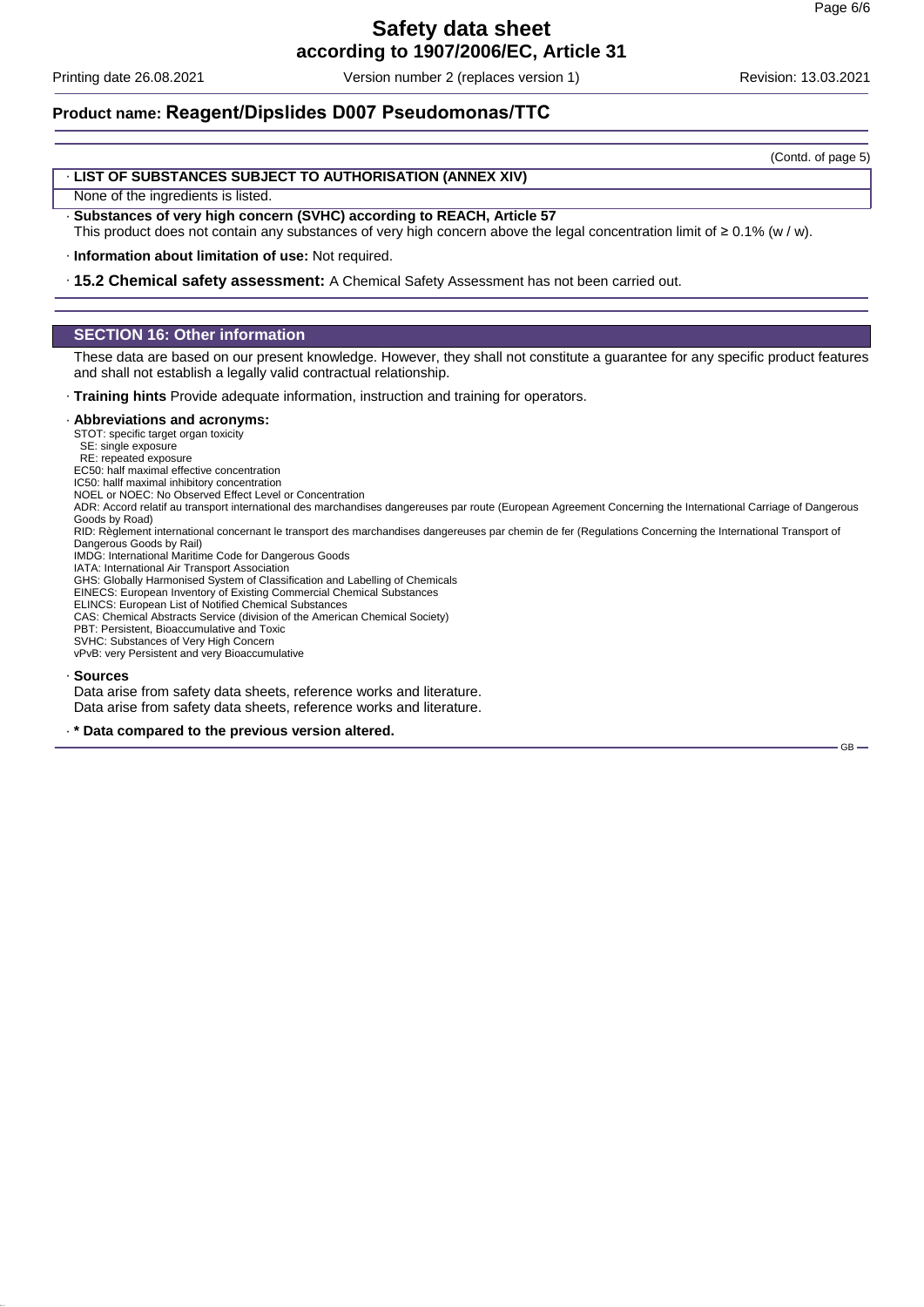(Contd. of page 5)

· **LIST OF SUBSTANCES SUBJECT TO AUTHORISATION (ANNEX XIV)**

None of the ingredients is listed.

· **Substances of very high concern (SVHC) according to REACH, Article 57**

This product does not contain any substances of very high concern above the legal concentration limit of ≥ 0.1% (w / w).

· **Information about limitation of use:** Not required.

· **15.2 Chemical safety assessment:** A Chemical Safety Assessment has not been carried out.

## SECTION 16: Other information

These data are based on our present knowledge. However, they shall not constitute a guarantee for any specific product features and shall not establish a legally valid contractual relationship.

· **Training hints** Provide adequate information, instruction and training for operators.

· **Abbreviations and acronyms:**

STOT: specific target organ toxicity
SE: single exposure
RE: repeated exposure
EC50: half maximal effective concentration
IC50: hallf maximal inhibitory concentration
NOEL or NOEC: No Observed Effect Level or Concentration
ADR: Accord relatif au transport international des marchandises dangereuses par route (European Agreement Concerning the International Carriage of Dangerous Goods by Road)
RID: Règlement international concernant le transport des marchandises dangereuses par chemin de fer (Regulations Concerning the International Transport of Dangerous Goods by Rail)
IMDG: International Maritime Code for Dangerous Goods
IATA: International Air Transport Association
GHS: Globally Harmonised System of Classification and Labelling of Chemicals
EINECS: European Inventory of Existing Commercial Chemical Substances
ELINCS: European List of Notified Chemical Substances
CAS: Chemical Abstracts Service (division of the American Chemical Society)
PBT: Persistent, Bioaccumulative and Toxic
SVHC: Substances of Very High Concern
vPvB: very Persistent and very Bioaccumulative

· **Sources**

Data arise from safety data sheets, reference works and literature.
Data arise from safety data sheets, reference works and literature.

· **\* Data compared to the previous version altered.**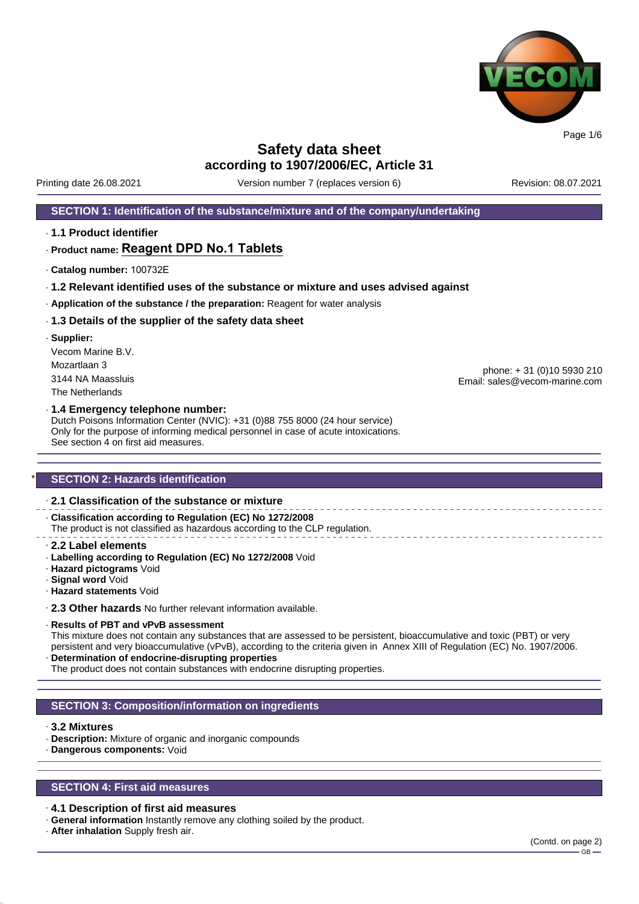# Safety data sheet
## according to 1907/2006/EC, Article 31

Printing date 26.08.2021 Version number 7 (replaces version 6) Revision: 08.07.2021

## SECTION 1: Identification of the substance/mixture and of the company/undertaking

· **1.1 Product identifier**

· **Product name: Reagent DPD No.1 Tablets**

· **Catalog number:** 100732E

· **1.2 Relevant identified uses of the substance or mixture and uses advised against**

· **Application of the substance / the preparation:** Reagent for water analysis

· **1.3 Details of the supplier of the safety data sheet**

· **Supplier:**

Vecom Marine B.V.
Mozartlaan 3
3144 NA Maassluis
The Netherlands

phone: + 31 (0)10 5930 210
Email: sales@vecom-marine.com

· **1.4 Emergency telephone number:**
Dutch Poisons Information Center (NVIC): +31 (0)88 755 8000 (24 hour service)
Only for the purpose of informing medical personnel in case of acute intoxications.
See section 4 on first aid measures.

## * SECTION 2: Hazards identification

· **2.1 Classification of the substance or mixture**

· **Classification according to Regulation (EC) No 1272/2008**
The product is not classified as hazardous according to the CLP regulation.

· **2.2 Label elements**
· **Labelling according to Regulation (EC) No 1272/2008** Void
· **Hazard pictograms** Void
· **Signal word** Void
· **Hazard statements** Void

· **2.3 Other hazards** No further relevant information available.

· **Results of PBT and vPvB assessment**
This mixture does not contain any substances that are assessed to be persistent, bioaccumulative and toxic (PBT) or very persistent and very bioaccumulative (vPvB), according to the criteria given in Annex XIII of Regulation (EC) No. 1907/2006.
· **Determination of endocrine-disrupting properties**
The product does not contain substances with endocrine disrupting properties.

## SECTION 3: Composition/information on ingredients

· **3.2 Mixtures**
· **Description:** Mixture of organic and inorganic compounds
· **Dangerous components:** Void

## SECTION 4: First aid measures

· **4.1 Description of first aid measures**
· **General information** Instantly remove any clothing soiled by the product.
· **After inhalation** Supply fresh air.

(Contd. on page 2)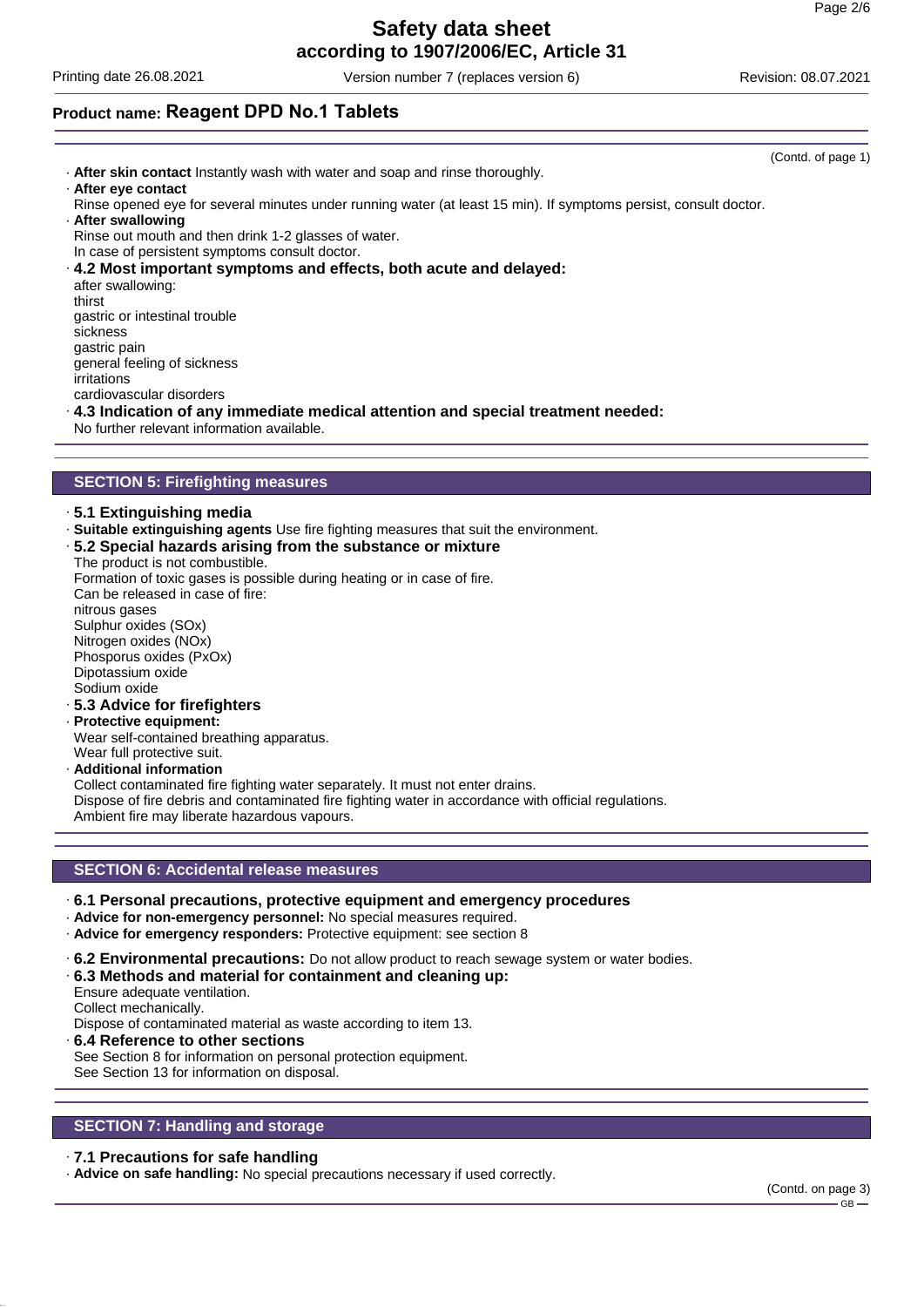(Contd. of page 1)

· **After skin contact** Instantly wash with water and soap and rinse thoroughly.
· **After eye contact**
Rinse opened eye for several minutes under running water (at least 15 min). If symptoms persist, consult doctor.
· **After swallowing**
Rinse out mouth and then drink 1-2 glasses of water.
In case of persistent symptoms consult doctor.
· **4.2 Most important symptoms and effects, both acute and delayed:**
after swallowing:
thirst
gastric or intestinal trouble
sickness
gastric pain
general feeling of sickness
irritations
cardiovascular disorders
· **4.3 Indication of any immediate medical attention and special treatment needed:**
No further relevant information available.

## SECTION 5: Firefighting measures

· **5.1 Extinguishing media**
· **Suitable extinguishing agents** Use fire fighting measures that suit the environment.
· **5.2 Special hazards arising from the substance or mixture**
The product is not combustible.
Formation of toxic gases is possible during heating or in case of fire.
Can be released in case of fire:
nitrous gases
Sulphur oxides (SOx)
Nitrogen oxides (NOx)
Phosporus oxides (PxOx)
Dipotassium oxide
Sodium oxide
· **5.3 Advice for firefighters**
· **Protective equipment:**
Wear self-contained breathing apparatus.
Wear full protective suit.
· **Additional information**
Collect contaminated fire fighting water separately. It must not enter drains.
Dispose of fire debris and contaminated fire fighting water in accordance with official regulations.
Ambient fire may liberate hazardous vapours.

## SECTION 6: Accidental release measures

· **6.1 Personal precautions, protective equipment and emergency procedures**
· **Advice for non-emergency personnel:** No special measures required.
· **Advice for emergency responders:** Protective equipment: see section 8

· **6.2 Environmental precautions:** Do not allow product to reach sewage system or water bodies.
· **6.3 Methods and material for containment and cleaning up:**
Ensure adequate ventilation.
Collect mechanically.
Dispose of contaminated material as waste according to item 13.
· **6.4 Reference to other sections**
See Section 8 for information on personal protection equipment.
See Section 13 for information on disposal.

## SECTION 7: Handling and storage

· **7.1 Precautions for safe handling**
· **Advice on safe handling:** No special precautions necessary if used correctly.

(Contd. on page 3)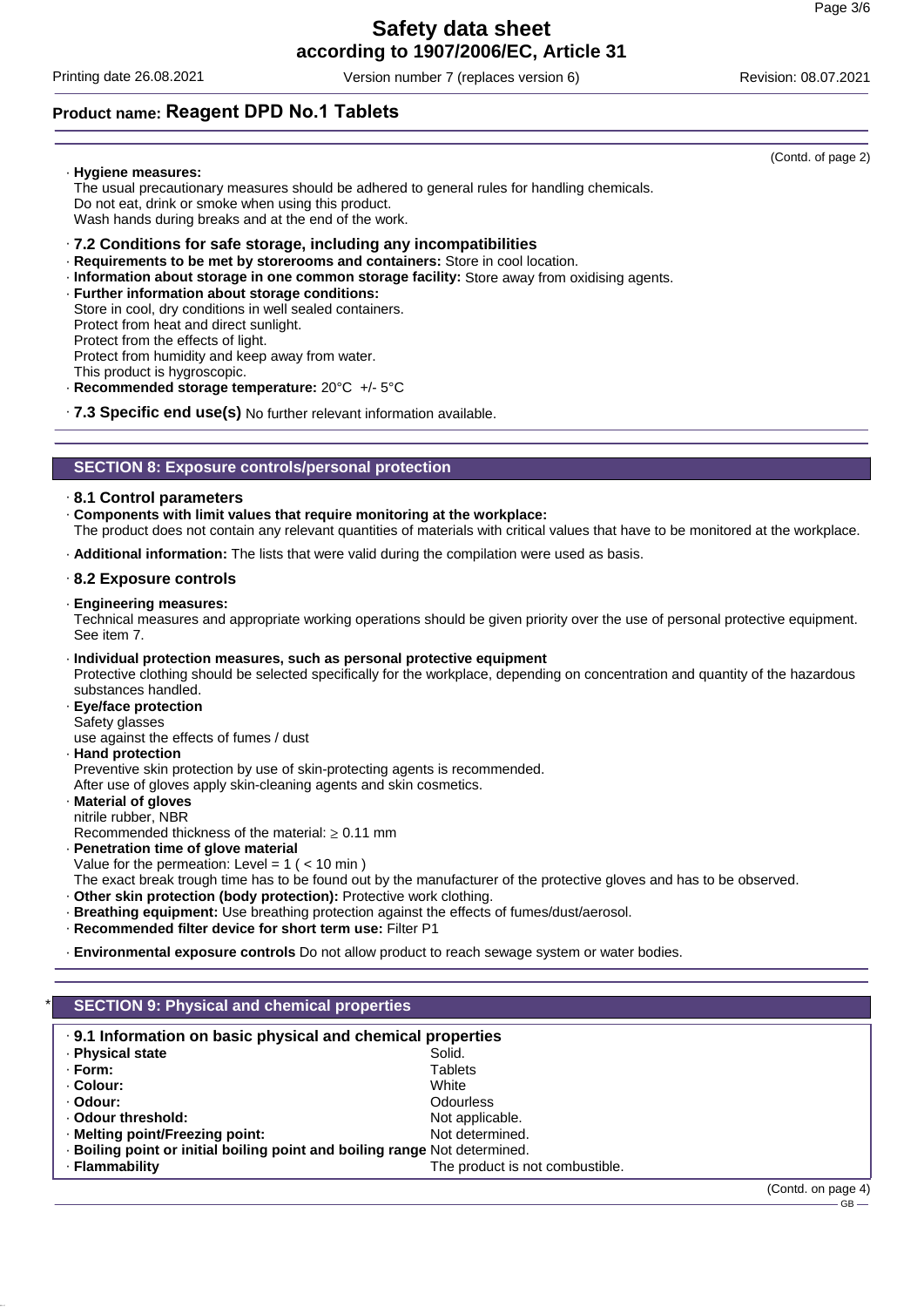**Product name: Reagent DPD No.1 Tablets**

(Contd. of page 2)

· **Hygiene measures:**
The usual precautionary measures should be adhered to general rules for handling chemicals.
Do not eat, drink or smoke when using this product.
Wash hands during breaks and at the end of the work.

· **7.2 Conditions for safe storage, including any incompatibilities**
· **Requirements to be met by storerooms and containers:** Store in cool location.
· **Information about storage in one common storage facility:** Store away from oxidising agents.
· **Further information about storage conditions:**
Store in cool, dry conditions in well sealed containers.
Protect from heat and direct sunlight.
Protect from the effects of light.
Protect from humidity and keep away from water.
This product is hygroscopic.
· **Recommended storage temperature:** 20°C +/- 5°C

· **7.3 Specific end use(s)** No further relevant information available.

## SECTION 8: Exposure controls/personal protection

· **8.1 Control parameters**
· **Components with limit values that require monitoring at the workplace:**
The product does not contain any relevant quantities of materials with critical values that have to be monitored at the workplace.

· **Additional information:** The lists that were valid during the compilation were used as basis.

· **8.2 Exposure controls**

· **Engineering measures:**
Technical measures and appropriate working operations should be given priority over the use of personal protective equipment. See item 7.

· **Individual protection measures, such as personal protective equipment**
Protective clothing should be selected specifically for the workplace, depending on concentration and quantity of the hazardous substances handled.
· **Eye/face protection**
Safety glasses
use against the effects of fumes / dust
· **Hand protection**
Preventive skin protection by use of skin-protecting agents is recommended.
After use of gloves apply skin-cleaning agents and skin cosmetics.
· **Material of gloves**
nitrile rubber, NBR
Recommended thickness of the material: ≥ 0.11 mm
· **Penetration time of glove material**
Value for the permeation: Level = 1 ( < 10 min )
The exact break trough time has to be found out by the manufacturer of the protective gloves and has to be observed.
· **Other skin protection (body protection):** Protective work clothing.
· **Breathing equipment:** Use breathing protection against the effects of fumes/dust/aerosol.
· **Recommended filter device for short term use:** Filter P1

· **Environmental exposure controls** Do not allow product to reach sewage system or water bodies.

## * SECTION 9: Physical and chemical properties

· **9.1 Information on basic physical and chemical properties**

| | |
|---|---|
| · **Physical state** | Solid. |
| · **Form:** | Tablets |
| · **Colour:** | White |
| · **Odour:** | Odourless |
| · **Odour threshold:** | Not applicable. |
| · **Melting point/Freezing point:** | Not determined. |
| · **Boiling point or initial boiling point and boiling range** | Not determined. |
| · **Flammability** | The product is not combustible. |

(Contd. on page 4)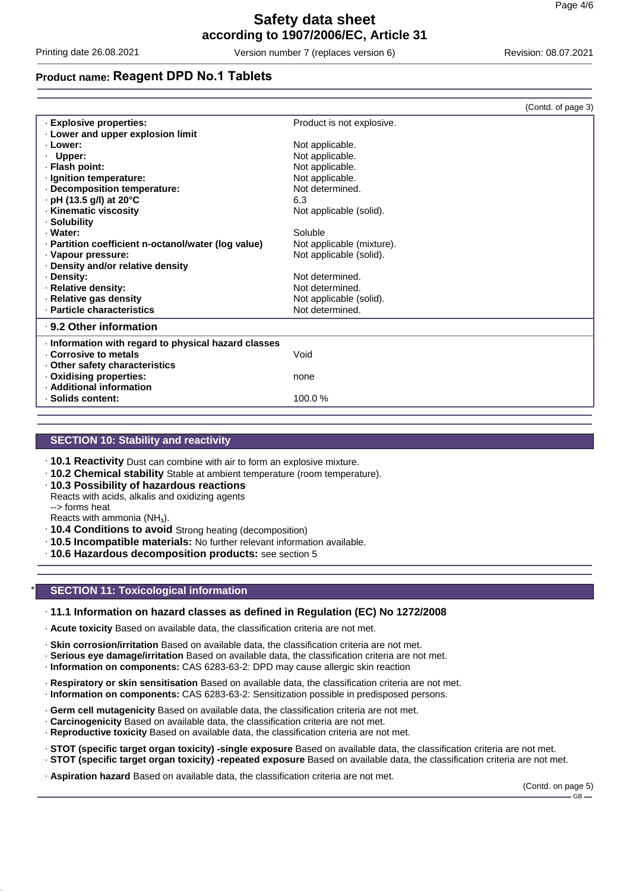## Product name: Reagent DPD No.1 Tablets

(Contd. of page 3)

| | |
|---|---|
| · **Explosive properties:** | Product is not explosive. |
| · **Lower and upper explosion limit** | |
| · **Lower:** | Not applicable. |
| · **Upper:** | Not applicable. |
| · **Flash point:** | Not applicable. |
| · **Ignition temperature:** | Not applicable. |
| · **Decomposition temperature:** | Not determined. |
| · **pH (13.5 g/l) at 20°C** | 6.3 |
| · **Kinematic viscosity** | Not applicable (solid). |
| · **Solubility** | |
| · **Water:** | Soluble |
| · **Partition coefficient n-octanol/water (log value)** | Not applicable (mixture). |
| · **Vapour pressure:** | Not applicable (solid). |
| · **Density and/or relative density** | |
| · **Density:** | Not determined. |
| · **Relative density:** | Not determined. |
| · **Relative gas density** | Not applicable (solid). |
| · **Particle characteristics** | Not determined. |
| · **9.2 Other information** | |
| · **Information with regard to physical hazard classes** | |
| · **Corrosive to metals** | Void |
| · **Other safety characteristics** | |
| · **Oxidising properties:** | none |
| · **Additional information** | |
| · **Solids content:** | 100.0 % |

## SECTION 10: Stability and reactivity

· **10.1 Reactivity** Dust can combine with air to form an explosive mixture.
· **10.2 Chemical stability** Stable at ambient temperature (room temperature).
· **10.3 Possibility of hazardous reactions**
Reactions with acids, alkalis and oxidizing agents
--> forms heat
Reacts with ammonia ($NH_3$).
· **10.4 Conditions to avoid** Strong heating (decomposition)
· **10.5 Incompatible materials:** No further relevant information available.
· **10.6 Hazardous decomposition products:** see section 5

## * SECTION 11: Toxicological information

· **11.1 Information on hazard classes as defined in Regulation (EC) No 1272/2008**

· **Acute toxicity** Based on available data, the classification criteria are not met.

· **Skin corrosion/irritation** Based on available data, the classification criteria are not met.
· **Serious eye damage/irritation** Based on available data, the classification criteria are not met.
· **Information on components:** CAS 6283-63-2: DPD may cause allergic skin reaction

· **Respiratory or skin sensitisation** Based on available data, the classification criteria are not met.
· **Information on components:** CAS 6283-63-2: Sensitization possible in predisposed persons.

· **Germ cell mutagenicity** Based on available data, the classification criteria are not met.
· **Carcinogenicity** Based on available data, the classification criteria are not met.
· **Reproductive toxicity** Based on available data, the classification criteria are not met.

· **STOT (specific target organ toxicity) -single exposure** Based on available data, the classification criteria are not met.
· **STOT (specific target organ toxicity) -repeated exposure** Based on available data, the classification criteria are not met.

· **Aspiration hazard** Based on available data, the classification criteria are not met.

(Contd. on page 5)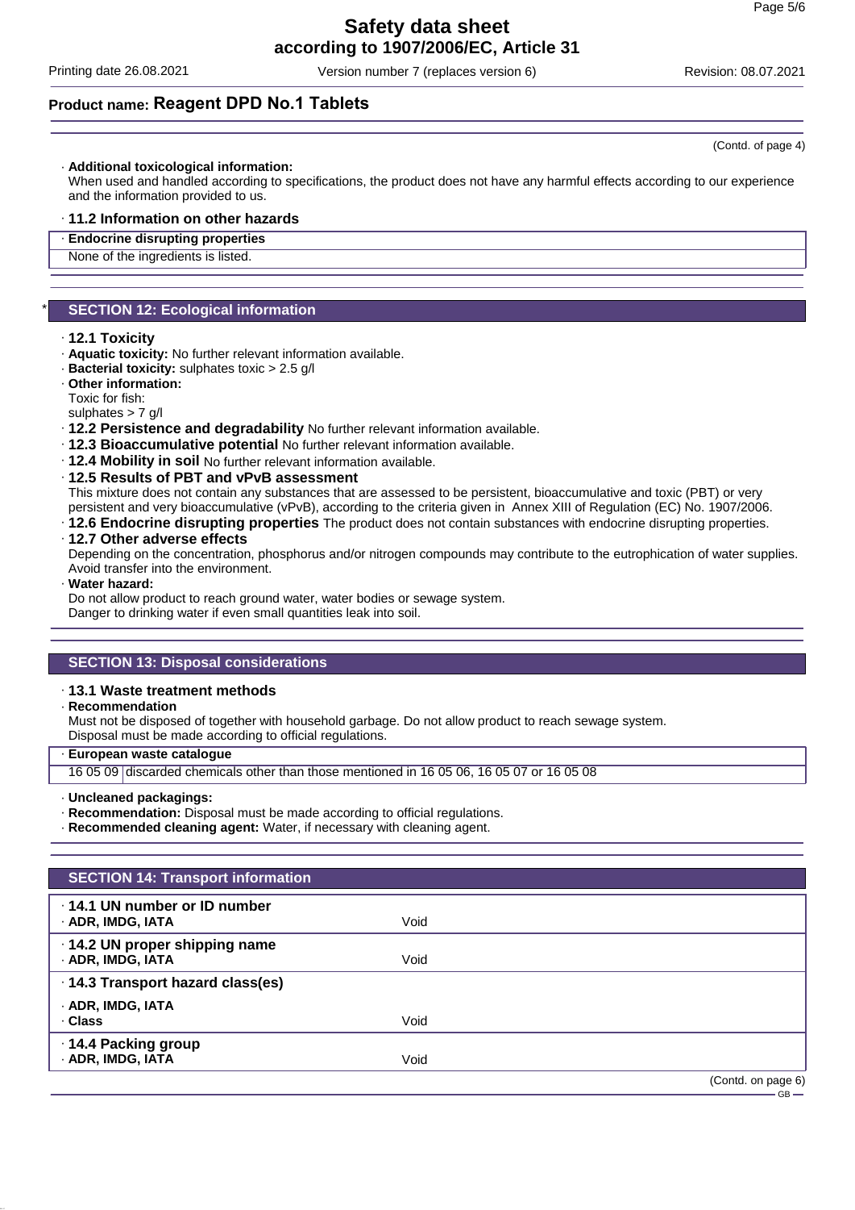(Contd. of page 4)

· **Additional toxicological information:**
When used and handled according to specifications, the product does not have any harmful effects according to our experience and the information provided to us.

· **11.2 Information on other hazards**

· **Endocrine disrupting properties**
None of the ingredients is listed.

## * SECTION 12: Ecological information

· **12.1 Toxicity**
· **Aquatic toxicity:** No further relevant information available.
· **Bacterial toxicity:** sulphates toxic > 2.5 g/l
· **Other information:**
Toxic for fish:
sulphates > 7 g/l
· **12.2 Persistence and degradability** No further relevant information available.
· **12.3 Bioaccumulative potential** No further relevant information available.
· **12.4 Mobility in soil** No further relevant information available.
· **12.5 Results of PBT and vPvB assessment**
This mixture does not contain any substances that are assessed to be persistent, bioaccumulative and toxic (PBT) or very persistent and very bioaccumulative (vPvB), according to the criteria given in Annex XIII of Regulation (EC) No. 1907/2006.
· **12.6 Endocrine disrupting properties** The product does not contain substances with endocrine disrupting properties.
· **12.7 Other adverse effects**
Depending on the concentration, phosphorus and/or nitrogen compounds may contribute to the eutrophication of water supplies. Avoid transfer into the environment.
· **Water hazard:**
Do not allow product to reach ground water, water bodies or sewage system.
Danger to drinking water if even small quantities leak into soil.

## SECTION 13: Disposal considerations

· **13.1 Waste treatment methods**
· **Recommendation**
Must not be disposed of together with household garbage. Do not allow product to reach sewage system.
Disposal must be made according to official regulations.

· **European waste catalogue**

| | |
|---|---|
| 16 05 09 | discarded chemicals other than those mentioned in 16 05 06, 16 05 07 or 16 05 08 |

· **Uncleaned packagings:**
· **Recommendation:** Disposal must be made according to official regulations.
· **Recommended cleaning agent:** Water, if necessary with cleaning agent.

## SECTION 14: Transport information

| | |
|---|---|
| · **14.1 UN number or ID number** | |
| · **ADR, IMDG, IATA** | Void |
| · **14.2 UN proper shipping name** | |
| · **ADR, IMDG, IATA** | Void |
| · **14.3 Transport hazard class(es)** | |
| · **ADR, IMDG, IATA** | |
| · **Class** | Void |
| · **14.4 Packing group** | |
| · **ADR, IMDG, IATA** | Void |

(Contd. on page 6)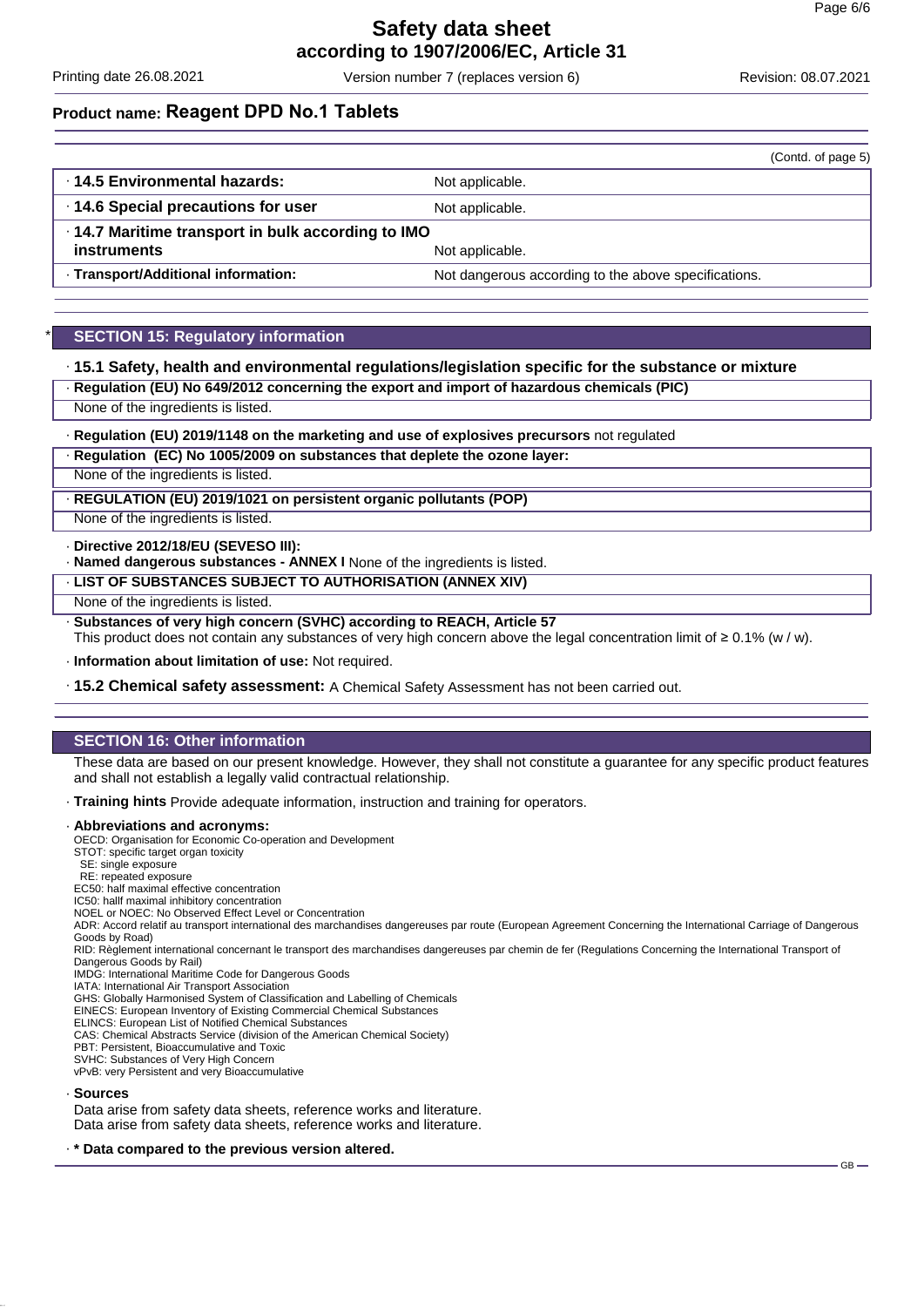**Product name: Reagent DPD No.1 Tablets**

(Contd. of page 5)

| | |
|---|---|
| · **14.5 Environmental hazards:** | Not applicable. |
| · **14.6 Special precautions for user** | Not applicable. |
| · **14.7 Maritime transport in bulk according to IMO instruments** | Not applicable. |
| · **Transport/Additional information:** | Not dangerous according to the above specifications. |

## * SECTION 15: Regulatory information

· **15.1 Safety, health and environmental regulations/legislation specific for the substance or mixture**

· **Regulation (EU) No 649/2012 concerning the export and import of hazardous chemicals (PIC)**

None of the ingredients is listed.

· **Regulation (EU) 2019/1148 on the marketing and use of explosives precursors** not regulated

· **Regulation (EC) No 1005/2009 on substances that deplete the ozone layer:**

None of the ingredients is listed.

· **REGULATION (EU) 2019/1021 on persistent organic pollutants (POP)**

None of the ingredients is listed.

· **Directive 2012/18/EU (SEVESO III):**

· **Named dangerous substances - ANNEX I** None of the ingredients is listed.

· **LIST OF SUBSTANCES SUBJECT TO AUTHORISATION (ANNEX XIV)**

None of the ingredients is listed.

· **Substances of very high concern (SVHC) according to REACH, Article 57**

This product does not contain any substances of very high concern above the legal concentration limit of ≥ 0.1% (w / w).

· **Information about limitation of use:** Not required.

· **15.2 Chemical safety assessment:** A Chemical Safety Assessment has not been carried out.

## SECTION 16: Other information

These data are based on our present knowledge. However, they shall not constitute a guarantee for any specific product features and shall not establish a legally valid contractual relationship.

· **Training hints** Provide adequate information, instruction and training for operators.

· **Abbreviations and acronyms:**

OECD: Organisation for Economic Co-operation and Development
STOT: specific target organ toxicity
 SE: single exposure
 RE: repeated exposure
EC50: half maximal effective concentration
IC50: hallf maximal inhibitory concentration
NOEL or NOEC: No Observed Effect Level or Concentration
ADR: Accord relatif au transport international des marchandises dangereuses par route (European Agreement Concerning the International Carriage of Dangerous Goods by Road)
RID: Règlement international concernant le transport des marchandises dangereuses par chemin de fer (Regulations Concerning the International Transport of Dangerous Goods by Rail)
IMDG: International Maritime Code for Dangerous Goods
IATA: International Air Transport Association
GHS: Globally Harmonised System of Classification and Labelling of Chemicals
EINECS: European Inventory of Existing Commercial Chemical Substances
ELINCS: European List of Notified Chemical Substances
CAS: Chemical Abstracts Service (division of the American Chemical Society)
PBT: Persistent, Bioaccumulative and Toxic
SVHC: Substances of Very High Concern
vPvB: very Persistent and very Bioaccumulative

· **Sources**

Data arise from safety data sheets, reference works and literature.
Data arise from safety data sheets, reference works and literature.

· **\* Data compared to the previous version altered.**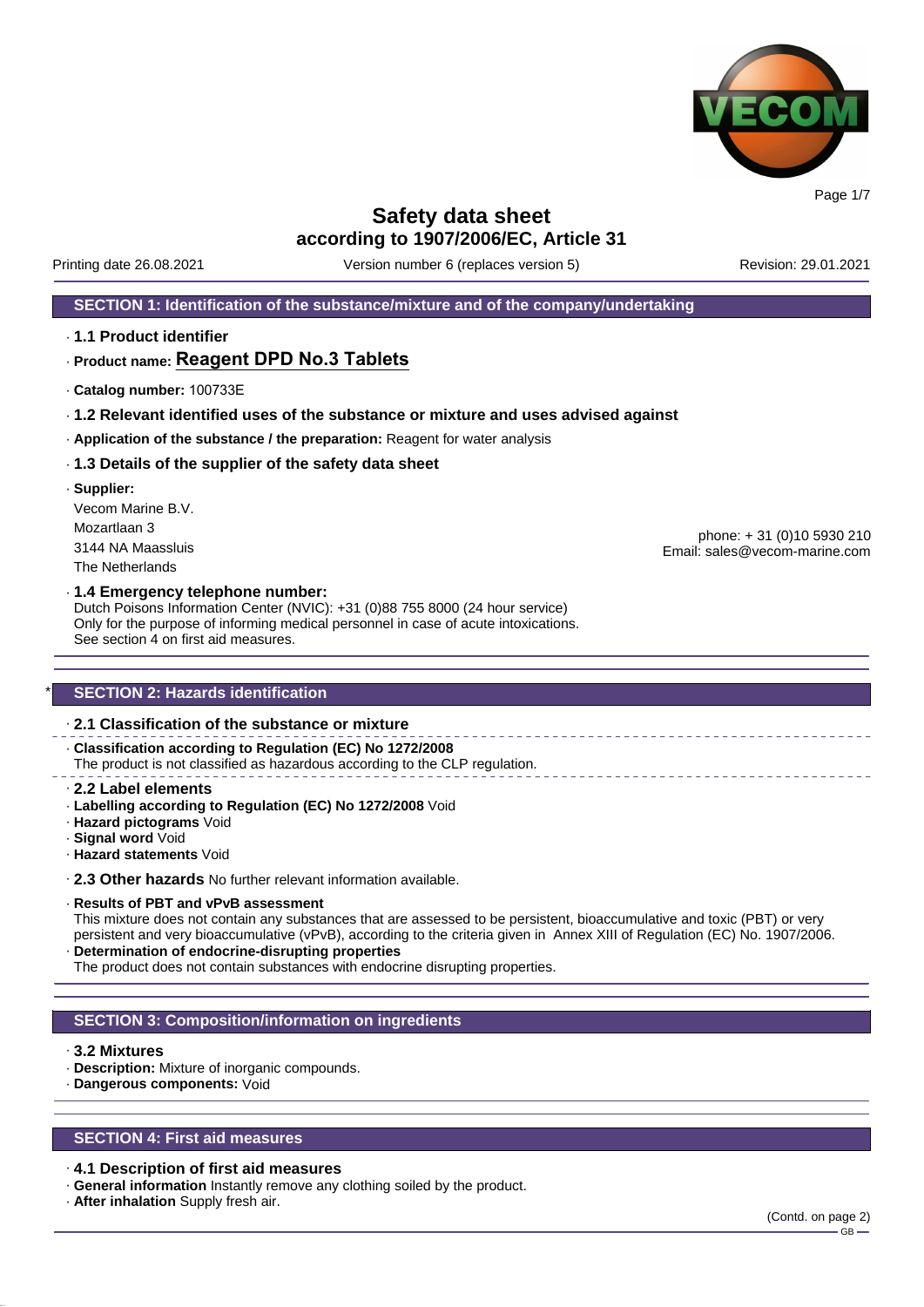# Safety data sheet
## according to 1907/2006/EC, Article 31

Printing date 26.08.2021 | Version number 6 (replaces version 5) | Revision: 29.01.2021

## SECTION 1: Identification of the substance/mixture and of the company/undertaking

· **1.1 Product identifier**

· **Product name: Reagent DPD No.3 Tablets**

· **Catalog number:** 100733E

· **1.2 Relevant identified uses of the substance or mixture and uses advised against**

· **Application of the substance / the preparation:** Reagent for water analysis

· **1.3 Details of the supplier of the safety data sheet**

· **Supplier:**
Vecom Marine B.V.
Mozartlaan 3
3144 NA Maassluis
The Netherlands

phone: + 31 (0)10 5930 210
Email: sales@vecom-marine.com

· **1.4 Emergency telephone number:**
Dutch Poisons Information Center (NVIC): +31 (0)88 755 8000 (24 hour service)
Only for the purpose of informing medical personnel in case of acute intoxications.
See section 4 on first aid measures.

## * SECTION 2: Hazards identification

· **2.1 Classification of the substance or mixture**

· **Classification according to Regulation (EC) No 1272/2008**
The product is not classified as hazardous according to the CLP regulation.

· **2.2 Label elements**
· **Labelling according to Regulation (EC) No 1272/2008** Void
· **Hazard pictograms** Void
· **Signal word** Void
· **Hazard statements** Void

· **2.3 Other hazards** No further relevant information available.

· **Results of PBT and vPvB assessment**
This mixture does not contain any substances that are assessed to be persistent, bioaccumulative and toxic (PBT) or very persistent and very bioaccumulative (vPvB), according to the criteria given in Annex XIII of Regulation (EC) No. 1907/2006.
· **Determination of endocrine-disrupting properties**
The product does not contain substances with endocrine disrupting properties.

## SECTION 3: Composition/information on ingredients

· **3.2 Mixtures**
· **Description:** Mixture of inorganic compounds.
· **Dangerous components:** Void

## SECTION 4: First aid measures

· **4.1 Description of first aid measures**
· **General information** Instantly remove any clothing soiled by the product.
· **After inhalation** Supply fresh air.

(Contd. on page 2)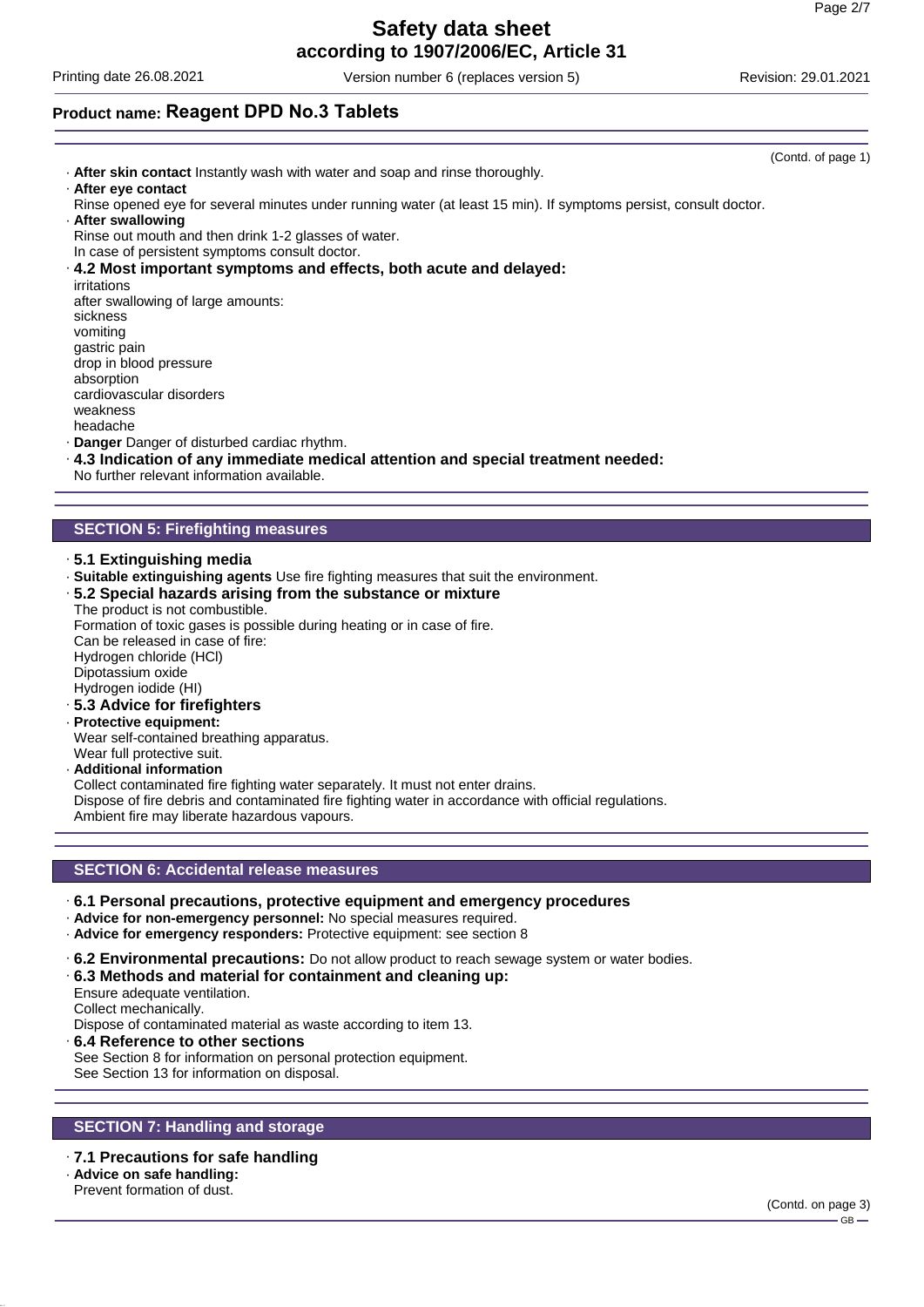(Contd. of page 1)

· **After skin contact** Instantly wash with water and soap and rinse thoroughly.
· **After eye contact**
Rinse opened eye for several minutes under running water (at least 15 min). If symptoms persist, consult doctor.
· **After swallowing**
Rinse out mouth and then drink 1-2 glasses of water.
In case of persistent symptoms consult doctor.
· **4.2 Most important symptoms and effects, both acute and delayed:**
irritations
after swallowing of large amounts:
sickness
vomiting
gastric pain
drop in blood pressure
absorption
cardiovascular disorders
weakness
headache
· **Danger** Danger of disturbed cardiac rhythm.
· **4.3 Indication of any immediate medical attention and special treatment needed:**
No further relevant information available.

## SECTION 5: Firefighting measures

· **5.1 Extinguishing media**
· **Suitable extinguishing agents** Use fire fighting measures that suit the environment.
· **5.2 Special hazards arising from the substance or mixture**
The product is not combustible.
Formation of toxic gases is possible during heating or in case of fire.
Can be released in case of fire:
Hydrogen chloride (HCl)
Dipotassium oxide
Hydrogen iodide (HI)
· **5.3 Advice for firefighters**
· **Protective equipment:**
Wear self-contained breathing apparatus.
Wear full protective suit.
· **Additional information**
Collect contaminated fire fighting water separately. It must not enter drains.
Dispose of fire debris and contaminated fire fighting water in accordance with official regulations.
Ambient fire may liberate hazardous vapours.

## SECTION 6: Accidental release measures

· **6.1 Personal precautions, protective equipment and emergency procedures**
· **Advice for non-emergency personnel:** No special measures required.
· **Advice for emergency responders:** Protective equipment: see section 8

· **6.2 Environmental precautions:** Do not allow product to reach sewage system or water bodies.
· **6.3 Methods and material for containment and cleaning up:**
Ensure adequate ventilation.
Collect mechanically.
Dispose of contaminated material as waste according to item 13.
· **6.4 Reference to other sections**
See Section 8 for information on personal protection equipment.
See Section 13 for information on disposal.

## SECTION 7: Handling and storage

· **7.1 Precautions for safe handling**
· **Advice on safe handling:**
Prevent formation of dust.

(Contd. on page 3)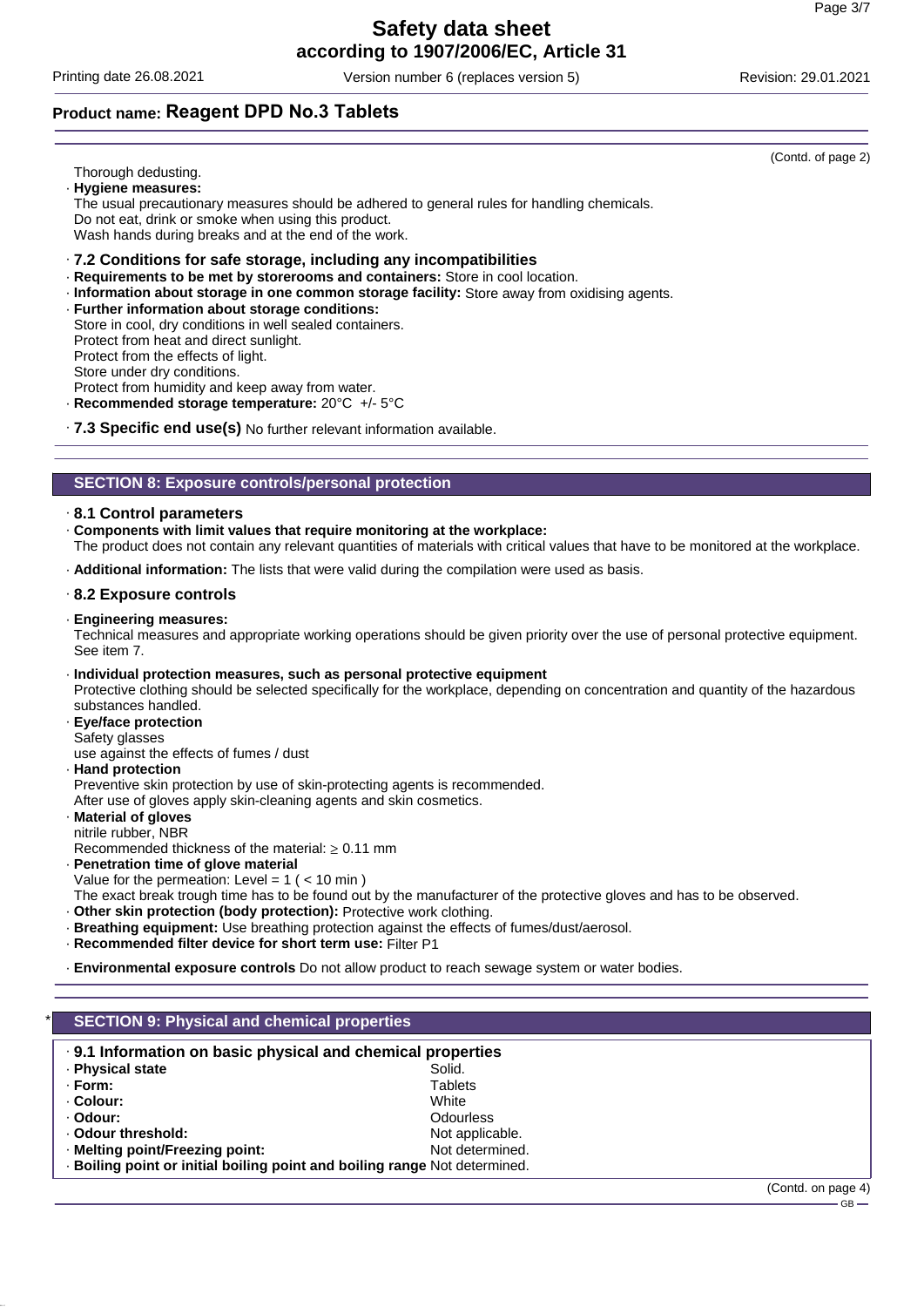(Contd. of page 2)

Thorough dedusting.

· **Hygiene measures:**
The usual precautionary measures should be adhered to general rules for handling chemicals.
Do not eat, drink or smoke when using this product.
Wash hands during breaks and at the end of the work.

· **7.2 Conditions for safe storage, including any incompatibilities**
· **Requirements to be met by storerooms and containers:** Store in cool location.
· **Information about storage in one common storage facility:** Store away from oxidising agents.
· **Further information about storage conditions:**
Store in cool, dry conditions in well sealed containers.
Protect from heat and direct sunlight.
Protect from the effects of light.
Store under dry conditions.
Protect from humidity and keep away from water.
· **Recommended storage temperature:** 20°C +/- 5°C

· **7.3 Specific end use(s)** No further relevant information available.

## SECTION 8: Exposure controls/personal protection

· **8.1 Control parameters**
· **Components with limit values that require monitoring at the workplace:**
The product does not contain any relevant quantities of materials with critical values that have to be monitored at the workplace.

· **Additional information:** The lists that were valid during the compilation were used as basis.

· **8.2 Exposure controls**

· **Engineering measures:**
Technical measures and appropriate working operations should be given priority over the use of personal protective equipment. See item 7.

· **Individual protection measures, such as personal protective equipment**
Protective clothing should be selected specifically for the workplace, depending on concentration and quantity of the hazardous substances handled.
· **Eye/face protection**
Safety glasses
use against the effects of fumes / dust
· **Hand protection**
Preventive skin protection by use of skin-protecting agents is recommended.
After use of gloves apply skin-cleaning agents and skin cosmetics.
· **Material of gloves**
nitrile rubber, NBR
Recommended thickness of the material: ≥ 0.11 mm
· **Penetration time of glove material**
Value for the permeation: Level = 1 ( < 10 min )
The exact break trough time has to be found out by the manufacturer of the protective gloves and has to be observed.
· **Other skin protection (body protection):** Protective work clothing.
· **Breathing equipment:** Use breathing protection against the effects of fumes/dust/aerosol.
· **Recommended filter device for short term use:** Filter P1

· **Environmental exposure controls** Do not allow product to reach sewage system or water bodies.

## * SECTION 9: Physical and chemical properties

· **9.1 Information on basic physical and chemical properties**

| | |
|---|---|
| · **Physical state** | Solid. |
| · **Form:** | Tablets |
| · **Colour:** | White |
| · **Odour:** | Odourless |
| · **Odour threshold:** | Not applicable. |
| · **Melting point/Freezing point:** | Not determined. |
| · **Boiling point or initial boiling point and boiling range** | Not determined. |

(Contd. on page 4)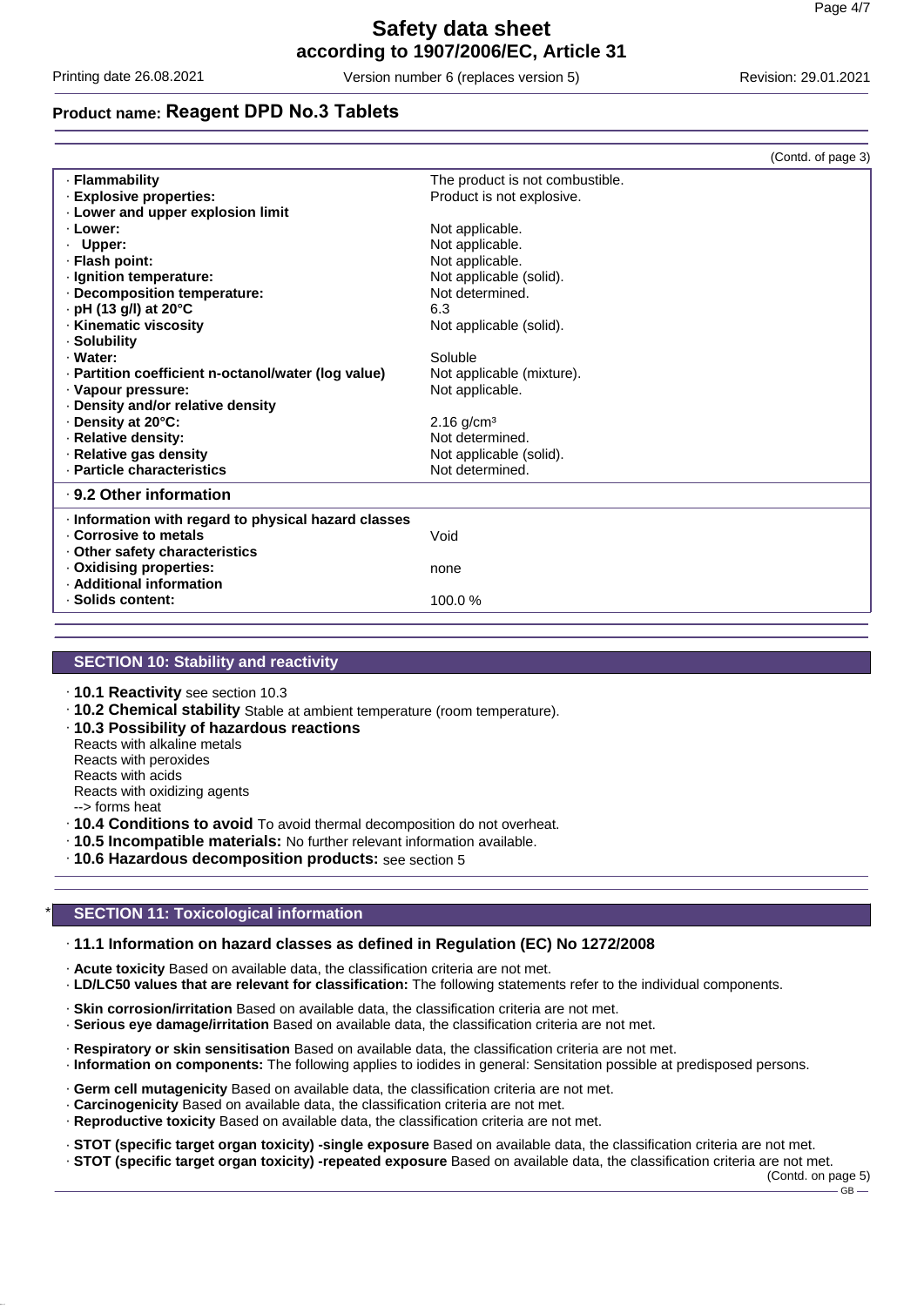## Product name: Reagent DPD No.3 Tablets

(Contd. of page 3)

| | |
|---|---|
| · **Flammability** | The product is not combustible. |
| · **Explosive properties:** | Product is not explosive. |
| · **Lower and upper explosion limit** | |
| · **Lower:** | Not applicable. |
| · **Upper:** | Not applicable. |
| · **Flash point:** | Not applicable. |
| · **Ignition temperature:** | Not applicable (solid). |
| · **Decomposition temperature:** | Not determined. |
| · **pH (13 g/l) at 20°C** | 6.3 |
| · **Kinematic viscosity** | Not applicable (solid). |
| · **Solubility** | |
| · **Water:** | Soluble |
| · **Partition coefficient n-octanol/water (log value)** | Not applicable (mixture). |
| · **Vapour pressure:** | Not applicable. |
| · **Density and/or relative density** | |
| · **Density at 20°C:** | 2.16 g/cm³ |
| · **Relative density:** | Not determined. |
| · **Relative gas density** | Not applicable (solid). |
| · **Particle characteristics** | Not determined. |

### · 9.2 Other information

| | |
|---|---|
| · **Information with regard to physical hazard classes** | |
| · **Corrosive to metals** | Void |
| · **Other safety characteristics** | |
| · **Oxidising properties:** | none |
| · **Additional information** | |
| · **Solids content:** | 100.0 % |

## SECTION 10: Stability and reactivity

· **10.1 Reactivity** see section 10.3

· **10.2 Chemical stability** Stable at ambient temperature (room temperature).

· **10.3 Possibility of hazardous reactions**

Reacts with alkaline metals
Reacts with peroxides
Reacts with acids
Reacts with oxidizing agents
--> forms heat

· **10.4 Conditions to avoid** To avoid thermal decomposition do not overheat.

· **10.5 Incompatible materials:** No further relevant information available.

· **10.6 Hazardous decomposition products:** see section 5

## * SECTION 11: Toxicological information

### · 11.1 Information on hazard classes as defined in Regulation (EC) No 1272/2008

· **Acute toxicity** Based on available data, the classification criteria are not met.

· **LD/LC50 values that are relevant for classification:** The following statements refer to the individual components.

· **Skin corrosion/irritation** Based on available data, the classification criteria are not met.

· **Serious eye damage/irritation** Based on available data, the classification criteria are not met.

· **Respiratory or skin sensitisation** Based on available data, the classification criteria are not met.

· **Information on components:** The following applies to iodides in general: Sensitation possible at predisposed persons.

· **Germ cell mutagenicity** Based on available data, the classification criteria are not met.

· **Carcinogenicity** Based on available data, the classification criteria are not met.

· **Reproductive toxicity** Based on available data, the classification criteria are not met.

· **STOT (specific target organ toxicity) -single exposure** Based on available data, the classification criteria are not met.

· **STOT (specific target organ toxicity) -repeated exposure** Based on available data, the classification criteria are not met.

(Contd. on page 5)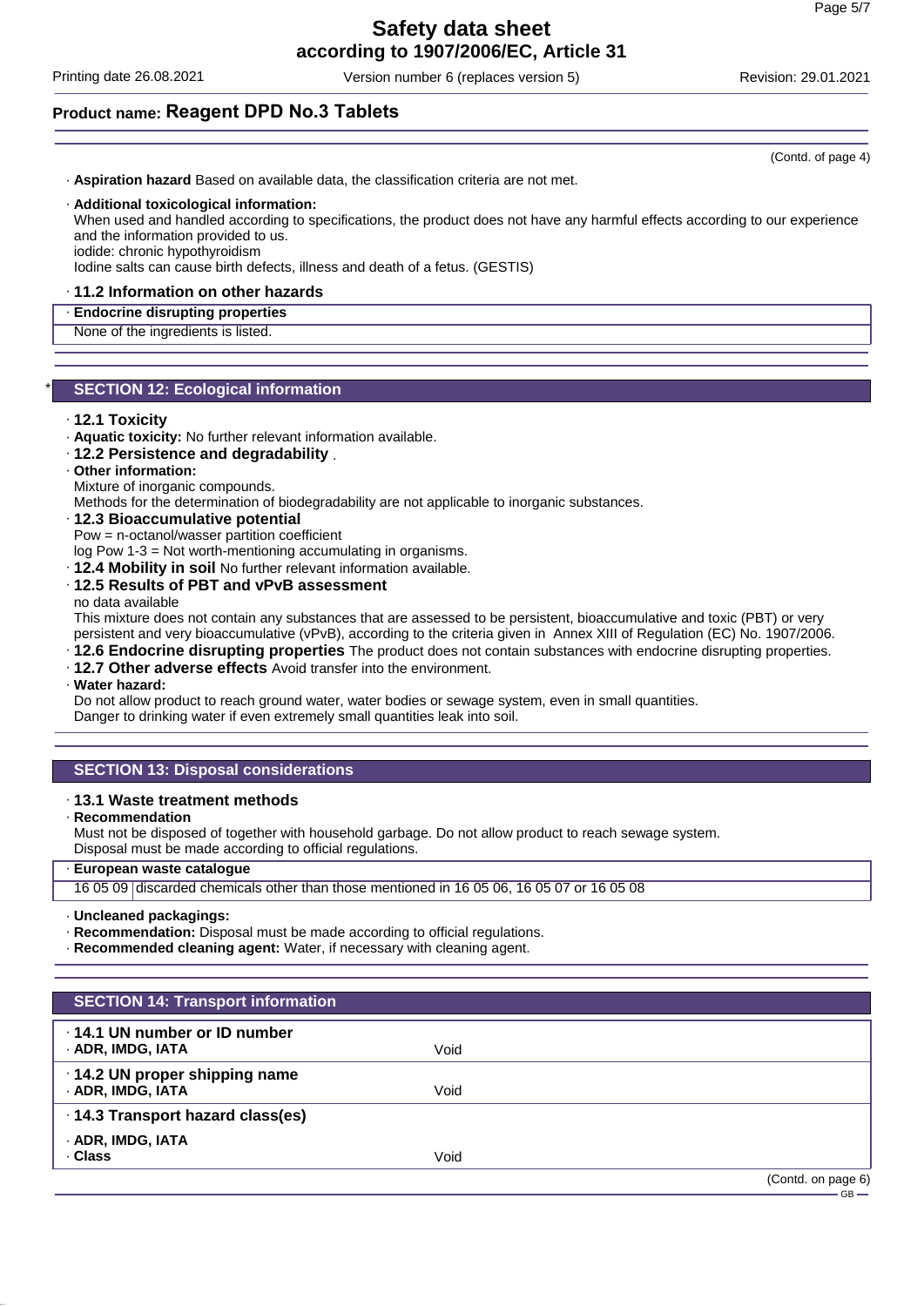**Product name: Reagent DPD No.3 Tablets**

(Contd. of page 4)

· **Aspiration hazard** Based on available data, the classification criteria are not met.

· **Additional toxicological information:**
When used and handled according to specifications, the product does not have any harmful effects according to our experience and the information provided to us.
iodide: chronic hypothyroidism
Iodine salts can cause birth defects, illness and death of a fetus. (GESTIS)

· **11.2 Information on other hazards**

| · **Endocrine disrupting properties** |
| --- |
| None of the ingredients is listed. |

## * SECTION 12: Ecological information

· **12.1 Toxicity**
· **Aquatic toxicity:** No further relevant information available.
· **12.2 Persistence and degradability** .
· **Other information:**
Mixture of inorganic compounds.
Methods for the determination of biodegradability are not applicable to inorganic substances.
· **12.3 Bioaccumulative potential**
Pow = n-octanol/wasser partition coefficient
log Pow 1-3 = Not worth-mentioning accumulating in organisms.
· **12.4 Mobility in soil** No further relevant information available.
· **12.5 Results of PBT and vPvB assessment**
no data available
This mixture does not contain any substances that are assessed to be persistent, bioaccumulative and toxic (PBT) or very persistent and very bioaccumulative (vPvB), according to the criteria given in Annex XIII of Regulation (EC) No. 1907/2006.
· **12.6 Endocrine disrupting properties** The product does not contain substances with endocrine disrupting properties.
· **12.7 Other adverse effects** Avoid transfer into the environment.
· **Water hazard:**
Do not allow product to reach ground water, water bodies or sewage system, even in small quantities.
Danger to drinking water if even extremely small quantities leak into soil.

## SECTION 13: Disposal considerations

· **13.1 Waste treatment methods**
· **Recommendation**
Must not be disposed of together with household garbage. Do not allow product to reach sewage system.
Disposal must be made according to official regulations.

| · **European waste catalogue** | |
| --- | --- |
| 16 05 09 | discarded chemicals other than those mentioned in 16 05 06, 16 05 07 or 16 05 08 |

· **Uncleaned packagings:**
· **Recommendation:** Disposal must be made according to official regulations.
· **Recommended cleaning agent:** Water, if necessary with cleaning agent.

## SECTION 14: Transport information

| | |
| --- | --- |
| · **14.1 UN number or ID number** | |
| · **ADR, IMDG, IATA** | Void |
| · **14.2 UN proper shipping name** | |
| · **ADR, IMDG, IATA** | Void |
| · **14.3 Transport hazard class(es)** | |
| · **ADR, IMDG, IATA** | |
| · **Class** | Void |

(Contd. on page 6)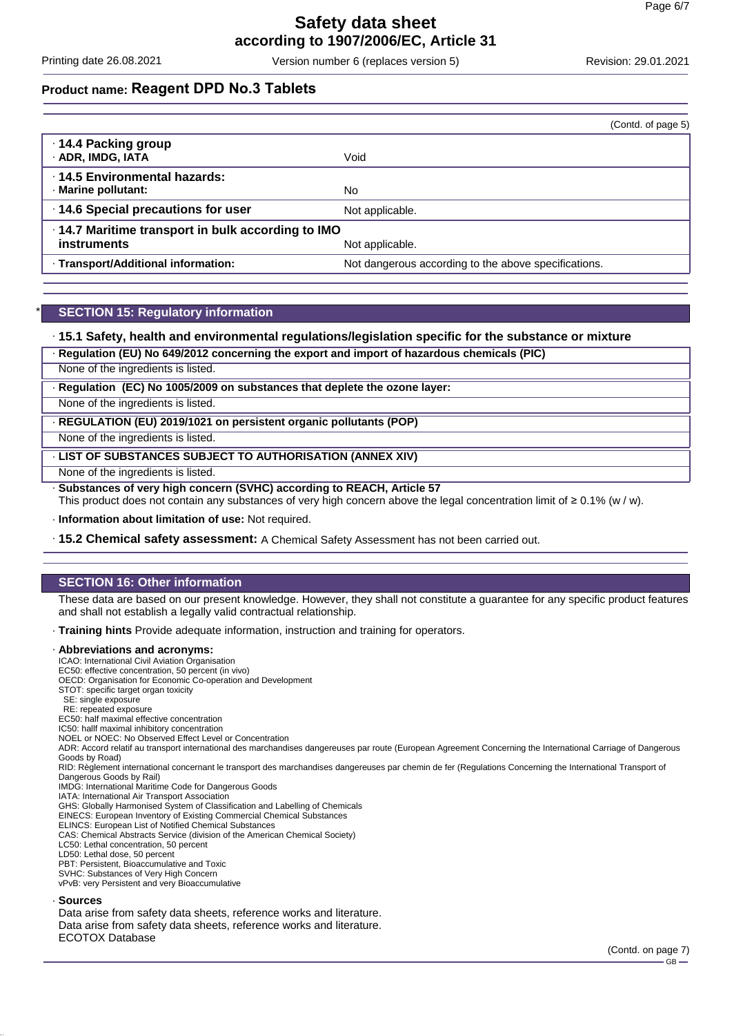**Product name: Reagent DPD No.3 Tablets**

(Contd. of page 5)

| | |
|---|---|
| · **14.4 Packing group** · **ADR, IMDG, IATA** | Void |
| · **14.5 Environmental hazards:** · **Marine pollutant:** | No |
| · **14.6 Special precautions for user** | Not applicable. |
| · **14.7 Maritime transport in bulk according to IMO instruments** | Not applicable. |
| · **Transport/Additional information:** | Not dangerous according to the above specifications. |

## * SECTION 15: Regulatory information

· **15.1 Safety, health and environmental regulations/legislation specific for the substance or mixture**

· **Regulation (EU) No 649/2012 concerning the export and import of hazardous chemicals (PIC)**

None of the ingredients is listed.

· **Regulation (EC) No 1005/2009 on substances that deplete the ozone layer:**

None of the ingredients is listed.

· **REGULATION (EU) 2019/1021 on persistent organic pollutants (POP)**

None of the ingredients is listed.

· **LIST OF SUBSTANCES SUBJECT TO AUTHORISATION (ANNEX XIV)**

None of the ingredients is listed.

· **Substances of very high concern (SVHC) according to REACH, Article 57**

This product does not contain any substances of very high concern above the legal concentration limit of ≥ 0.1% (w / w).

· **Information about limitation of use:** Not required.

· **15.2 Chemical safety assessment:** A Chemical Safety Assessment has not been carried out.

## SECTION 16: Other information

These data are based on our present knowledge. However, they shall not constitute a guarantee for any specific product features and shall not establish a legally valid contractual relationship.

· **Training hints** Provide adequate information, instruction and training for operators.

· **Abbreviations and acronyms:**

ICAO: International Civil Aviation Organisation
EC50: effective concentration, 50 percent (in vivo)
OECD: Organisation for Economic Co-operation and Development
STOT: specific target organ toxicity
SE: single exposure
RE: repeated exposure
EC50: half maximal effective concentration
IC50: hallf maximal inhibitory concentration
NOEL or NOEC: No Observed Effect Level or Concentration
ADR: Accord relatif au transport international des marchandises dangereuses par route (European Agreement Concerning the International Carriage of Dangerous Goods by Road)
RID: Règlement international concernant le transport des marchandises dangereuses par chemin de fer (Regulations Concerning the International Transport of Dangerous Goods by Rail)
IMDG: International Maritime Code for Dangerous Goods
IATA: International Air Transport Association
GHS: Globally Harmonised System of Classification and Labelling of Chemicals
EINECS: European Inventory of Existing Commercial Chemical Substances
ELINCS: European List of Notified Chemical Substances
CAS: Chemical Abstracts Service (division of the American Chemical Society)
LC50: Lethal concentration, 50 percent
LD50: Lethal dose, 50 percent
PBT: Persistent, Bioaccumulative and Toxic
SVHC: Substances of Very High Concern
vPvB: very Persistent and very Bioaccumulative

· **Sources**

Data arise from safety data sheets, reference works and literature.
Data arise from safety data sheets, reference works and literature.
ECOTOX Database

(Contd. on page 7)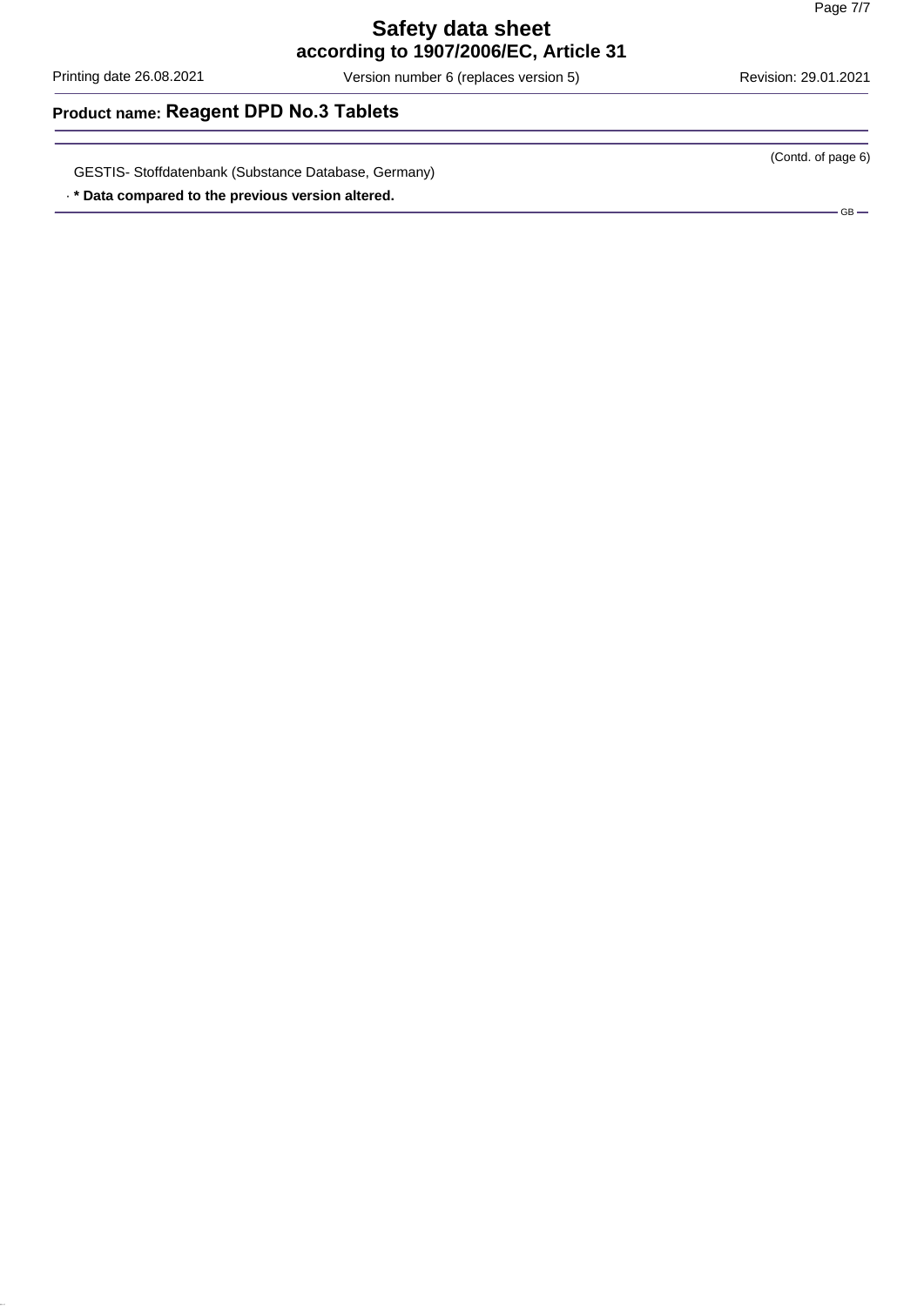GESTIS- Stoffdatenbank (Substance Database, Germany)

· **\* Data compared to the previous version altered.**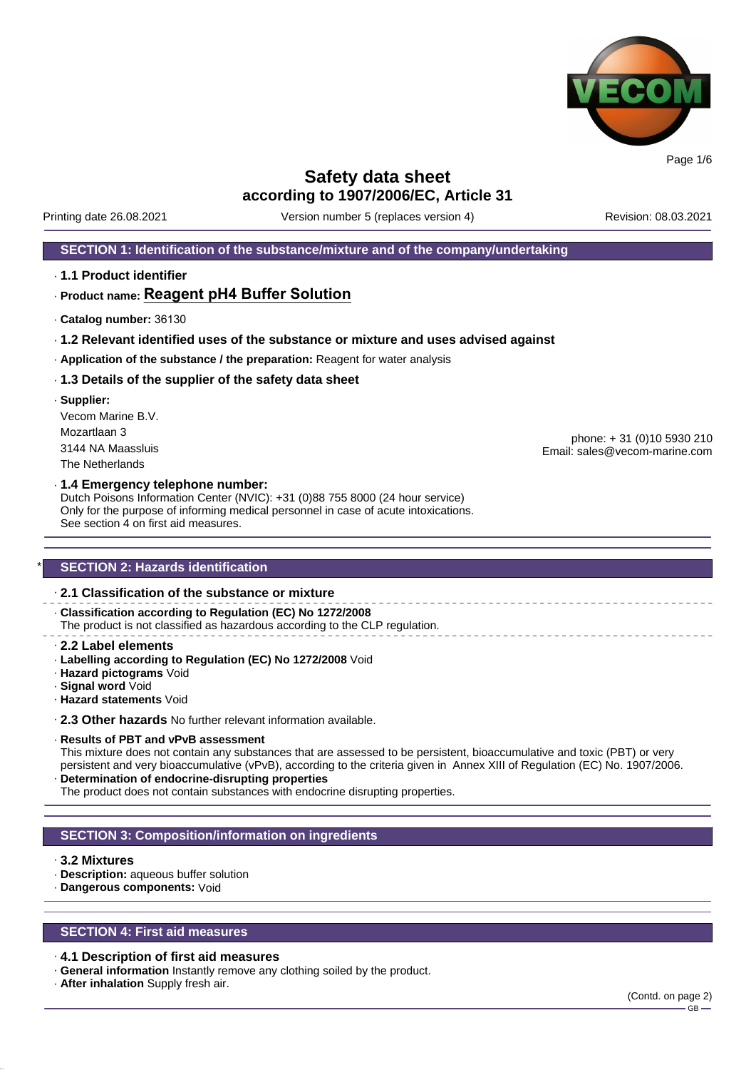# Safety data sheet
## according to 1907/2006/EC, Article 31

Printing date 26.08.2021 | Version number 5 (replaces version 4) | Revision: 08.03.2021

## SECTION 1: Identification of the substance/mixture and of the company/undertaking

· **1.1 Product identifier**

· **Product name: Reagent pH4 Buffer Solution**

· **Catalog number:** 36130

· **1.2 Relevant identified uses of the substance or mixture and uses advised against**

· **Application of the substance / the preparation:** Reagent for water analysis

· **1.3 Details of the supplier of the safety data sheet**

· **Supplier:**

Vecom Marine B.V.
Mozartlaan 3
3144 NA Maassluis
The Netherlands

phone: + 31 (0)10 5930 210
Email: sales@vecom-marine.com

· **1.4 Emergency telephone number:**
Dutch Poisons Information Center (NVIC): +31 (0)88 755 8000 (24 hour service)
Only for the purpose of informing medical personnel in case of acute intoxications.
See section 4 on first aid measures.

## * SECTION 2: Hazards identification

· **2.1 Classification of the substance or mixture**

· **Classification according to Regulation (EC) No 1272/2008**
The product is not classified as hazardous according to the CLP regulation.

· **2.2 Label elements**
· **Labelling according to Regulation (EC) No 1272/2008** Void
· **Hazard pictograms** Void
· **Signal word** Void
· **Hazard statements** Void

· **2.3 Other hazards** No further relevant information available.

· **Results of PBT and vPvB assessment**
This mixture does not contain any substances that are assessed to be persistent, bioaccumulative and toxic (PBT) or very persistent and very bioaccumulative (vPvB), according to the criteria given in Annex XIII of Regulation (EC) No. 1907/2006.
· **Determination of endocrine-disrupting properties**
The product does not contain substances with endocrine disrupting properties.

## SECTION 3: Composition/information on ingredients

· **3.2 Mixtures**
· **Description:** aqueous buffer solution
· **Dangerous components:** Void

## SECTION 4: First aid measures

· **4.1 Description of first aid measures**
· **General information** Instantly remove any clothing soiled by the product.
· **After inhalation** Supply fresh air.

(Contd. on page 2)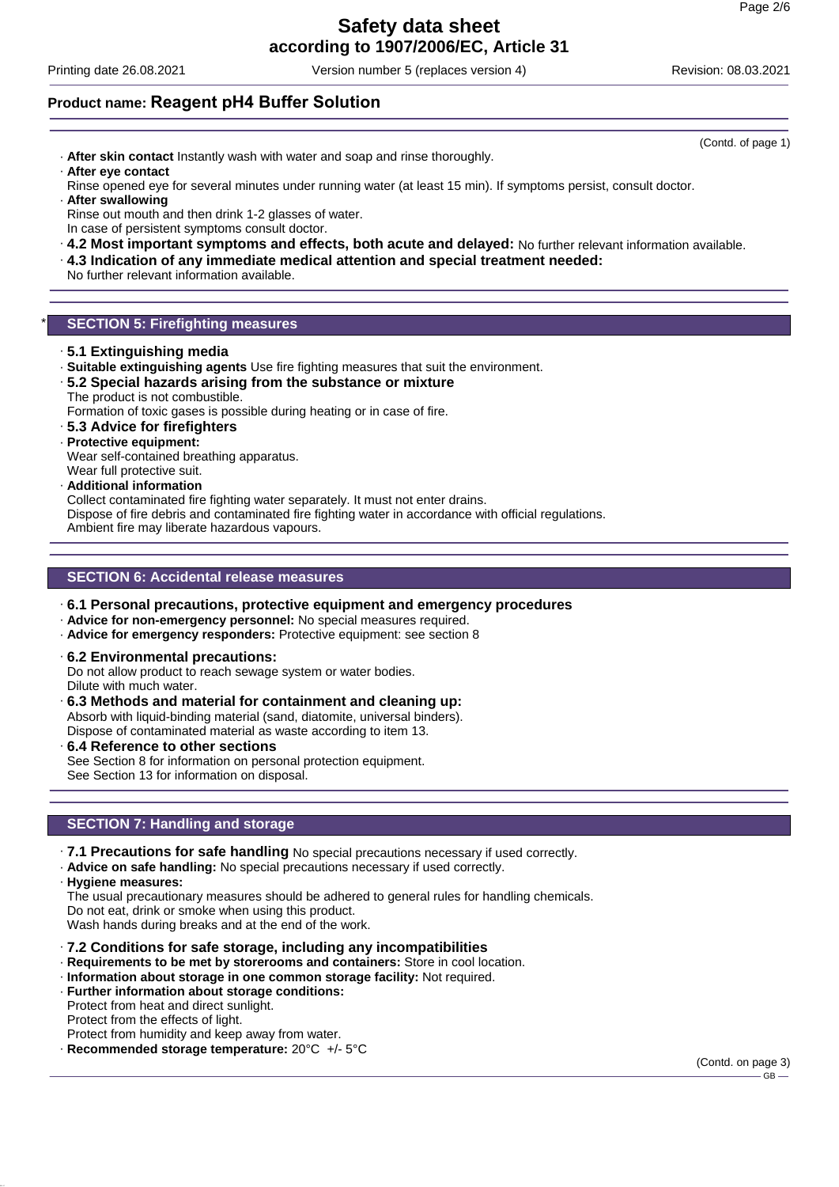(Contd. of page 1)

· **After skin contact** Instantly wash with water and soap and rinse thoroughly.
· **After eye contact**
Rinse opened eye for several minutes under running water (at least 15 min). If symptoms persist, consult doctor.
· **After swallowing**
Rinse out mouth and then drink 1-2 glasses of water.
In case of persistent symptoms consult doctor.
· **4.2 Most important symptoms and effects, both acute and delayed:** No further relevant information available.
· **4.3 Indication of any immediate medical attention and special treatment needed:**
No further relevant information available.

## * SECTION 5: Firefighting measures

· **5.1 Extinguishing media**
· **Suitable extinguishing agents** Use fire fighting measures that suit the environment.
· **5.2 Special hazards arising from the substance or mixture**
The product is not combustible.
Formation of toxic gases is possible during heating or in case of fire.
· **5.3 Advice for firefighters**
· **Protective equipment:**
Wear self-contained breathing apparatus.
Wear full protective suit.
· **Additional information**
Collect contaminated fire fighting water separately. It must not enter drains.
Dispose of fire debris and contaminated fire fighting water in accordance with official regulations.
Ambient fire may liberate hazardous vapours.

## SECTION 6: Accidental release measures

· **6.1 Personal precautions, protective equipment and emergency procedures**
· **Advice for non-emergency personnel:** No special measures required.
· **Advice for emergency responders:** Protective equipment: see section 8

· **6.2 Environmental precautions:**
Do not allow product to reach sewage system or water bodies.
Dilute with much water.
· **6.3 Methods and material for containment and cleaning up:**
Absorb with liquid-binding material (sand, diatomite, universal binders).
Dispose of contaminated material as waste according to item 13.
· **6.4 Reference to other sections**
See Section 8 for information on personal protection equipment.
See Section 13 for information on disposal.

## SECTION 7: Handling and storage

· **7.1 Precautions for safe handling** No special precautions necessary if used correctly.
· **Advice on safe handling:** No special precautions necessary if used correctly.
· **Hygiene measures:**
The usual precautionary measures should be adhered to general rules for handling chemicals.
Do not eat, drink or smoke when using this product.
Wash hands during breaks and at the end of the work.

· **7.2 Conditions for safe storage, including any incompatibilities**
· **Requirements to be met by storerooms and containers:** Store in cool location.
· **Information about storage in one common storage facility:** Not required.
· **Further information about storage conditions:**
Protect from heat and direct sunlight.
Protect from the effects of light.
Protect from humidity and keep away from water.
· **Recommended storage temperature:** 20°C +/- 5°C

(Contd. on page 3)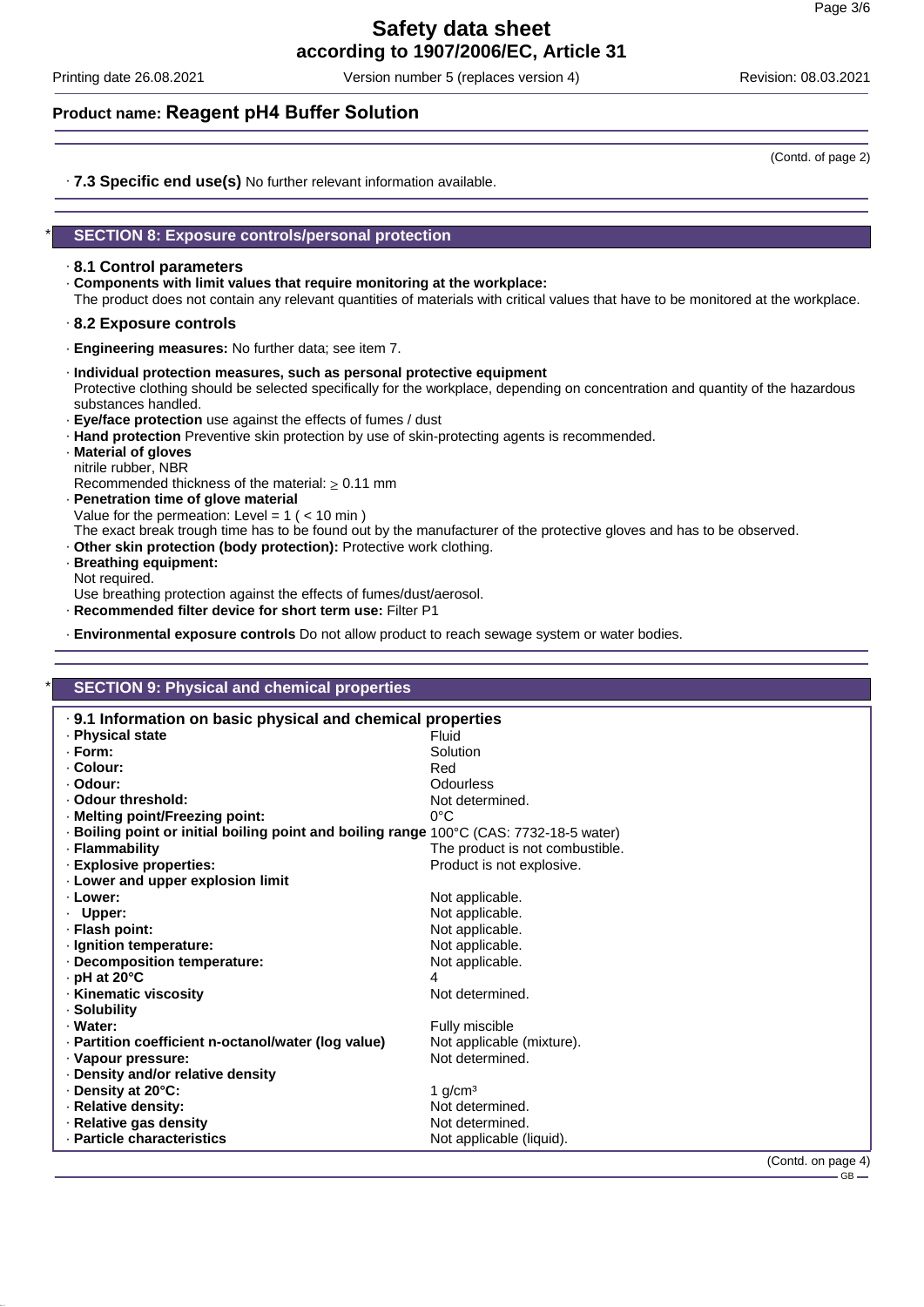(Contd. of page 2)

· **7.3 Specific end use(s)** No further relevant information available.

## * SECTION 8: Exposure controls/personal protection

· **8.1 Control parameters**

· **Components with limit values that require monitoring at the workplace:**
The product does not contain any relevant quantities of materials with critical values that have to be monitored at the workplace.

· **8.2 Exposure controls**

· **Engineering measures:** No further data; see item 7.

· **Individual protection measures, such as personal protective equipment**
Protective clothing should be selected specifically for the workplace, depending on concentration and quantity of the hazardous substances handled.

· **Eye/face protection** use against the effects of fumes / dust

· **Hand protection** Preventive skin protection by use of skin-protecting agents is recommended.

· **Material of gloves**
nitrile rubber, NBR
Recommended thickness of the material: $\geq$ 0.11 mm

· **Penetration time of glove material**
Value for the permeation: Level = 1 ( < 10 min )
The exact break trough time has to be found out by the manufacturer of the protective gloves and has to be observed.

· **Other skin protection (body protection):** Protective work clothing.

· **Breathing equipment:**
Not required.
Use breathing protection against the effects of fumes/dust/aerosol.

· **Recommended filter device for short term use:** Filter P1

· **Environmental exposure controls** Do not allow product to reach sewage system or water bodies.

## * SECTION 9: Physical and chemical properties

| · **9.1 Information on basic physical and chemical properties** | |
|---|---|
| · **Physical state** | Fluid |
| · **Form:** | Solution |
| · **Colour:** | Red |
| · **Odour:** | Odourless |
| · **Odour threshold:** | Not determined. |
| · **Melting point/Freezing point:** | 0°C |
| · **Boiling point or initial boiling point and boiling range** | 100°C (CAS: 7732-18-5 water) |
| · **Flammability** | The product is not combustible. |
| · **Explosive properties:** | Product is not explosive. |
| · **Lower and upper explosion limit** | |
| · **Lower:** | Not applicable. |
| · **Upper:** | Not applicable. |
| · **Flash point:** | Not applicable. |
| · **Ignition temperature:** | Not applicable. |
| · **Decomposition temperature:** | Not applicable. |
| · **pH at 20°C** | 4 |
| · **Kinematic viscosity** | Not determined. |
| · **Solubility** | |
| · **Water:** | Fully miscible |
| · **Partition coefficient n-octanol/water (log value)** | Not applicable (mixture). |
| · **Vapour pressure:** | Not determined. |
| · **Density and/or relative density** | |
| · **Density at 20°C:** | 1 g/cm³ |
| · **Relative density:** | Not determined. |
| · **Relative gas density** | Not determined. |
| · **Particle characteristics** | Not applicable (liquid). |

(Contd. on page 4)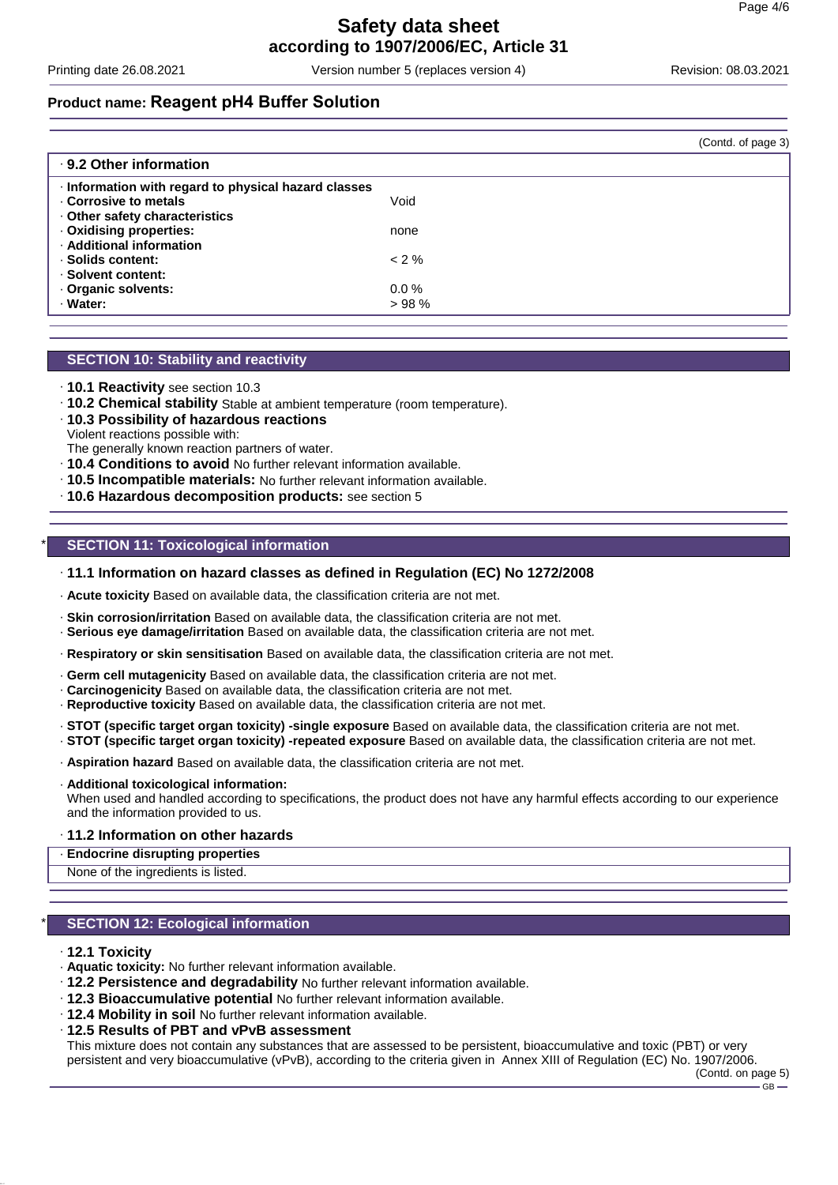(Contd. of page 3)

## · 9.2 Other information

| · Information with regard to physical hazard classes | |
|---|---|
| · **Corrosive to metals** | Void |
| · **Other safety characteristics** | |
| · **Oxidising properties:** | none |
| · **Additional information** | |
| · **Solids content:** | < 2 % |
| · **Solvent content:** | |
| · **Organic solvents:** | 0.0 % |
| · **Water:** | > 98 % |

## SECTION 10: Stability and reactivity

· **10.1 Reactivity** see section 10.3
· **10.2 Chemical stability** Stable at ambient temperature (room temperature).
· **10.3 Possibility of hazardous reactions**
Violent reactions possible with:
The generally known reaction partners of water.
· **10.4 Conditions to avoid** No further relevant information available.
· **10.5 Incompatible materials:** No further relevant information available.
· **10.6 Hazardous decomposition products:** see section 5

## * SECTION 11: Toxicological information

### · 11.1 Information on hazard classes as defined in Regulation (EC) No 1272/2008

· **Acute toxicity** Based on available data, the classification criteria are not met.

· **Skin corrosion/irritation** Based on available data, the classification criteria are not met.
· **Serious eye damage/irritation** Based on available data, the classification criteria are not met.

· **Respiratory or skin sensitisation** Based on available data, the classification criteria are not met.

· **Germ cell mutagenicity** Based on available data, the classification criteria are not met.
· **Carcinogenicity** Based on available data, the classification criteria are not met.
· **Reproductive toxicity** Based on available data, the classification criteria are not met.

· **STOT (specific target organ toxicity) -single exposure** Based on available data, the classification criteria are not met.
· **STOT (specific target organ toxicity) -repeated exposure** Based on available data, the classification criteria are not met.

· **Aspiration hazard** Based on available data, the classification criteria are not met.

· **Additional toxicological information:**
When used and handled according to specifications, the product does not have any harmful effects according to our experience and the information provided to us.

### · 11.2 Information on other hazards

· **Endocrine disrupting properties**
None of the ingredients is listed.

## * SECTION 12: Ecological information

· **12.1 Toxicity**
· **Aquatic toxicity:** No further relevant information available.
· **12.2 Persistence and degradability** No further relevant information available.
· **12.3 Bioaccumulative potential** No further relevant information available.
· **12.4 Mobility in soil** No further relevant information available.
· **12.5 Results of PBT and vPvB assessment**
This mixture does not contain any substances that are assessed to be persistent, bioaccumulative and toxic (PBT) or very persistent and very bioaccumulative (vPvB), according to the criteria given in Annex XIII of Regulation (EC) No. 1907/2006.

(Contd. on page 5)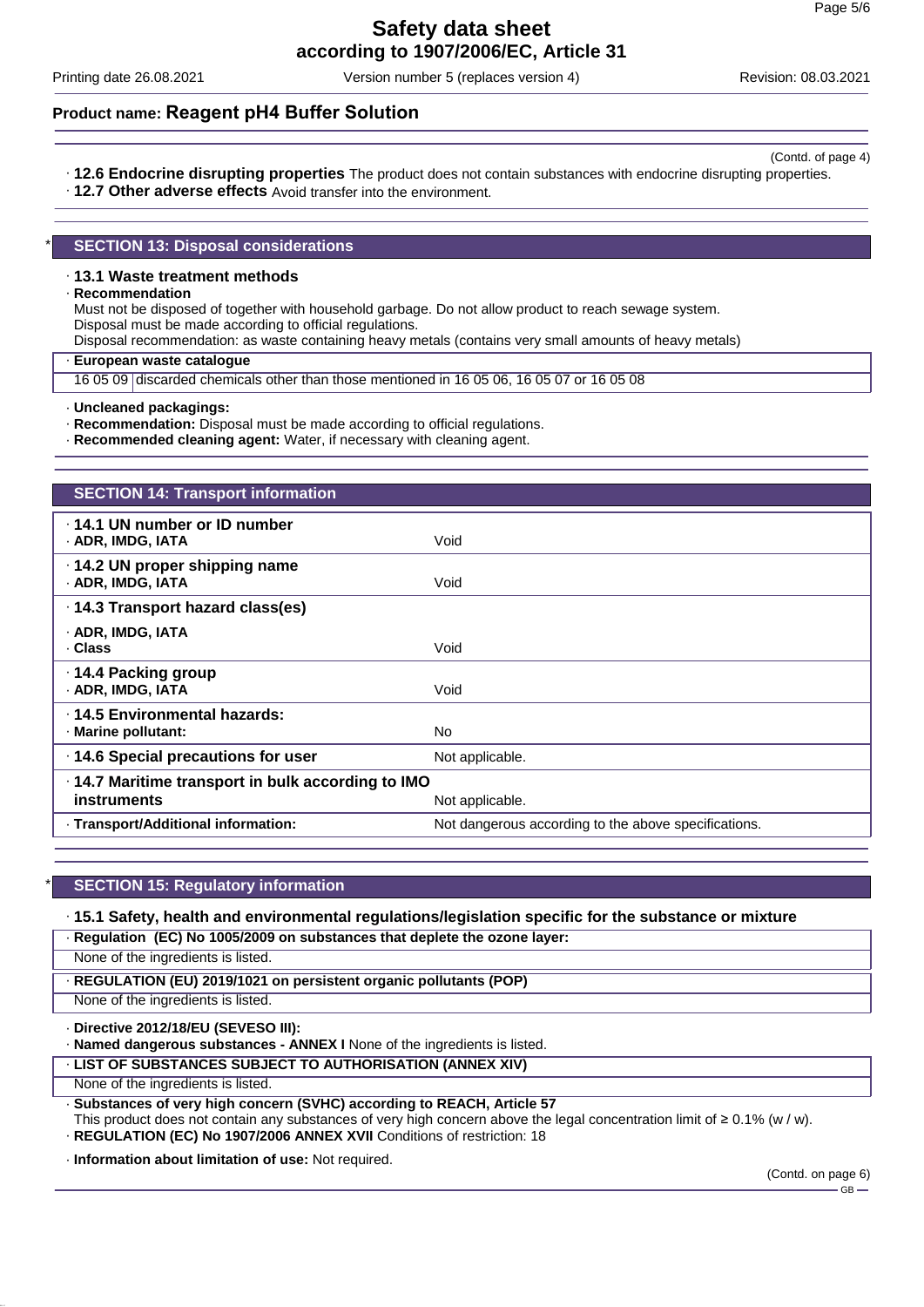(Contd. of page 4)

· **12.6 Endocrine disrupting properties** The product does not contain substances with endocrine disrupting properties.
· **12.7 Other adverse effects** Avoid transfer into the environment.

## * SECTION 13: Disposal considerations

· **13.1 Waste treatment methods**
· **Recommendation**
Must not be disposed of together with household garbage. Do not allow product to reach sewage system.
Disposal must be made according to official regulations.
Disposal recommendation: as waste containing heavy metals (contains very small amounts of heavy metals)

| · **European waste catalogue** | |
|---|---|
| 16 05 09 | discarded chemicals other than those mentioned in 16 05 06, 16 05 07 or 16 05 08 |

· **Uncleaned packagings:**
· **Recommendation:** Disposal must be made according to official regulations.
· **Recommended cleaning agent:** Water, if necessary with cleaning agent.

## SECTION 14: Transport information

| | |
|---|---|
| · **14.1 UN number or ID number**<br>· **ADR, IMDG, IATA** | Void |
| · **14.2 UN proper shipping name**<br>· **ADR, IMDG, IATA** | Void |
| · **14.3 Transport hazard class(es)** | |
| · **ADR, IMDG, IATA**<br>· **Class** | Void |
| · **14.4 Packing group**<br>· **ADR, IMDG, IATA** | Void |
| · **14.5 Environmental hazards:**<br>· **Marine pollutant:** | No |
| · **14.6 Special precautions for user** | Not applicable. |
| · **14.7 Maritime transport in bulk according to IMO instruments** | Not applicable. |
| · **Transport/Additional information:** | Not dangerous according to the above specifications. |

## * SECTION 15: Regulatory information

· **15.1 Safety, health and environmental regulations/legislation specific for the substance or mixture**

| · **Regulation (EC) No 1005/2009 on substances that deplete the ozone layer:** |
|---|
| None of the ingredients is listed. |

| · **REGULATION (EU) 2019/1021 on persistent organic pollutants (POP)** |
|---|
| None of the ingredients is listed. |

· **Directive 2012/18/EU (SEVESO III):**
· **Named dangerous substances - ANNEX I** None of the ingredients is listed.

| · **LIST OF SUBSTANCES SUBJECT TO AUTHORISATION (ANNEX XIV)** |
|---|
| None of the ingredients is listed. |

· **Substances of very high concern (SVHC) according to REACH, Article 57**
This product does not contain any substances of very high concern above the legal concentration limit of ≥ 0.1% (w / w).
· **REGULATION (EC) No 1907/2006 ANNEX XVII** Conditions of restriction: 18

· **Information about limitation of use:** Not required.

(Contd. on page 6)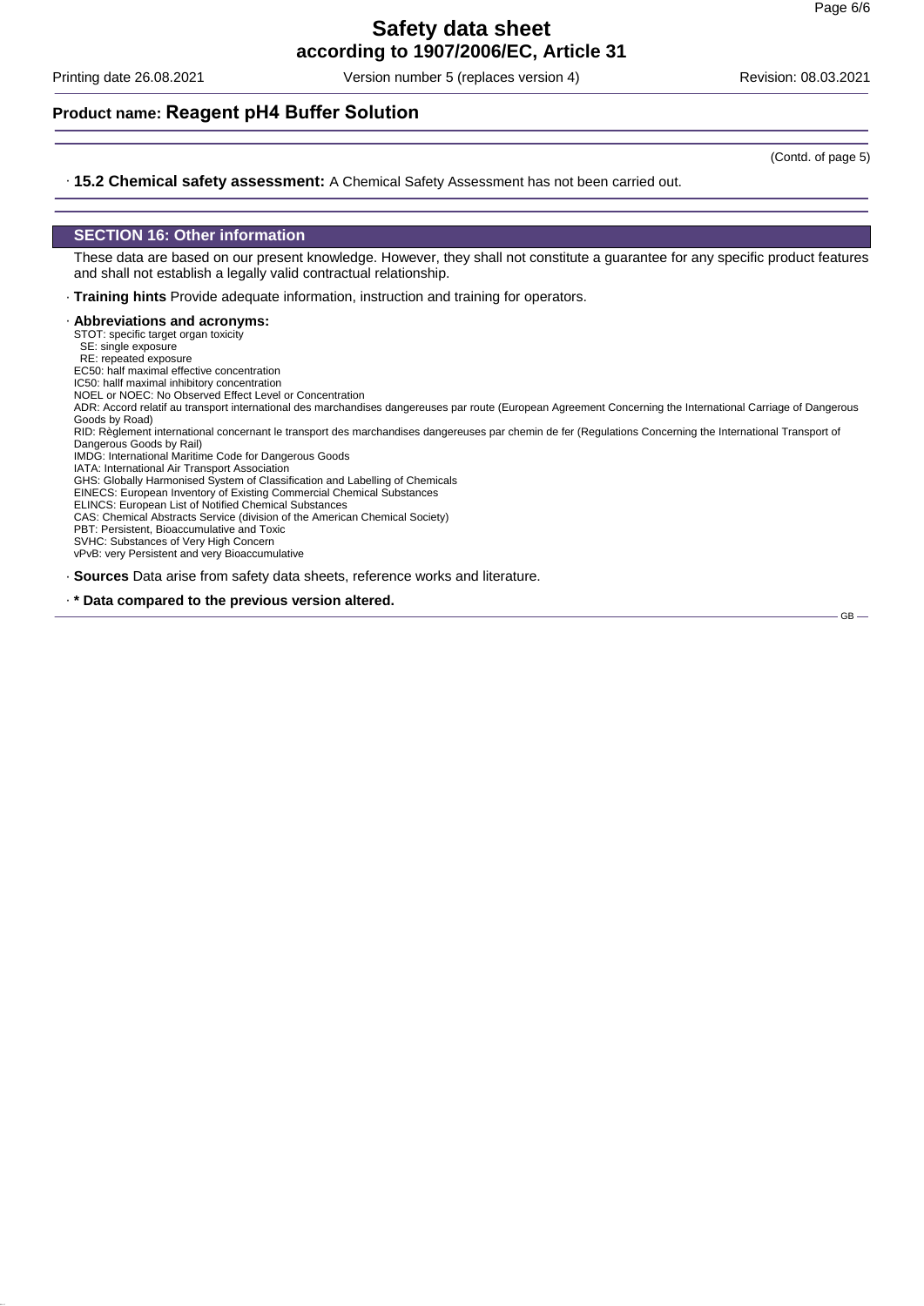(Contd. of page 5)

· **15.2 Chemical safety assessment:** A Chemical Safety Assessment has not been carried out.

## SECTION 16: Other information

These data are based on our present knowledge. However, they shall not constitute a guarantee for any specific product features and shall not establish a legally valid contractual relationship.

· **Training hints** Provide adequate information, instruction and training for operators.

· **Abbreviations and acronyms:**

STOT: specific target organ toxicity
 SE: single exposure
 RE: repeated exposure
EC50: half maximal effective concentration
IC50: hallf maximal inhibitory concentration
NOEL or NOEC: No Observed Effect Level or Concentration
ADR: Accord relatif au transport international des marchandises dangereuses par route (European Agreement Concerning the International Carriage of Dangerous Goods by Road)
RID: Règlement international concernant le transport des marchandises dangereuses par chemin de fer (Regulations Concerning the International Transport of Dangerous Goods by Rail)
IMDG: International Maritime Code for Dangerous Goods
IATA: International Air Transport Association
GHS: Globally Harmonised System of Classification and Labelling of Chemicals
EINECS: European Inventory of Existing Commercial Chemical Substances
ELINCS: European List of Notified Chemical Substances
CAS: Chemical Abstracts Service (division of the American Chemical Society)
PBT: Persistent, Bioaccumulative and Toxic
SVHC: Substances of Very High Concern
vPvB: very Persistent and very Bioaccumulative

· **Sources** Data arise from safety data sheets, reference works and literature.

· **\* Data compared to the previous version altered.**

GB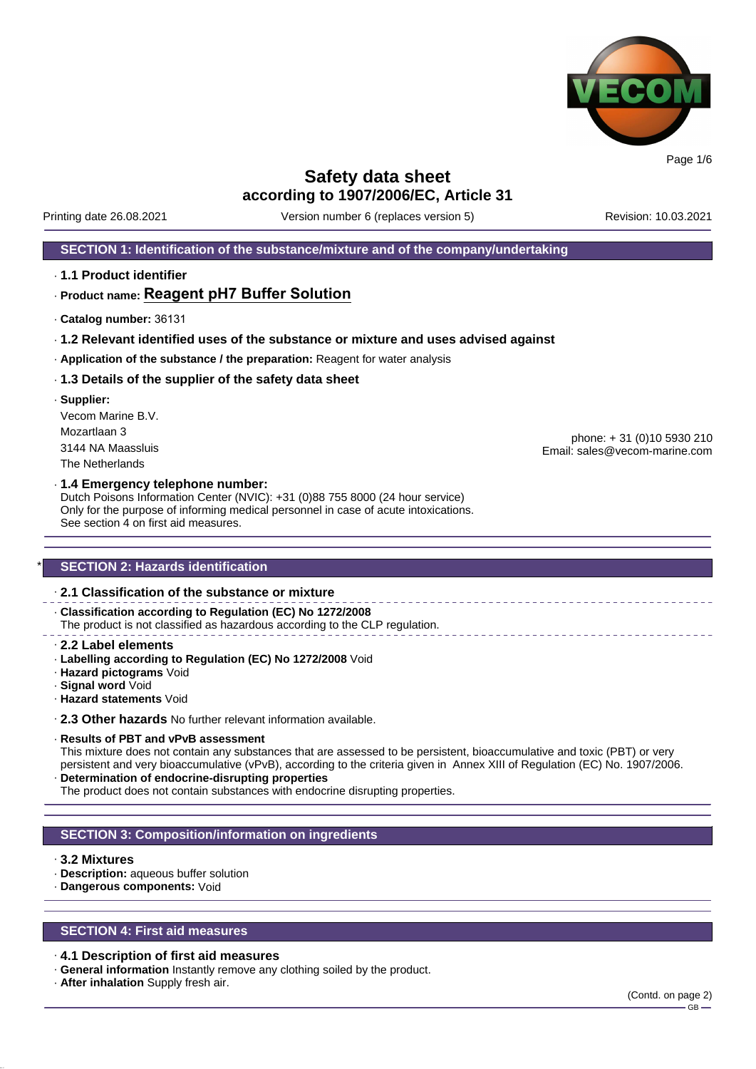# Safety data sheet
## according to 1907/2006/EC, Article 31

Printing date 26.08.2021 | Version number 6 (replaces version 5) | Revision: 10.03.2021

## SECTION 1: Identification of the substance/mixture and of the company/undertaking

· **1.1 Product identifier**

· **Product name: Reagent pH7 Buffer Solution**

· **Catalog number:** 36131

· **1.2 Relevant identified uses of the substance or mixture and uses advised against**

· **Application of the substance / the preparation:** Reagent for water analysis

· **1.3 Details of the supplier of the safety data sheet**

· **Supplier:**

Vecom Marine B.V.
Mozartlaan 3
3144 NA Maassluis
The Netherlands

phone: + 31 (0)10 5930 210
Email: sales@vecom-marine.com

· **1.4 Emergency telephone number:**
Dutch Poisons Information Center (NVIC): +31 (0)88 755 8000 (24 hour service)
Only for the purpose of informing medical personnel in case of acute intoxications.
See section 4 on first aid measures.

## * SECTION 2: Hazards identification

· **2.1 Classification of the substance or mixture**

· **Classification according to Regulation (EC) No 1272/2008**
The product is not classified as hazardous according to the CLP regulation.

· **2.2 Label elements**
· **Labelling according to Regulation (EC) No 1272/2008** Void
· **Hazard pictograms** Void
· **Signal word** Void
· **Hazard statements** Void

· **2.3 Other hazards** No further relevant information available.

· **Results of PBT and vPvB assessment**
This mixture does not contain any substances that are assessed to be persistent, bioaccumulative and toxic (PBT) or very persistent and very bioaccumulative (vPvB), according to the criteria given in Annex XIII of Regulation (EC) No. 1907/2006.
· **Determination of endocrine-disrupting properties**
The product does not contain substances with endocrine disrupting properties.

## SECTION 3: Composition/information on ingredients

· **3.2 Mixtures**
· **Description:** aqueous buffer solution
· **Dangerous components:** Void

## SECTION 4: First aid measures

· **4.1 Description of first aid measures**
· **General information** Instantly remove any clothing soiled by the product.
· **After inhalation** Supply fresh air.

(Contd. on page 2)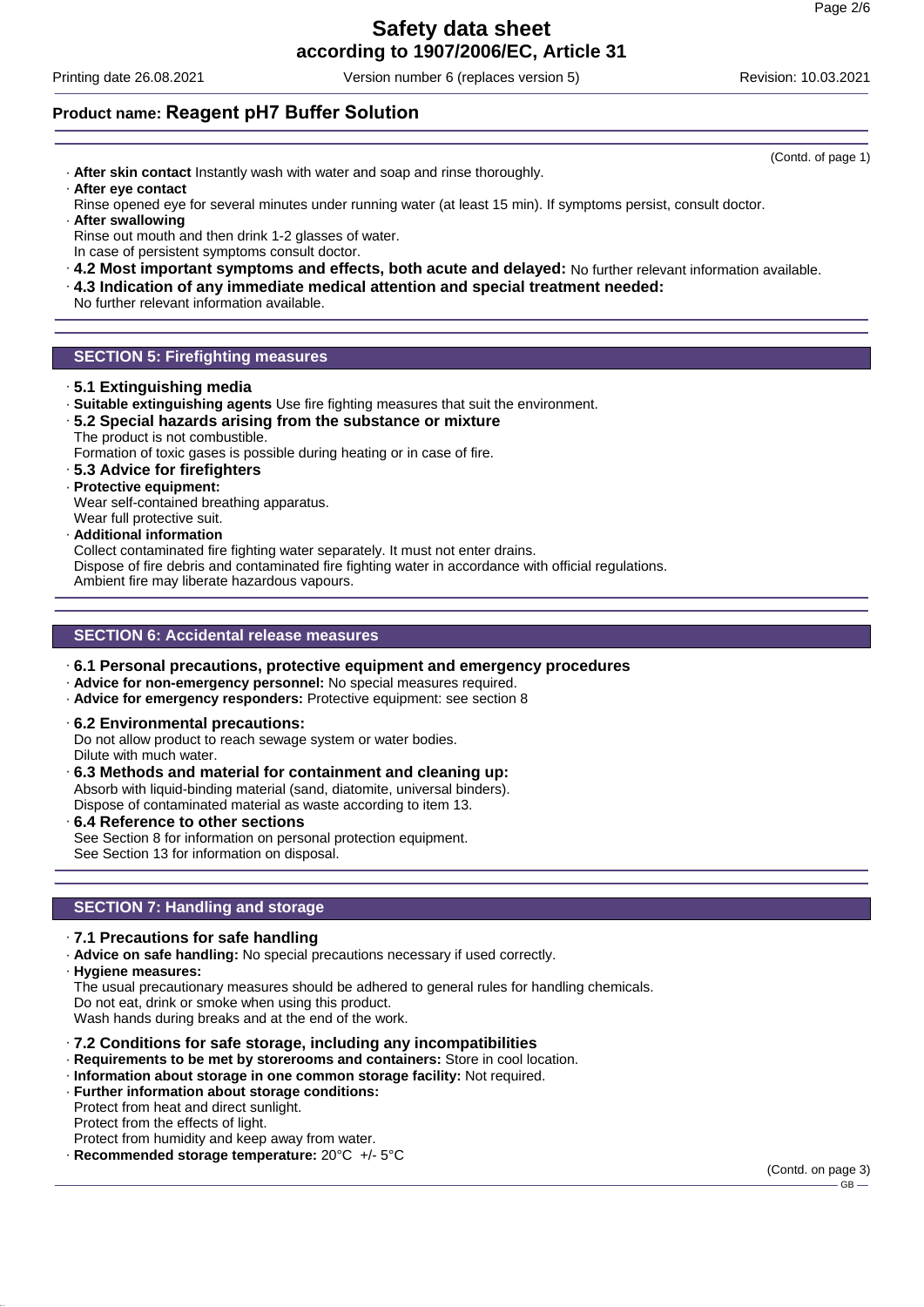(Contd. of page 1)

- **After skin contact** Instantly wash with water and soap and rinse thoroughly.
- **After eye contact**
  Rinse opened eye for several minutes under running water (at least 15 min). If symptoms persist, consult doctor.
- **After swallowing**
  Rinse out mouth and then drink 1-2 glasses of water.
  In case of persistent symptoms consult doctor.
- **4.2 Most important symptoms and effects, both acute and delayed:** No further relevant information available.
- **4.3 Indication of any immediate medical attention and special treatment needed:**
  No further relevant information available.

## SECTION 5: Firefighting measures

- **5.1 Extinguishing media**
- **Suitable extinguishing agents** Use fire fighting measures that suit the environment.
- **5.2 Special hazards arising from the substance or mixture**
  The product is not combustible.
  Formation of toxic gases is possible during heating or in case of fire.
- **5.3 Advice for firefighters**
- **Protective equipment:**
  Wear self-contained breathing apparatus.
  Wear full protective suit.
- **Additional information**
  Collect contaminated fire fighting water separately. It must not enter drains.
  Dispose of fire debris and contaminated fire fighting water in accordance with official regulations.
  Ambient fire may liberate hazardous vapours.

## SECTION 6: Accidental release measures

- **6.1 Personal precautions, protective equipment and emergency procedures**
- **Advice for non-emergency personnel:** No special measures required.
- **Advice for emergency responders:** Protective equipment: see section 8
- **6.2 Environmental precautions:**
  Do not allow product to reach sewage system or water bodies.
  Dilute with much water.
- **6.3 Methods and material for containment and cleaning up:**
  Absorb with liquid-binding material (sand, diatomite, universal binders).
  Dispose of contaminated material as waste according to item 13.
- **6.4 Reference to other sections**
  See Section 8 for information on personal protection equipment.
  See Section 13 for information on disposal.

## SECTION 7: Handling and storage

- **7.1 Precautions for safe handling**
- **Advice on safe handling:** No special precautions necessary if used correctly.
- **Hygiene measures:**
  The usual precautionary measures should be adhered to general rules for handling chemicals.
  Do not eat, drink or smoke when using this product.
  Wash hands during breaks and at the end of the work.
- **7.2 Conditions for safe storage, including any incompatibilities**
- **Requirements to be met by storerooms and containers:** Store in cool location.
- **Information about storage in one common storage facility:** Not required.
- **Further information about storage conditions:**
  Protect from heat and direct sunlight.
  Protect from the effects of light.
  Protect from humidity and keep away from water.
- **Recommended storage temperature:** 20°C +/- 5°C

(Contd. on page 3)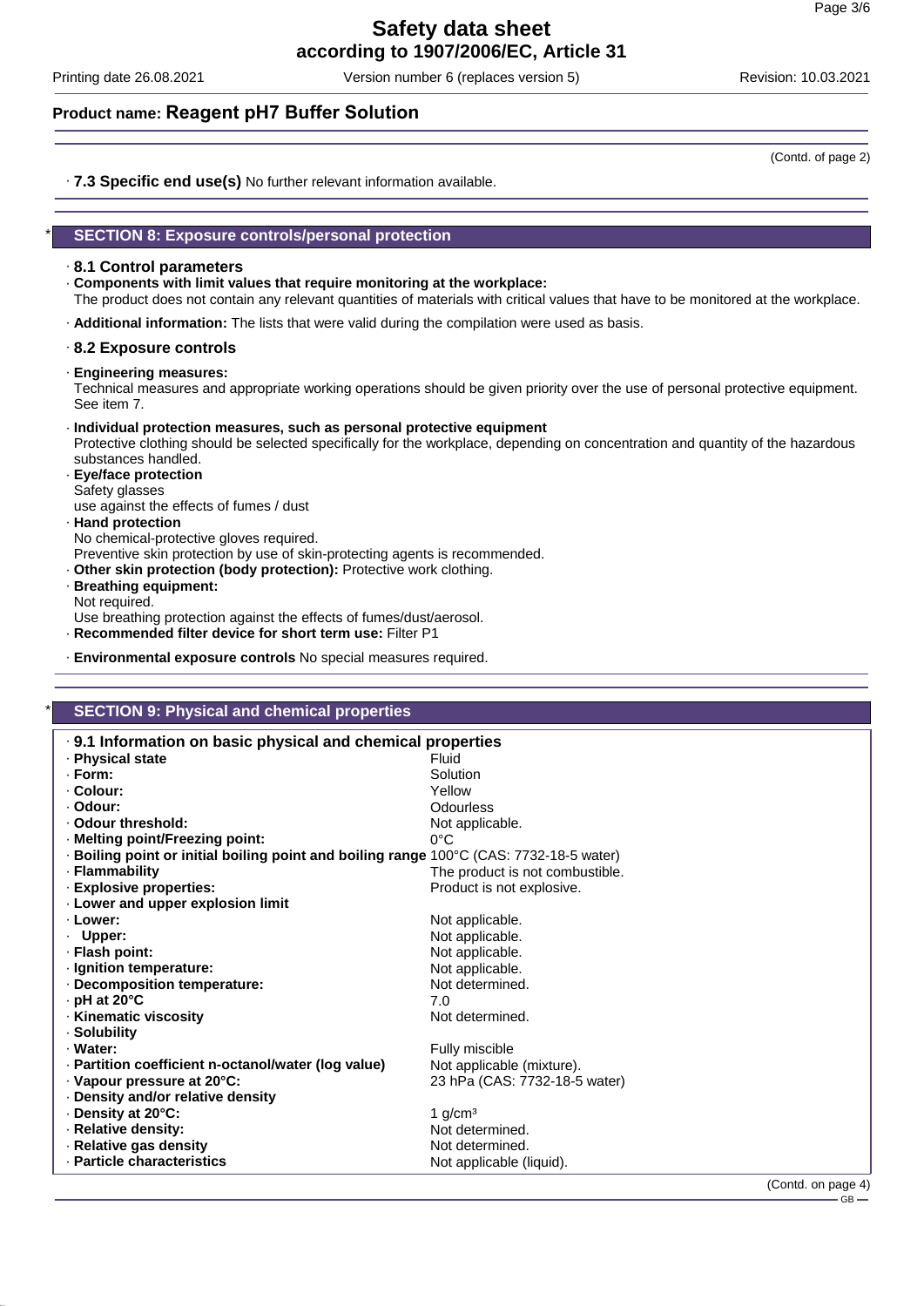(Contd. of page 2)

· **7.3 Specific end use(s)** No further relevant information available.

## * SECTION 8: Exposure controls/personal protection

### · 8.1 Control parameters

· **Components with limit values that require monitoring at the workplace:**
The product does not contain any relevant quantities of materials with critical values that have to be monitored at the workplace.

· **Additional information:** The lists that were valid during the compilation were used as basis.

### · 8.2 Exposure controls

· **Engineering measures:**
Technical measures and appropriate working operations should be given priority over the use of personal protective equipment. See item 7.

· **Individual protection measures, such as personal protective equipment**
Protective clothing should be selected specifically for the workplace, depending on concentration and quantity of the hazardous substances handled.

· **Eye/face protection**
Safety glasses
use against the effects of fumes / dust

· **Hand protection**
No chemical-protective gloves required.
Preventive skin protection by use of skin-protecting agents is recommended.

· **Other skin protection (body protection):** Protective work clothing.

· **Breathing equipment:**
Not required.
Use breathing protection against the effects of fumes/dust/aerosol.

· **Recommended filter device for short term use:** Filter P1

· **Environmental exposure controls** No special measures required.

## * SECTION 9: Physical and chemical properties

| · 9.1 Information on basic physical and chemical properties | |
|---|---|
| · **Physical state** | Fluid |
| · **Form:** | Solution |
| · **Colour:** | Yellow |
| · **Odour:** | Odourless |
| · **Odour threshold:** | Not applicable. |
| · **Melting point/Freezing point:** | 0°C |
| · **Boiling point or initial boiling point and boiling range** | 100°C (CAS: 7732-18-5 water) |
| · **Flammability** | The product is not combustible. |
| · **Explosive properties:** | Product is not explosive. |
| · **Lower and upper explosion limit** | |
| · **Lower:** | Not applicable. |
| · **Upper:** | Not applicable. |
| · **Flash point:** | Not applicable. |
| · **Ignition temperature:** | Not applicable. |
| · **Decomposition temperature:** | Not determined. |
| · **pH at 20°C** | 7.0 |
| · **Kinematic viscosity** | Not determined. |
| · **Solubility** | |
| · **Water:** | Fully miscible |
| · **Partition coefficient n-octanol/water (log value)** | Not applicable (mixture). |
| · **Vapour pressure at 20°C:** | 23 hPa (CAS: 7732-18-5 water) |
| · **Density and/or relative density** | |
| · **Density at 20°C:** | 1 g/cm³ |
| · **Relative density:** | Not determined. |
| · **Relative gas density** | Not determined. |
| · **Particle characteristics** | Not applicable (liquid). |

(Contd. on page 4)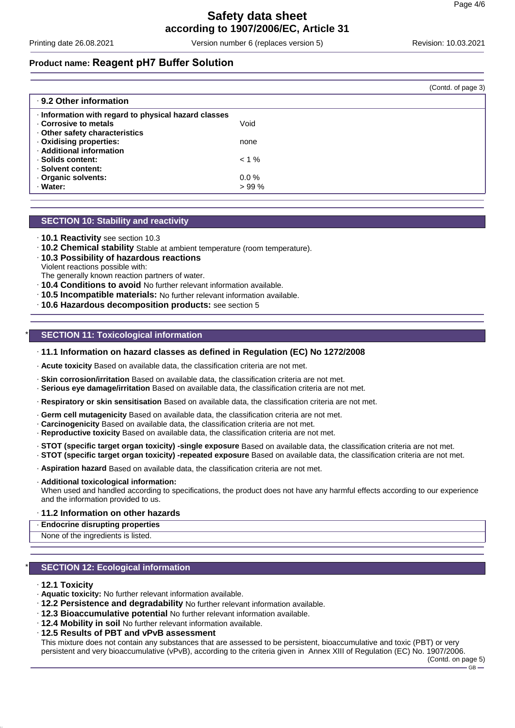(Contd. of page 3)

· **9.2 Other information**

| · Information with regard to physical hazard classes | |
|---|---|
| · **Corrosive to metals** | Void |
| · **Other safety characteristics** | |
| · **Oxidising properties:** | none |
| · **Additional information** | |
| · **Solids content:** | < 1 % |
| · **Solvent content:** | |
| · **Organic solvents:** | 0.0 % |
| · **Water:** | > 99 % |

## SECTION 10: Stability and reactivity

· **10.1 Reactivity** see section 10.3
· **10.2 Chemical stability** Stable at ambient temperature (room temperature).
· **10.3 Possibility of hazardous reactions**
Violent reactions possible with:
The generally known reaction partners of water.
· **10.4 Conditions to avoid** No further relevant information available.
· **10.5 Incompatible materials:** No further relevant information available.
· **10.6 Hazardous decomposition products:** see section 5

## * SECTION 11: Toxicological information

· **11.1 Information on hazard classes as defined in Regulation (EC) No 1272/2008**

· **Acute toxicity** Based on available data, the classification criteria are not met.

· **Skin corrosion/irritation** Based on available data, the classification criteria are not met.
· **Serious eye damage/irritation** Based on available data, the classification criteria are not met.

· **Respiratory or skin sensitisation** Based on available data, the classification criteria are not met.

· **Germ cell mutagenicity** Based on available data, the classification criteria are not met.
· **Carcinogenicity** Based on available data, the classification criteria are not met.
· **Reproductive toxicity** Based on available data, the classification criteria are not met.

· **STOT (specific target organ toxicity) -single exposure** Based on available data, the classification criteria are not met.
· **STOT (specific target organ toxicity) -repeated exposure** Based on available data, the classification criteria are not met.

· **Aspiration hazard** Based on available data, the classification criteria are not met.

· **Additional toxicological information:**
When used and handled according to specifications, the product does not have any harmful effects according to our experience and the information provided to us.

· **11.2 Information on other hazards**

· **Endocrine disrupting properties**
None of the ingredients is listed.

## * SECTION 12: Ecological information

· **12.1 Toxicity**
· **Aquatic toxicity:** No further relevant information available.
· **12.2 Persistence and degradability** No further relevant information available.
· **12.3 Bioaccumulative potential** No further relevant information available.
· **12.4 Mobility in soil** No further relevant information available.
· **12.5 Results of PBT and vPvB assessment**
This mixture does not contain any substances that are assessed to be persistent, bioaccumulative and toxic (PBT) or very persistent and very bioaccumulative (vPvB), according to the criteria given in Annex XIII of Regulation (EC) No. 1907/2006.

(Contd. on page 5)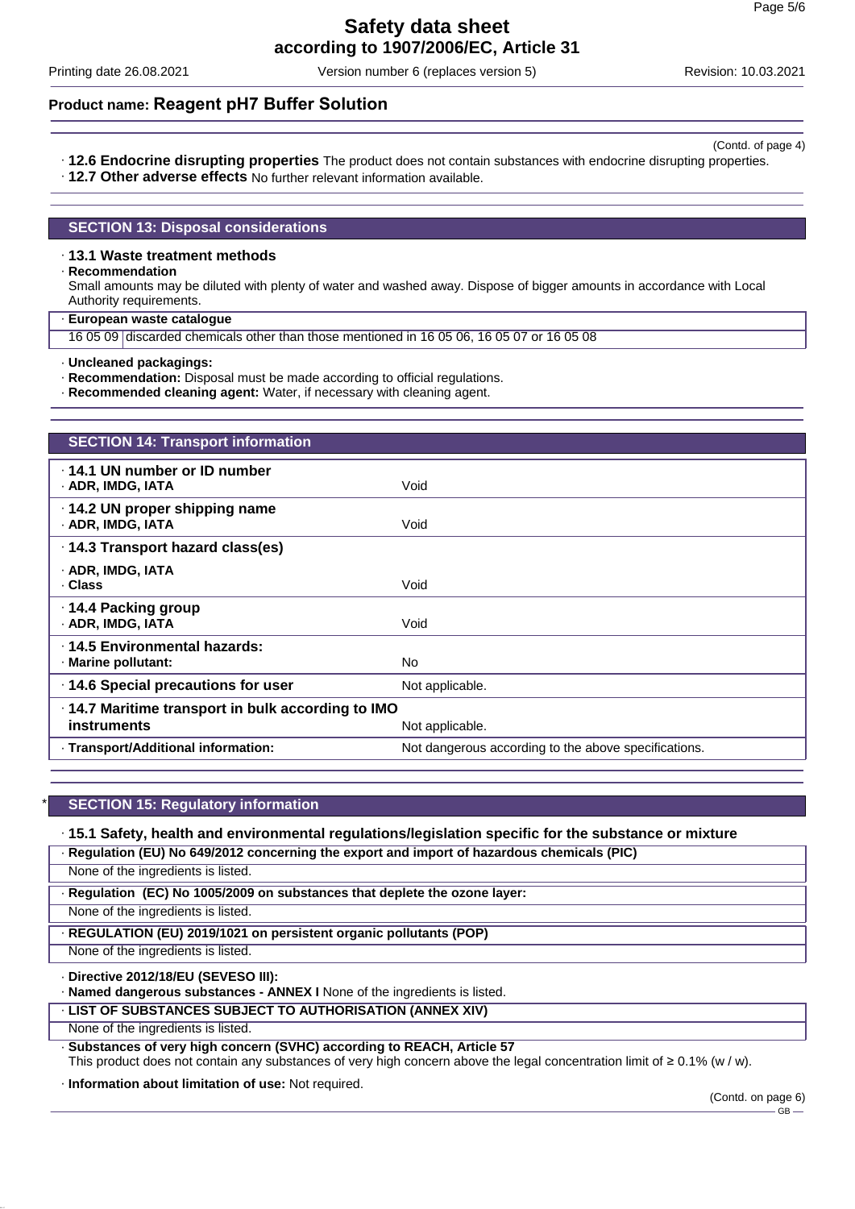(Contd. of page 4)

· **12.6 Endocrine disrupting properties** The product does not contain substances with endocrine disrupting properties.
· **12.7 Other adverse effects** No further relevant information available.

## SECTION 13: Disposal considerations

· **13.1 Waste treatment methods**
· **Recommendation**
Small amounts may be diluted with plenty of water and washed away. Dispose of bigger amounts in accordance with Local Authority requirements.

| · **European waste catalogue** | |
|---|---|
| 16 05 09 | discarded chemicals other than those mentioned in 16 05 06, 16 05 07 or 16 05 08 |

· **Uncleaned packagings:**
· **Recommendation:** Disposal must be made according to official regulations.
· **Recommended cleaning agent:** Water, if necessary with cleaning agent.

## SECTION 14: Transport information

| | |
|---|---|
| · **14.1 UN number or ID number**<br>· **ADR, IMDG, IATA** | Void |
| · **14.2 UN proper shipping name**<br>· **ADR, IMDG, IATA** | Void |
| · **14.3 Transport hazard class(es)** | |
| · **ADR, IMDG, IATA**<br>· **Class** | Void |
| · **14.4 Packing group**<br>· **ADR, IMDG, IATA** | Void |
| · **14.5 Environmental hazards:**<br>· **Marine pollutant:** | No |
| · **14.6 Special precautions for user** | Not applicable. |
| · **14.7 Maritime transport in bulk according to IMO instruments** | Not applicable. |
| · **Transport/Additional information:** | Not dangerous according to the above specifications. |

## * SECTION 15: Regulatory information

· **15.1 Safety, health and environmental regulations/legislation specific for the substance or mixture**

· **Regulation (EU) No 649/2012 concerning the export and import of hazardous chemicals (PIC)**
None of the ingredients is listed.

· **Regulation (EC) No 1005/2009 on substances that deplete the ozone layer:**
None of the ingredients is listed.

· **REGULATION (EU) 2019/1021 on persistent organic pollutants (POP)**
None of the ingredients is listed.

· **Directive 2012/18/EU (SEVESO III):**
· **Named dangerous substances - ANNEX I** None of the ingredients is listed.

· **LIST OF SUBSTANCES SUBJECT TO AUTHORISATION (ANNEX XIV)**
None of the ingredients is listed.

· **Substances of very high concern (SVHC) according to REACH, Article 57**
This product does not contain any substances of very high concern above the legal concentration limit of ≥ 0.1% (w / w).

· **Information about limitation of use:** Not required.

(Contd. on page 6)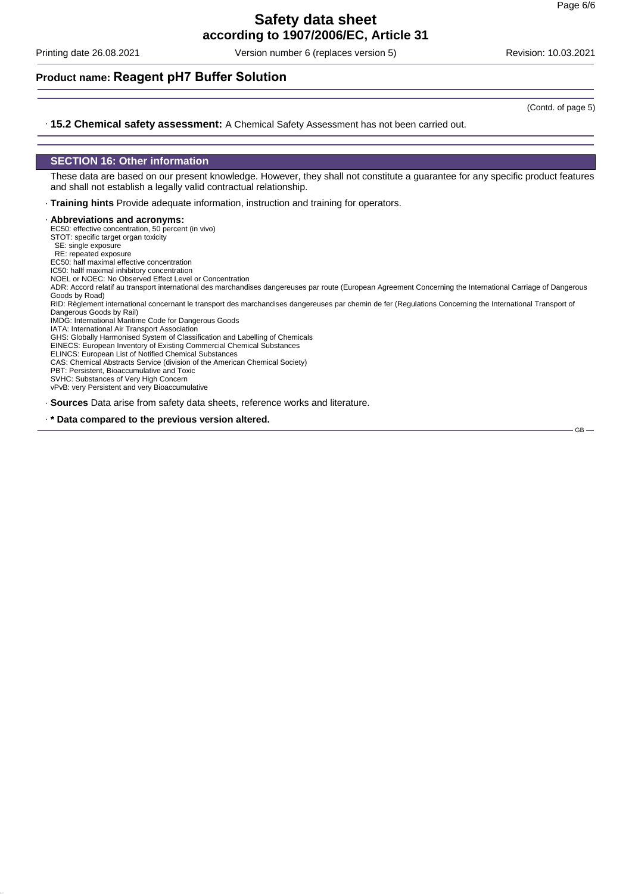## Product name: Reagent pH7 Buffer Solution

(Contd. of page 5)

· **15.2 Chemical safety assessment:** A Chemical Safety Assessment has not been carried out.

## SECTION 16: Other information

These data are based on our present knowledge. However, they shall not constitute a guarantee for any specific product features and shall not establish a legally valid contractual relationship.

· **Training hints** Provide adequate information, instruction and training for operators.

· **Abbreviations and acronyms:**
EC50: effective concentration, 50 percent (in vivo)
STOT: specific target organ toxicity
 SE: single exposure
 RE: repeated exposure
EC50: half maximal effective concentration
IC50: hallf maximal inhibitory concentration
NOEL or NOEC: No Observed Effect Level or Concentration
ADR: Accord relatif au transport international des marchandises dangereuses par route (European Agreement Concerning the International Carriage of Dangerous Goods by Road)
RID: Règlement international concernant le transport des marchandises dangereuses par chemin de fer (Regulations Concerning the International Transport of Dangerous Goods by Rail)
IMDG: International Maritime Code for Dangerous Goods
IATA: International Air Transport Association
GHS: Globally Harmonised System of Classification and Labelling of Chemicals
EINECS: European Inventory of Existing Commercial Chemical Substances
ELINCS: European List of Notified Chemical Substances
CAS: Chemical Abstracts Service (division of the American Chemical Society)
PBT: Persistent, Bioaccumulative and Toxic
SVHC: Substances of Very High Concern
vPvB: very Persistent and very Bioaccumulative

· **Sources** Data arise from safety data sheets, reference works and literature.

· **\* Data compared to the previous version altered.**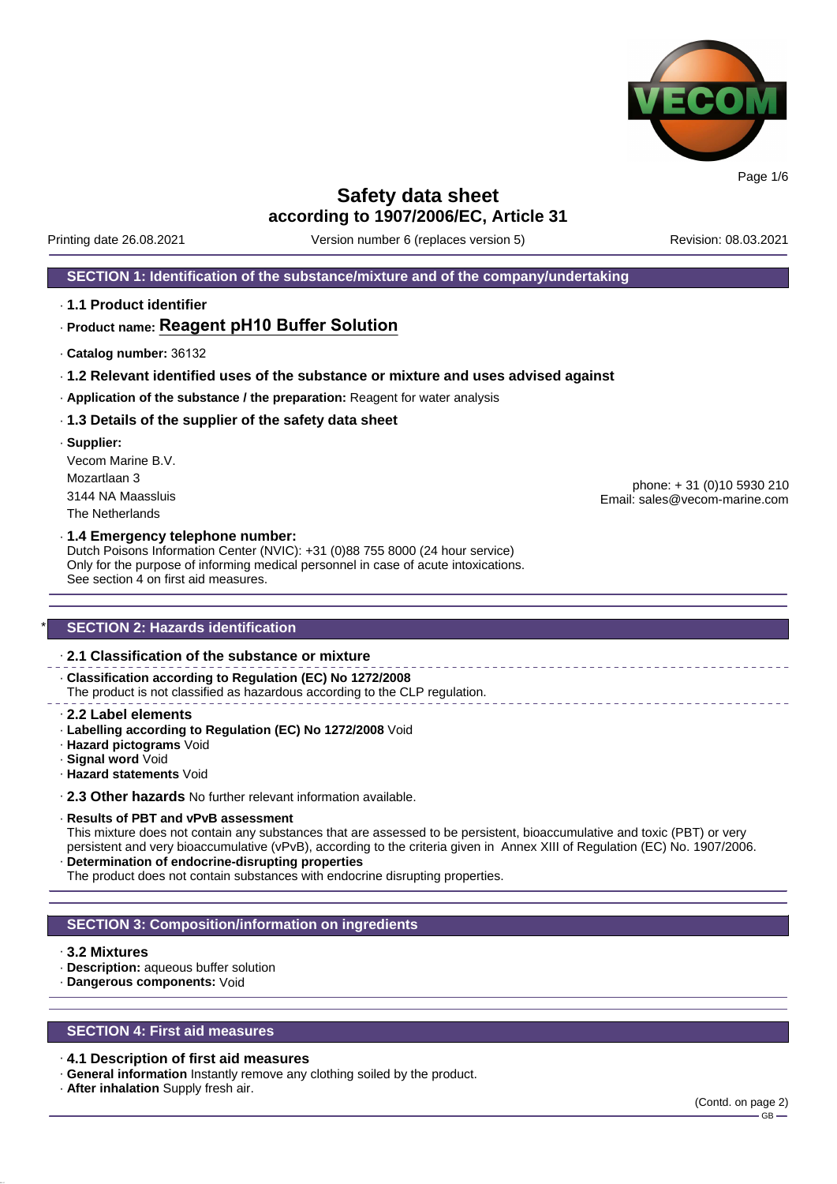# Safety data sheet
## according to 1907/2006/EC, Article 31

Printing date 26.08.2021 | Version number 6 (replaces version 5) | Revision: 08.03.2021

## SECTION 1: Identification of the substance/mixture and of the company/undertaking

· **1.1 Product identifier**

· **Product name: Reagent pH10 Buffer Solution**

· **Catalog number:** 36132

· **1.2 Relevant identified uses of the substance or mixture and uses advised against**

· **Application of the substance / the preparation:** Reagent for water analysis

· **1.3 Details of the supplier of the safety data sheet**

· **Supplier:**
Vecom Marine B.V.
Mozartlaan 3
3144 NA Maassluis
The Netherlands

phone: + 31 (0)10 5930 210
Email: sales@vecom-marine.com

· **1.4 Emergency telephone number:**
Dutch Poisons Information Center (NVIC): +31 (0)88 755 8000 (24 hour service)
Only for the purpose of informing medical personnel in case of acute intoxications.
See section 4 on first aid measures.

## * SECTION 2: Hazards identification

· **2.1 Classification of the substance or mixture**

· **Classification according to Regulation (EC) No 1272/2008**
The product is not classified as hazardous according to the CLP regulation.

· **2.2 Label elements**
· **Labelling according to Regulation (EC) No 1272/2008** Void
· **Hazard pictograms** Void
· **Signal word** Void
· **Hazard statements** Void

· **2.3 Other hazards** No further relevant information available.

· **Results of PBT and vPvB assessment**
This mixture does not contain any substances that are assessed to be persistent, bioaccumulative and toxic (PBT) or very persistent and very bioaccumulative (vPvB), according to the criteria given in Annex XIII of Regulation (EC) No. 1907/2006.
· **Determination of endocrine-disrupting properties**
The product does not contain substances with endocrine disrupting properties.

## SECTION 3: Composition/information on ingredients

· **3.2 Mixtures**
· **Description:** aqueous buffer solution
· **Dangerous components:** Void

## SECTION 4: First aid measures

· **4.1 Description of first aid measures**
· **General information** Instantly remove any clothing soiled by the product.
· **After inhalation** Supply fresh air.

(Contd. on page 2)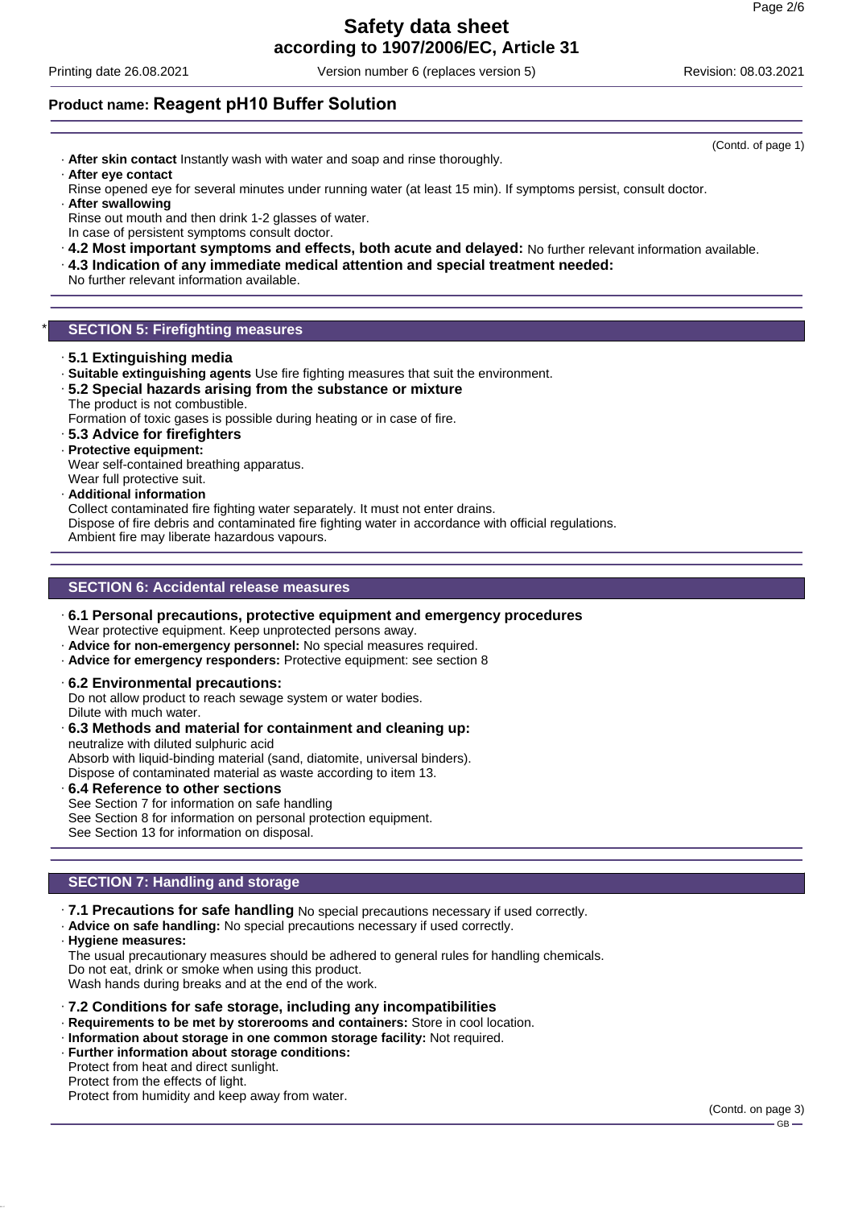**Product name: Reagent pH10 Buffer Solution**

(Contd. of page 1)

· **After skin contact** Instantly wash with water and soap and rinse thoroughly.
· **After eye contact**
Rinse opened eye for several minutes under running water (at least 15 min). If symptoms persist, consult doctor.
· **After swallowing**
Rinse out mouth and then drink 1-2 glasses of water.
In case of persistent symptoms consult doctor.
· **4.2 Most important symptoms and effects, both acute and delayed:** No further relevant information available.
· **4.3 Indication of any immediate medical attention and special treatment needed:**
No further relevant information available.

## * SECTION 5: Firefighting measures

· **5.1 Extinguishing media**
· **Suitable extinguishing agents** Use fire fighting measures that suit the environment.
· **5.2 Special hazards arising from the substance or mixture**
The product is not combustible.
Formation of toxic gases is possible during heating or in case of fire.
· **5.3 Advice for firefighters**
· **Protective equipment:**
Wear self-contained breathing apparatus.
Wear full protective suit.
· **Additional information**
Collect contaminated fire fighting water separately. It must not enter drains.
Dispose of fire debris and contaminated fire fighting water in accordance with official regulations.
Ambient fire may liberate hazardous vapours.

## SECTION 6: Accidental release measures

· **6.1 Personal precautions, protective equipment and emergency procedures**
Wear protective equipment. Keep unprotected persons away.
· **Advice for non-emergency personnel:** No special measures required.
· **Advice for emergency responders:** Protective equipment: see section 8
· **6.2 Environmental precautions:**
Do not allow product to reach sewage system or water bodies.
Dilute with much water.
· **6.3 Methods and material for containment and cleaning up:**
neutralize with diluted sulphuric acid
Absorb with liquid-binding material (sand, diatomite, universal binders).
Dispose of contaminated material as waste according to item 13.
· **6.4 Reference to other sections**
See Section 7 for information on safe handling
See Section 8 for information on personal protection equipment.
See Section 13 for information on disposal.

## SECTION 7: Handling and storage

· **7.1 Precautions for safe handling** No special precautions necessary if used correctly.
· **Advice on safe handling:** No special precautions necessary if used correctly.
· **Hygiene measures:**
The usual precautionary measures should be adhered to general rules for handling chemicals.
Do not eat, drink or smoke when using this product.
Wash hands during breaks and at the end of the work.
· **7.2 Conditions for safe storage, including any incompatibilities**
· **Requirements to be met by storerooms and containers:** Store in cool location.
· **Information about storage in one common storage facility:** Not required.
· **Further information about storage conditions:**
Protect from heat and direct sunlight.
Protect from the effects of light.
Protect from humidity and keep away from water.

(Contd. on page 3)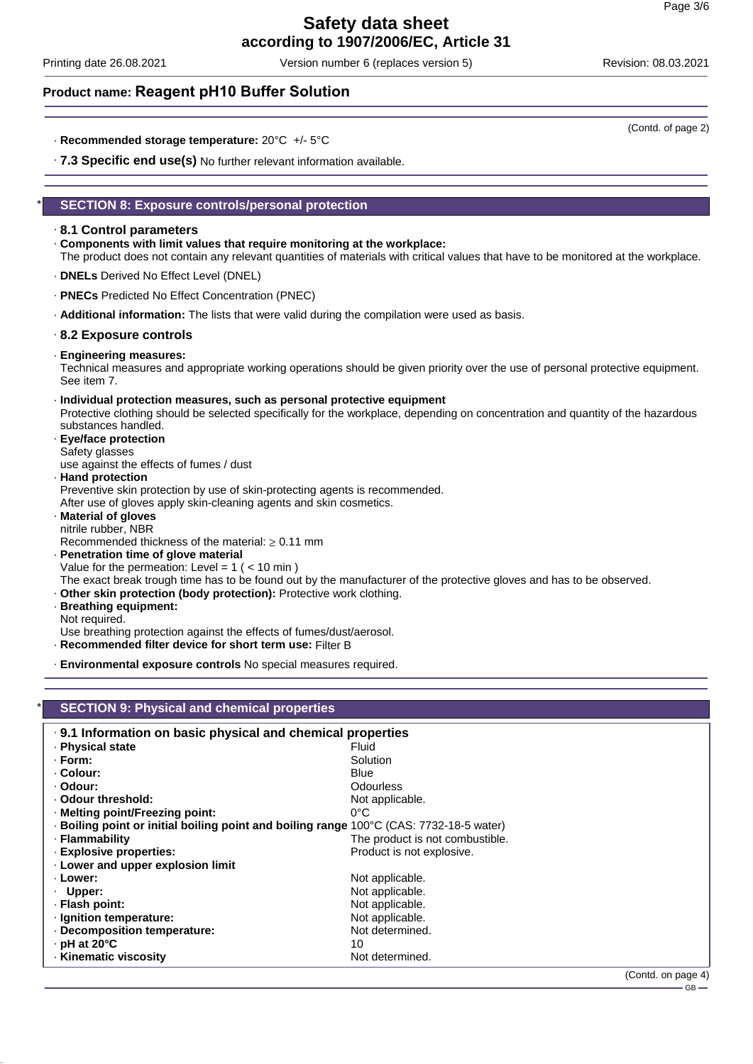**Product name: Reagent pH10 Buffer Solution**

(Contd. of page 2)

· **Recommended storage temperature:** 20°C +/- 5°C

· **7.3 Specific end use(s)** No further relevant information available.

## * SECTION 8: Exposure controls/personal protection

· **8.1 Control parameters**

· **Components with limit values that require monitoring at the workplace:**
The product does not contain any relevant quantities of materials with critical values that have to be monitored at the workplace.

· **DNELs** Derived No Effect Level (DNEL)

· **PNECs** Predicted No Effect Concentration (PNEC)

· **Additional information:** The lists that were valid during the compilation were used as basis.

· **8.2 Exposure controls**

· **Engineering measures:**
Technical measures and appropriate working operations should be given priority over the use of personal protective equipment. See item 7.

· **Individual protection measures, such as personal protective equipment**
Protective clothing should be selected specifically for the workplace, depending on concentration and quantity of the hazardous substances handled.

· **Eye/face protection**
Safety glasses
use against the effects of fumes / dust

· **Hand protection**
Preventive skin protection by use of skin-protecting agents is recommended.
After use of gloves apply skin-cleaning agents and skin cosmetics.

· **Material of gloves**
nitrile rubber, NBR
Recommended thickness of the material: ≥ 0.11 mm

· **Penetration time of glove material**
Value for the permeation: Level = 1 ( < 10 min )
The exact break trough time has to be found out by the manufacturer of the protective gloves and has to be observed.

· **Other skin protection (body protection):** Protective work clothing.

· **Breathing equipment:**
Not required.
Use breathing protection against the effects of fumes/dust/aerosol.

· **Recommended filter device for short term use:** Filter B

· **Environmental exposure controls** No special measures required.

## * SECTION 9: Physical and chemical properties

· **9.1 Information on basic physical and chemical properties**

| | |
|---|---|
| · **Physical state** | Fluid |
| · **Form:** | Solution |
| · **Colour:** | Blue |
| · **Odour:** | Odourless |
| · **Odour threshold:** | Not applicable. |
| · **Melting point/Freezing point:** | 0°C |
| · **Boiling point or initial boiling point and boiling range** | 100°C (CAS: 7732-18-5 water) |
| · **Flammability** | The product is not combustible. |
| · **Explosive properties:** | Product is not explosive. |
| · **Lower and upper explosion limit** | |
| · **Lower:** | Not applicable. |
| · **Upper:** | Not applicable. |
| · **Flash point:** | Not applicable. |
| · **Ignition temperature:** | Not applicable. |
| · **Decomposition temperature:** | Not determined. |
| · **pH at 20°C** | 10 |
| · **Kinematic viscosity** | Not determined. |

(Contd. on page 4)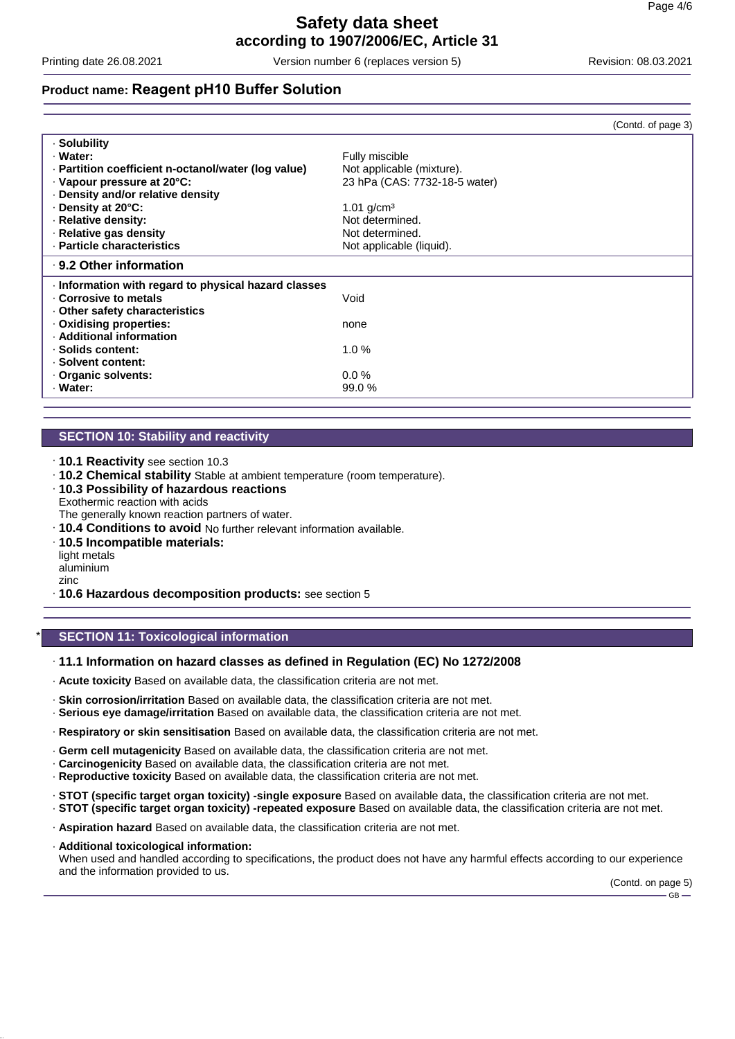## Product name: Reagent pH10 Buffer Solution

(Contd. of page 3)

| | |
|---|---|
| · **Solubility** | |
| · **Water:** | Fully miscible |
| · **Partition coefficient n-octanol/water (log value)** | Not applicable (mixture). |
| · **Vapour pressure at 20°C:** | 23 hPa (CAS: 7732-18-5 water) |
| · **Density and/or relative density** | |
| · **Density at 20°C:** | 1.01 g/cm³ |
| · **Relative density:** | Not determined. |
| · **Relative gas density** | Not determined. |
| · **Particle characteristics** | Not applicable (liquid). |

### · 9.2 Other information

| | |
|---|---|
| · **Information with regard to physical hazard classes** | |
| · **Corrosive to metals** | Void |
| · **Other safety characteristics** | |
| · **Oxidising properties:** | none |
| · **Additional information** | |
| · **Solids content:** | 1.0 % |
| · **Solvent content:** | |
| · **Organic solvents:** | 0.0 % |
| · **Water:** | 99.0 % |

## SECTION 10: Stability and reactivity

· **10.1 Reactivity** see section 10.3

· **10.2 Chemical stability** Stable at ambient temperature (room temperature).

· **10.3 Possibility of hazardous reactions**
Exothermic reaction with acids
The generally known reaction partners of water.

· **10.4 Conditions to avoid** No further relevant information available.

· **10.5 Incompatible materials:**
light metals
aluminium
zinc

· **10.6 Hazardous decomposition products:** see section 5

## * SECTION 11: Toxicological information

· **11.1 Information on hazard classes as defined in Regulation (EC) No 1272/2008**

· **Acute toxicity** Based on available data, the classification criteria are not met.

· **Skin corrosion/irritation** Based on available data, the classification criteria are not met.
· **Serious eye damage/irritation** Based on available data, the classification criteria are not met.

· **Respiratory or skin sensitisation** Based on available data, the classification criteria are not met.

· **Germ cell mutagenicity** Based on available data, the classification criteria are not met.
· **Carcinogenicity** Based on available data, the classification criteria are not met.
· **Reproductive toxicity** Based on available data, the classification criteria are not met.

· **STOT (specific target organ toxicity) -single exposure** Based on available data, the classification criteria are not met.
· **STOT (specific target organ toxicity) -repeated exposure** Based on available data, the classification criteria are not met.

· **Aspiration hazard** Based on available data, the classification criteria are not met.

· **Additional toxicological information:**
When used and handled according to specifications, the product does not have any harmful effects according to our experience and the information provided to us.

(Contd. on page 5)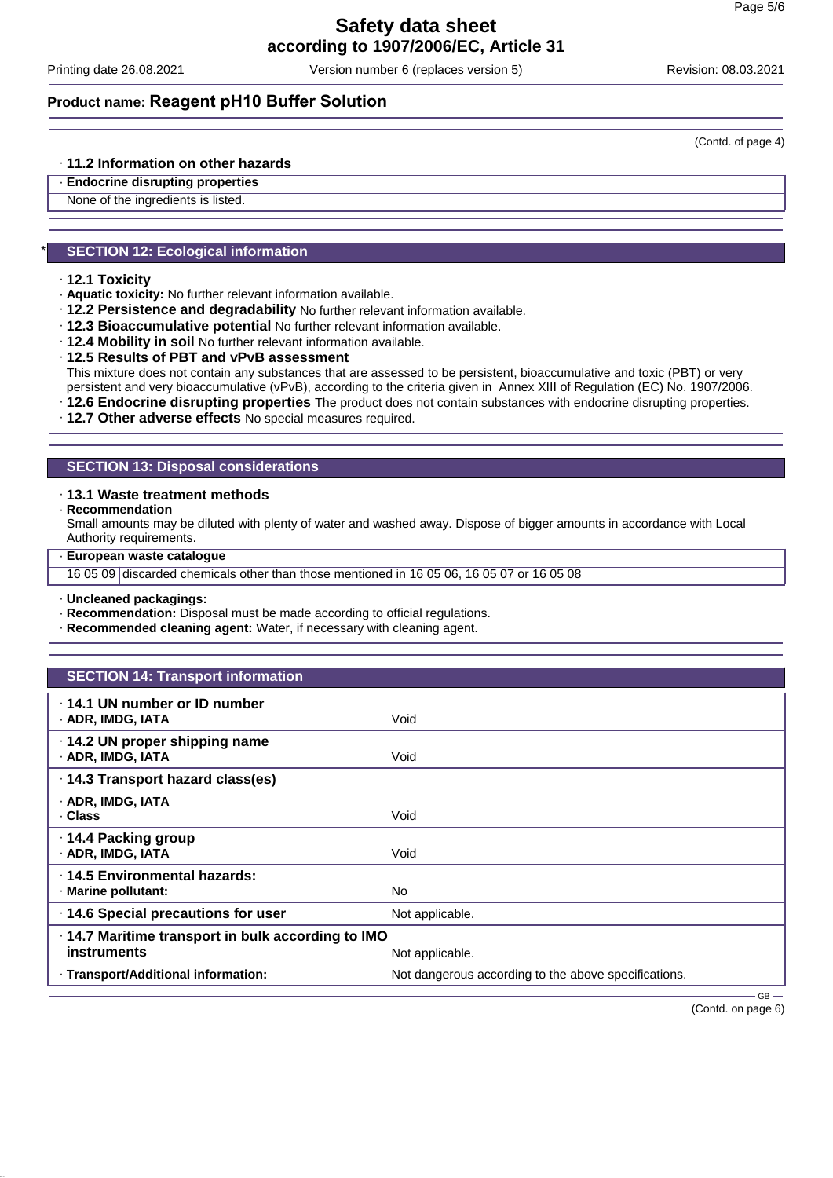**Product name: Reagent pH10 Buffer Solution**

(Contd. of page 4)

· **11.2 Information on other hazards**

· **Endocrine disrupting properties**

None of the ingredients is listed.

## * SECTION 12: Ecological information

· **12.1 Toxicity**

· **Aquatic toxicity:** No further relevant information available.

· **12.2 Persistence and degradability** No further relevant information available.

· **12.3 Bioaccumulative potential** No further relevant information available.

· **12.4 Mobility in soil** No further relevant information available.

· **12.5 Results of PBT and vPvB assessment**

This mixture does not contain any substances that are assessed to be persistent, bioaccumulative and toxic (PBT) or very persistent and very bioaccumulative (vPvB), according to the criteria given in Annex XIII of Regulation (EC) No. 1907/2006.

· **12.6 Endocrine disrupting properties** The product does not contain substances with endocrine disrupting properties.

· **12.7 Other adverse effects** No special measures required.

## SECTION 13: Disposal considerations

· **13.1 Waste treatment methods**

· **Recommendation**

Small amounts may be diluted with plenty of water and washed away. Dispose of bigger amounts in accordance with Local Authority requirements.

· **European waste catalogue**

| | |
|---|---|
| 16 05 09 | discarded chemicals other than those mentioned in 16 05 06, 16 05 07 or 16 05 08 |

· **Uncleaned packagings:**

· **Recommendation:** Disposal must be made according to official regulations.

· **Recommended cleaning agent:** Water, if necessary with cleaning agent.

## SECTION 14: Transport information

| | |
|---|---|
| · **14.1 UN number or ID number**<br>· **ADR, IMDG, IATA** | Void |
| · **14.2 UN proper shipping name**<br>· **ADR, IMDG, IATA** | Void |
| · **14.3 Transport hazard class(es)**<br>· **ADR, IMDG, IATA**<br>· **Class** | Void |
| · **14.4 Packing group**<br>· **ADR, IMDG, IATA** | Void |
| · **14.5 Environmental hazards:**<br>· **Marine pollutant:** | No |
| · **14.6 Special precautions for user** | Not applicable. |
| · **14.7 Maritime transport in bulk according to IMO instruments** | Not applicable. |
| · **Transport/Additional information:** | Not dangerous according to the above specifications. |

(Contd. on page 6)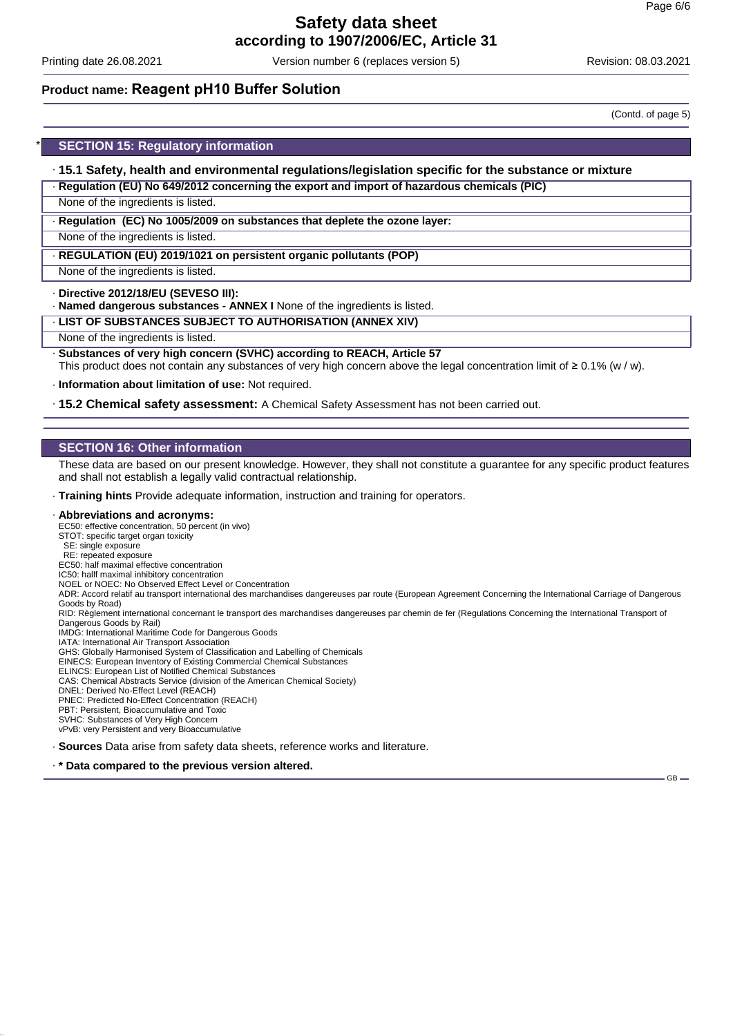**Product name: Reagent pH10 Buffer Solution**

(Contd. of page 5)

## * SECTION 15: Regulatory information

· **15.1 Safety, health and environmental regulations/legislation specific for the substance or mixture**

· **Regulation (EU) No 649/2012 concerning the export and import of hazardous chemicals (PIC)**

None of the ingredients is listed.

· **Regulation (EC) No 1005/2009 on substances that deplete the ozone layer:**

None of the ingredients is listed.

· **REGULATION (EU) 2019/1021 on persistent organic pollutants (POP)**

None of the ingredients is listed.

· **Directive 2012/18/EU (SEVESO III):**

· **Named dangerous substances - ANNEX I** None of the ingredients is listed.

· **LIST OF SUBSTANCES SUBJECT TO AUTHORISATION (ANNEX XIV)**

None of the ingredients is listed.

· **Substances of very high concern (SVHC) according to REACH, Article 57**

This product does not contain any substances of very high concern above the legal concentration limit of ≥ 0.1% (w / w).

· **Information about limitation of use:** Not required.

· **15.2 Chemical safety assessment:** A Chemical Safety Assessment has not been carried out.

## SECTION 16: Other information

These data are based on our present knowledge. However, they shall not constitute a guarantee for any specific product features and shall not establish a legally valid contractual relationship.

· **Training hints** Provide adequate information, instruction and training for operators.

· **Abbreviations and acronyms:**

EC50: effective concentration, 50 percent (in vivo)
STOT: specific target organ toxicity
SE: single exposure
RE: repeated exposure
EC50: half maximal effective concentration
IC50: hallf maximal inhibitory concentration
NOEL or NOEC: No Observed Effect Level or Concentration
ADR: Accord relatif au transport international des marchandises dangereuses par route (European Agreement Concerning the International Carriage of Dangerous Goods by Road)
RID: Règlement international concernant le transport des marchandises dangereuses par chemin de fer (Regulations Concerning the International Transport of Dangerous Goods by Rail)
IMDG: International Maritime Code for Dangerous Goods
IATA: International Air Transport Association
GHS: Globally Harmonised System of Classification and Labelling of Chemicals
EINECS: European Inventory of Existing Commercial Chemical Substances
ELINCS: European List of Notified Chemical Substances
CAS: Chemical Abstracts Service (division of the American Chemical Society)
DNEL: Derived No-Effect Level (REACH)
PNEC: Predicted No-Effect Concentration (REACH)
PBT: Persistent, Bioaccumulative and Toxic
SVHC: Substances of Very High Concern
vPvB: very Persistent and very Bioaccumulative

· **Sources** Data arise from safety data sheets, reference works and literature.

· *** Data compared to the previous version altered.**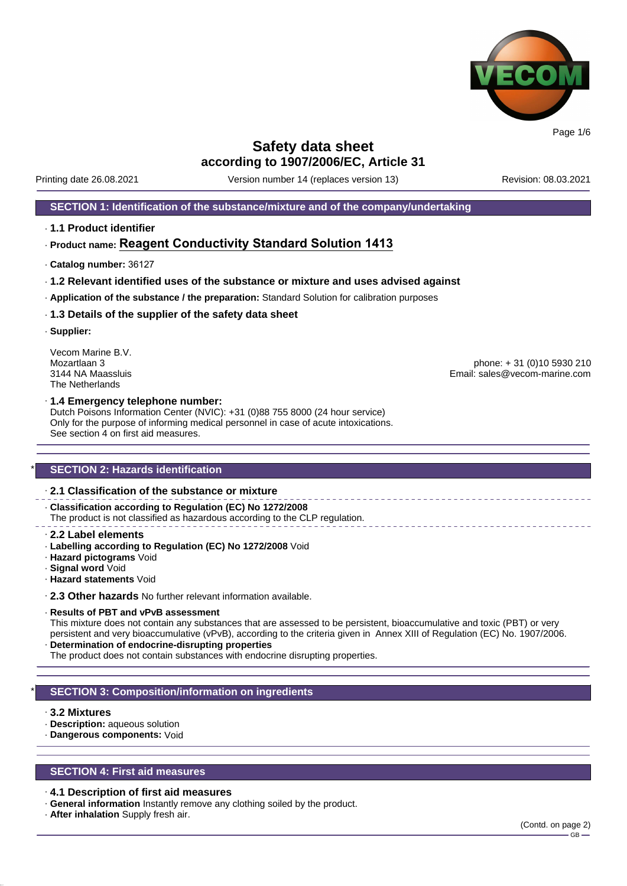# Safety data sheet

## according to 1907/2006/EC, Article 31

Printing date 26.08.2021 | Version number 14 (replaces version 13) | Revision: 08.03.2021

## SECTION 1: Identification of the substance/mixture and of the company/undertaking

· **1.1 Product identifier**

· **Product name: Reagent Conductivity Standard Solution 1413**

· **Catalog number:** 36127

· **1.2 Relevant identified uses of the substance or mixture and uses advised against**

· **Application of the substance / the preparation:** Standard Solution for calibration purposes

· **1.3 Details of the supplier of the safety data sheet**

· **Supplier:**

Vecom Marine B.V.
Mozartlaan 3
3144 NA Maassluis
The Netherlands

phone: + 31 (0)10 5930 210
Email: sales@vecom-marine.com

· **1.4 Emergency telephone number:**
Dutch Poisons Information Center (NVIC): +31 (0)88 755 8000 (24 hour service)
Only for the purpose of informing medical personnel in case of acute intoxications.
See section 4 on first aid measures.

## * SECTION 2: Hazards identification

· **2.1 Classification of the substance or mixture**

· **Classification according to Regulation (EC) No 1272/2008**
The product is not classified as hazardous according to the CLP regulation.

· **2.2 Label elements**
· **Labelling according to Regulation (EC) No 1272/2008** Void
· **Hazard pictograms** Void
· **Signal word** Void
· **Hazard statements** Void

· **2.3 Other hazards** No further relevant information available.

· **Results of PBT and vPvB assessment**
This mixture does not contain any substances that are assessed to be persistent, bioaccumulative and toxic (PBT) or very persistent and very bioaccumulative (vPvB), according to the criteria given in Annex XIII of Regulation (EC) No. 1907/2006.
· **Determination of endocrine-disrupting properties**
The product does not contain substances with endocrine disrupting properties.

## * SECTION 3: Composition/information on ingredients

· **3.2 Mixtures**
· **Description:** aqueous solution
· **Dangerous components:** Void

## SECTION 4: First aid measures

· **4.1 Description of first aid measures**
· **General information** Instantly remove any clothing soiled by the product.
· **After inhalation** Supply fresh air.

(Contd. on page 2)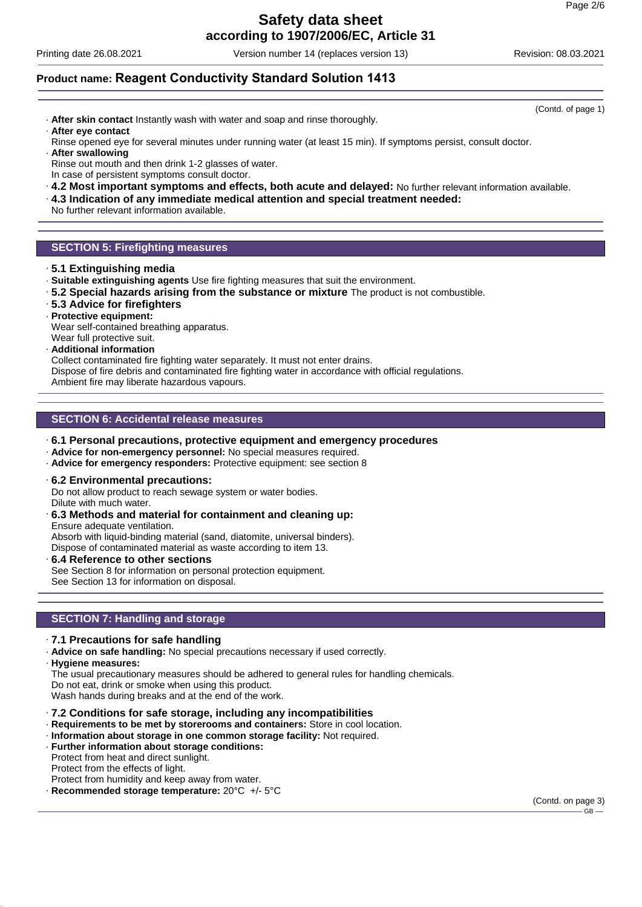## Product name: Reagent Conductivity Standard Solution 1413

(Contd. of page 1)

· **After skin contact** Instantly wash with water and soap and rinse thoroughly.

· **After eye contact**

Rinse opened eye for several minutes under running water (at least 15 min). If symptoms persist, consult doctor.

· **After swallowing**

Rinse out mouth and then drink 1-2 glasses of water.

In case of persistent symptoms consult doctor.

· **4.2 Most important symptoms and effects, both acute and delayed:** No further relevant information available.

· **4.3 Indication of any immediate medical attention and special treatment needed:**

No further relevant information available.

## SECTION 5: Firefighting measures

· **5.1 Extinguishing media**

· **Suitable extinguishing agents** Use fire fighting measures that suit the environment.

· **5.2 Special hazards arising from the substance or mixture** The product is not combustible.

· **5.3 Advice for firefighters**

· **Protective equipment:**

Wear self-contained breathing apparatus.

Wear full protective suit.

· **Additional information**

Collect contaminated fire fighting water separately. It must not enter drains.

Dispose of fire debris and contaminated fire fighting water in accordance with official regulations.

Ambient fire may liberate hazardous vapours.

## SECTION 6: Accidental release measures

· **6.1 Personal precautions, protective equipment and emergency procedures**

· **Advice for non-emergency personnel:** No special measures required.

· **Advice for emergency responders:** Protective equipment: see section 8

· **6.2 Environmental precautions:**

Do not allow product to reach sewage system or water bodies.

Dilute with much water.

· **6.3 Methods and material for containment and cleaning up:**

Ensure adequate ventilation.

Absorb with liquid-binding material (sand, diatomite, universal binders).

Dispose of contaminated material as waste according to item 13.

· **6.4 Reference to other sections**

See Section 8 for information on personal protection equipment.

See Section 13 for information on disposal.

## SECTION 7: Handling and storage

· **7.1 Precautions for safe handling**

· **Advice on safe handling:** No special precautions necessary if used correctly.

· **Hygiene measures:**

The usual precautionary measures should be adhered to general rules for handling chemicals.

Do not eat, drink or smoke when using this product.

Wash hands during breaks and at the end of the work.

· **7.2 Conditions for safe storage, including any incompatibilities**

· **Requirements to be met by storerooms and containers:** Store in cool location.

· **Information about storage in one common storage facility:** Not required.

· **Further information about storage conditions:**

Protect from heat and direct sunlight.

Protect from the effects of light.

Protect from humidity and keep away from water.

· **Recommended storage temperature:** 20°C +/- 5°C

(Contd. on page 3)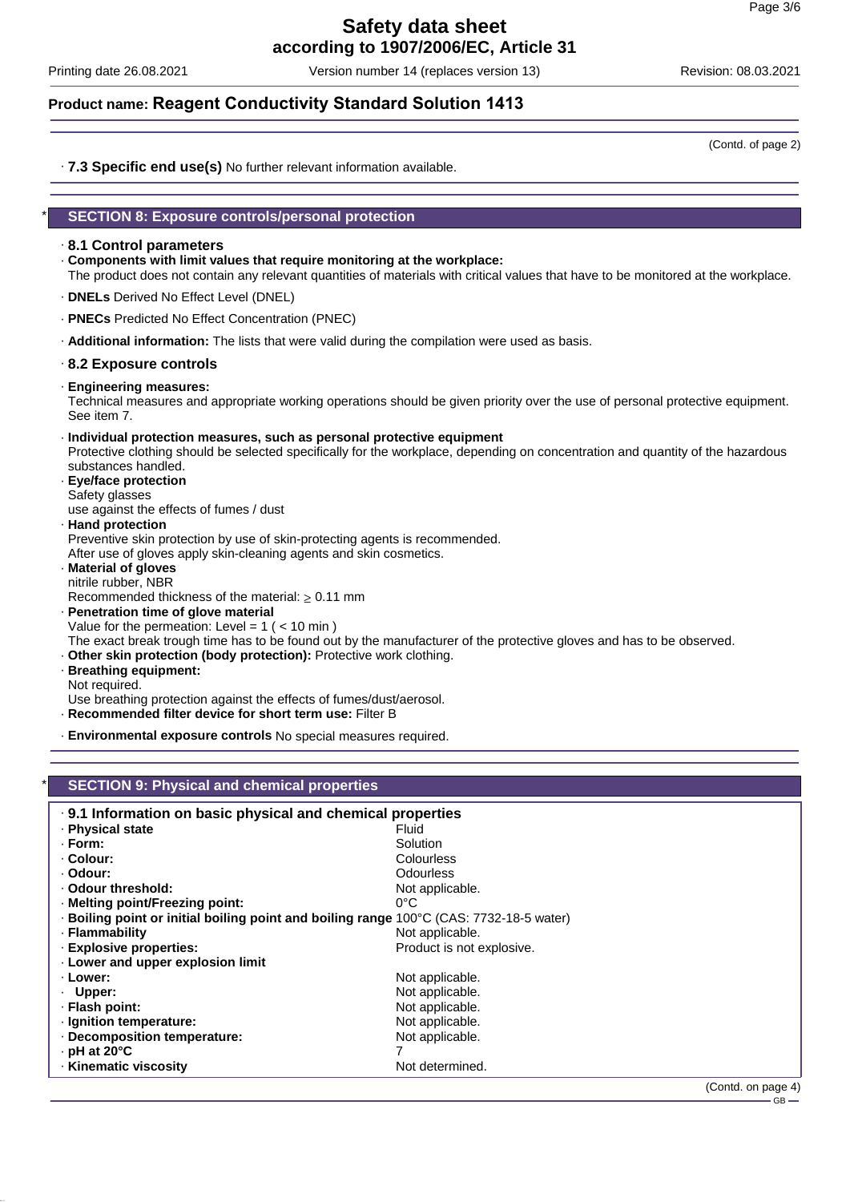# Product name: Reagent Conductivity Standard Solution 1413

(Contd. of page 2)

· **7.3 Specific end use(s)** No further relevant information available.

## * SECTION 8: Exposure controls/personal protection

· **8.1 Control parameters**

· **Components with limit values that require monitoring at the workplace:**
The product does not contain any relevant quantities of materials with critical values that have to be monitored at the workplace.

· **DNELs** Derived No Effect Level (DNEL)

· **PNECs** Predicted No Effect Concentration (PNEC)

· **Additional information:** The lists that were valid during the compilation were used as basis.

· **8.2 Exposure controls**

· **Engineering measures:**
Technical measures and appropriate working operations should be given priority over the use of personal protective equipment. See item 7.

· **Individual protection measures, such as personal protective equipment**
Protective clothing should be selected specifically for the workplace, depending on concentration and quantity of the hazardous substances handled.

· **Eye/face protection**
Safety glasses
use against the effects of fumes / dust

· **Hand protection**
Preventive skin protection by use of skin-protecting agents is recommended.
After use of gloves apply skin-cleaning agents and skin cosmetics.

· **Material of gloves**
nitrile rubber, NBR
Recommended thickness of the material: ≥ 0.11 mm

· **Penetration time of glove material**
Value for the permeation: Level = 1 ( < 10 min )
The exact break trough time has to be found out by the manufacturer of the protective gloves and has to be observed.

· **Other skin protection (body protection):** Protective work clothing.

· **Breathing equipment:**
Not required.
Use breathing protection against the effects of fumes/dust/aerosol.

· **Recommended filter device for short term use:** Filter B

· **Environmental exposure controls** No special measures required.

## * SECTION 9: Physical and chemical properties

| · **9.1 Information on basic physical and chemical properties** | |
|---|---|
| · **Physical state** | Fluid |
| · **Form:** | Solution |
| · **Colour:** | Colourless |
| · **Odour:** | Odourless |
| · **Odour threshold:** | Not applicable. |
| · **Melting point/Freezing point:** | 0°C |
| · **Boiling point or initial boiling point and boiling range** | 100°C (CAS: 7732-18-5 water) |
| · **Flammability** | Not applicable. |
| · **Explosive properties:** | Product is not explosive. |
| · **Lower and upper explosion limit** | |
| · **Lower:** | Not applicable. |
| · **Upper:** | Not applicable. |
| · **Flash point:** | Not applicable. |
| · **Ignition temperature:** | Not applicable. |
| · **Decomposition temperature:** | Not applicable. |
| · **pH at 20°C** | 7 |
| · **Kinematic viscosity** | Not determined. |

(Contd. on page 4)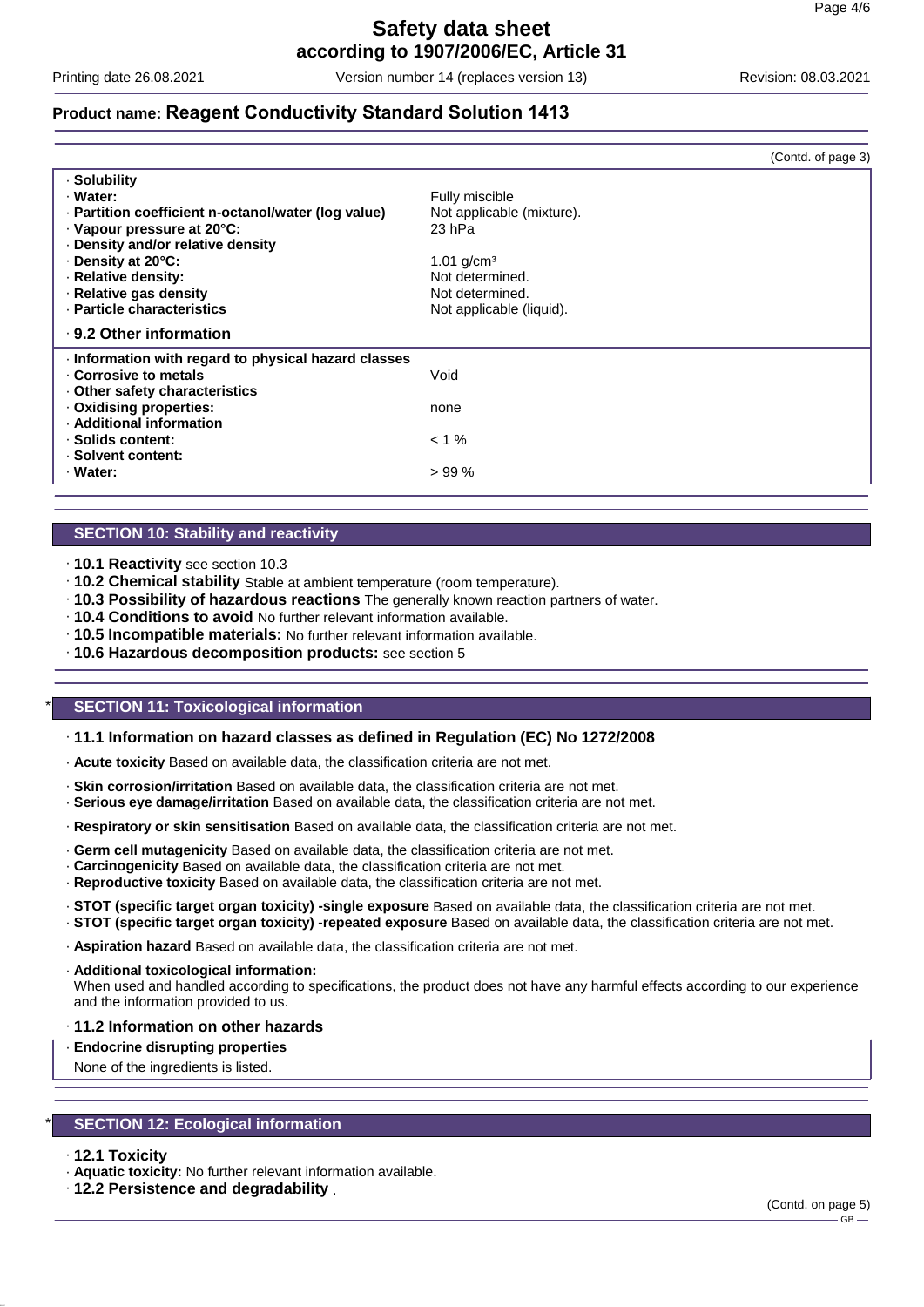## Product name: Reagent Conductivity Standard Solution 1413

(Contd. of page 3)

| | |
|---|---|
| · **Solubility** | |
| · **Water:** | Fully miscible |
| · **Partition coefficient n-octanol/water (log value)** | Not applicable (mixture). |
| · **Vapour pressure at 20°C:** | 23 hPa |
| · **Density and/or relative density** | |
| · **Density at 20°C:** | 1.01 g/cm³ |
| · **Relative density:** | Not determined. |
| · **Relative gas density** | Not determined. |
| · **Particle characteristics** | Not applicable (liquid). |
| · **9.2 Other information** | |
| · **Information with regard to physical hazard classes** | |
| · **Corrosive to metals** | Void |
| · **Other safety characteristics** | |
| · **Oxidising properties:** | none |
| · **Additional information** | |
| · **Solids content:** | < 1 % |
| · **Solvent content:** | |
| · **Water:** | > 99 % |

## SECTION 10: Stability and reactivity

· **10.1 Reactivity** see section 10.3
· **10.2 Chemical stability** Stable at ambient temperature (room temperature).
· **10.3 Possibility of hazardous reactions** The generally known reaction partners of water.
· **10.4 Conditions to avoid** No further relevant information available.
· **10.5 Incompatible materials:** No further relevant information available.
· **10.6 Hazardous decomposition products:** see section 5

## * SECTION 11: Toxicological information

### · 11.1 Information on hazard classes as defined in Regulation (EC) No 1272/2008

· **Acute toxicity** Based on available data, the classification criteria are not met.

· **Skin corrosion/irritation** Based on available data, the classification criteria are not met.
· **Serious eye damage/irritation** Based on available data, the classification criteria are not met.

· **Respiratory or skin sensitisation** Based on available data, the classification criteria are not met.

· **Germ cell mutagenicity** Based on available data, the classification criteria are not met.
· **Carcinogenicity** Based on available data, the classification criteria are not met.
· **Reproductive toxicity** Based on available data, the classification criteria are not met.

· **STOT (specific target organ toxicity) -single exposure** Based on available data, the classification criteria are not met.
· **STOT (specific target organ toxicity) -repeated exposure** Based on available data, the classification criteria are not met.

· **Aspiration hazard** Based on available data, the classification criteria are not met.

· **Additional toxicological information:**
When used and handled according to specifications, the product does not have any harmful effects according to our experience and the information provided to us.

### · 11.2 Information on other hazards

| · **Endocrine disrupting properties** |
|---|
| None of the ingredients is listed. |

## * SECTION 12: Ecological information

· **12.1 Toxicity**
· **Aquatic toxicity:** No further relevant information available.
· **12.2 Persistence and degradability** .

(Contd. on page 5)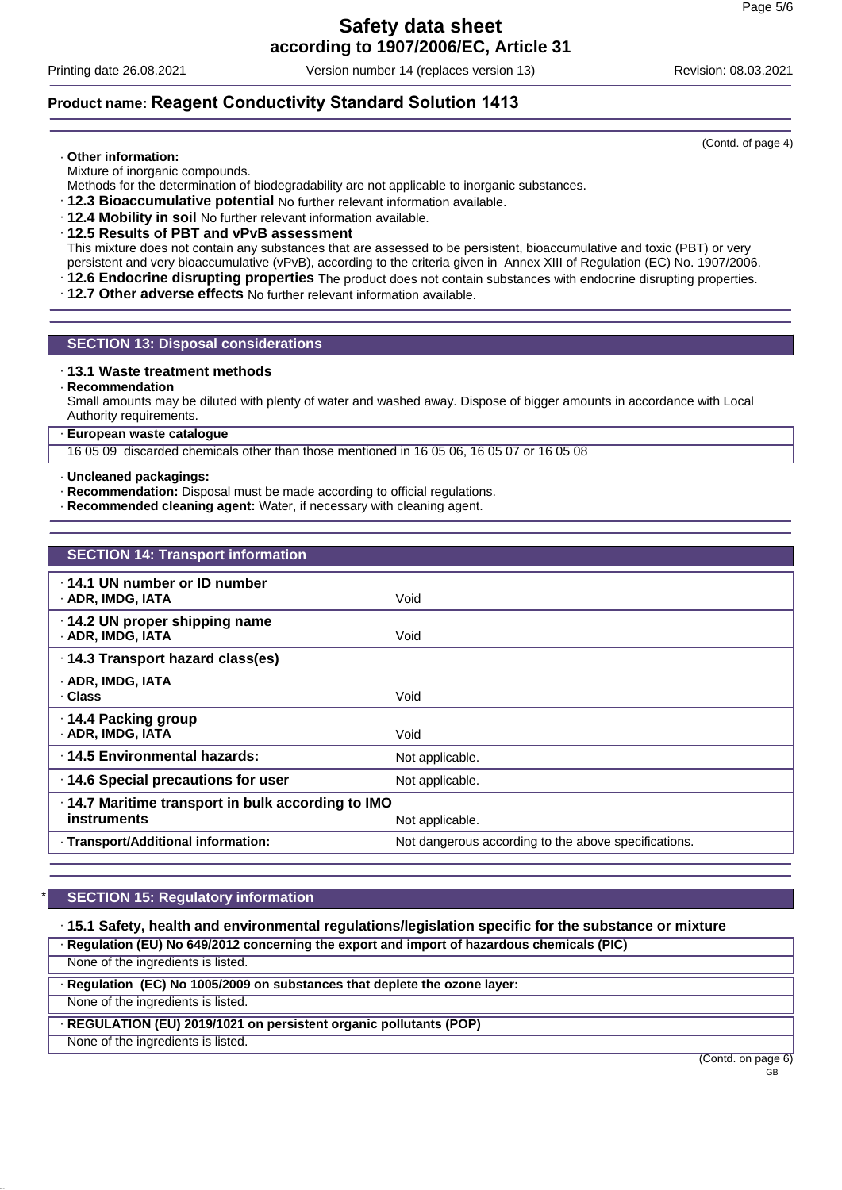(Contd. of page 4)

· **Other information:**
Mixture of inorganic compounds.
Methods for the determination of biodegradability are not applicable to inorganic substances.

· **12.3 Bioaccumulative potential** No further relevant information available.

· **12.4 Mobility in soil** No further relevant information available.

· **12.5 Results of PBT and vPvB assessment**
This mixture does not contain any substances that are assessed to be persistent, bioaccumulative and toxic (PBT) or very persistent and very bioaccumulative (vPvB), according to the criteria given in Annex XIII of Regulation (EC) No. 1907/2006.

· **12.6 Endocrine disrupting properties** The product does not contain substances with endocrine disrupting properties.

· **12.7 Other adverse effects** No further relevant information available.

## SECTION 13: Disposal considerations

· **13.1 Waste treatment methods**

· **Recommendation**
Small amounts may be diluted with plenty of water and washed away. Dispose of bigger amounts in accordance with Local Authority requirements.

· **European waste catalogue**

| | |
|---|---|
| 16 05 09 | discarded chemicals other than those mentioned in 16 05 06, 16 05 07 or 16 05 08 |

· **Uncleaned packagings:**

· **Recommendation:** Disposal must be made according to official regulations.

· **Recommended cleaning agent:** Water, if necessary with cleaning agent.

## SECTION 14: Transport information

| | |
|---|---|
| · **14.1 UN number or ID number**<br>· **ADR, IMDG, IATA** | Void |
| · **14.2 UN proper shipping name**<br>· **ADR, IMDG, IATA** | Void |
| · **14.3 Transport hazard class(es)**<br>· **ADR, IMDG, IATA**<br>· **Class** | Void |
| · **14.4 Packing group**<br>· **ADR, IMDG, IATA** | Void |
| · **14.5 Environmental hazards:** | Not applicable. |
| · **14.6 Special precautions for user** | Not applicable. |
| · **14.7 Maritime transport in bulk according to IMO instruments** | Not applicable. |
| · **Transport/Additional information:** | Not dangerous according to the above specifications. |

## * SECTION 15: Regulatory information

· **15.1 Safety, health and environmental regulations/legislation specific for the substance or mixture**

· **Regulation (EU) No 649/2012 concerning the export and import of hazardous chemicals (PIC)**
None of the ingredients is listed.

· **Regulation (EC) No 1005/2009 on substances that deplete the ozone layer:**
None of the ingredients is listed.

· **REGULATION (EU) 2019/1021 on persistent organic pollutants (POP)**
None of the ingredients is listed.

(Contd. on page 6)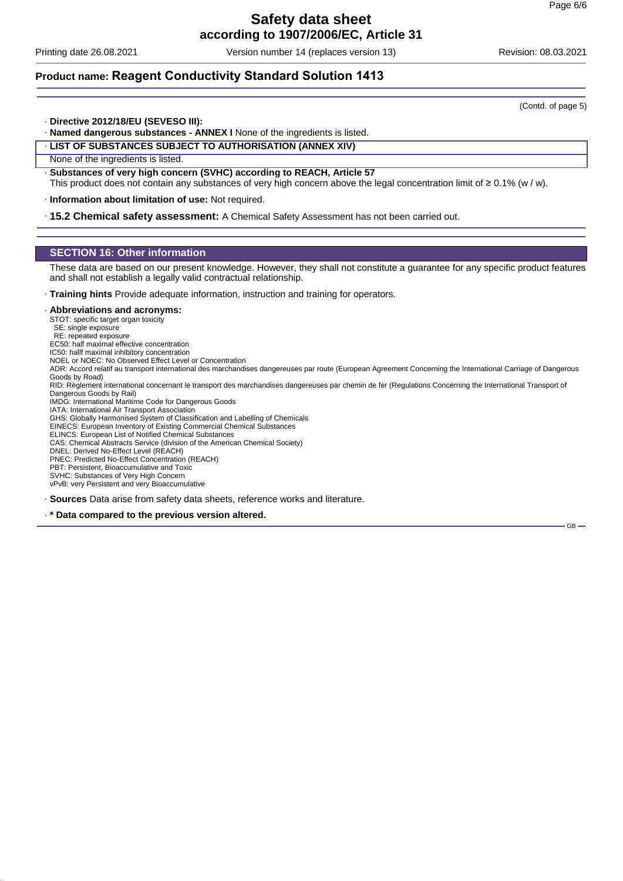(Contd. of page 5)

· **Directive 2012/18/EU (SEVESO III):**

· **Named dangerous substances - ANNEX I** None of the ingredients is listed.

· **LIST OF SUBSTANCES SUBJECT TO AUTHORISATION (ANNEX XIV)**

None of the ingredients is listed.

· **Substances of very high concern (SVHC) according to REACH, Article 57**

This product does not contain any substances of very high concern above the legal concentration limit of ≥ 0.1% (w / w).

· **Information about limitation of use:** Not required.

· **15.2 Chemical safety assessment:** A Chemical Safety Assessment has not been carried out.

## SECTION 16: Other information

These data are based on our present knowledge. However, they shall not constitute a guarantee for any specific product features and shall not establish a legally valid contractual relationship.

· **Training hints** Provide adequate information, instruction and training for operators.

· **Abbreviations and acronyms:**

STOT: specific target organ toxicity
SE: single exposure
RE: repeated exposure
EC50: half maximal effective concentration
IC50: hallf maximal inhibitory concentration
NOEL or NOEC: No Observed Effect Level or Concentration
ADR: Accord relatif au transport international des marchandises dangereuses par route (European Agreement Concerning the International Carriage of Dangerous Goods by Road)
RID: Règlement international concernant le transport des marchandises dangereuses par chemin de fer (Regulations Concerning the International Transport of Dangerous Goods by Rail)
IMDG: International Maritime Code for Dangerous Goods
IATA: International Air Transport Association
GHS: Globally Harmonised System of Classification and Labelling of Chemicals
EINECS: European Inventory of Existing Commercial Chemical Substances
ELINCS: European List of Notified Chemical Substances
CAS: Chemical Abstracts Service (division of the American Chemical Society)
DNEL: Derived No-Effect Level (REACH)
PNEC: Predicted No-Effect Concentration (REACH)
PBT: Persistent, Bioaccumulative and Toxic
SVHC: Substances of Very High Concern
vPvB: very Persistent and very Bioaccumulative

· **Sources** Data arise from safety data sheets, reference works and literature.

· *** Data compared to the previous version altered.**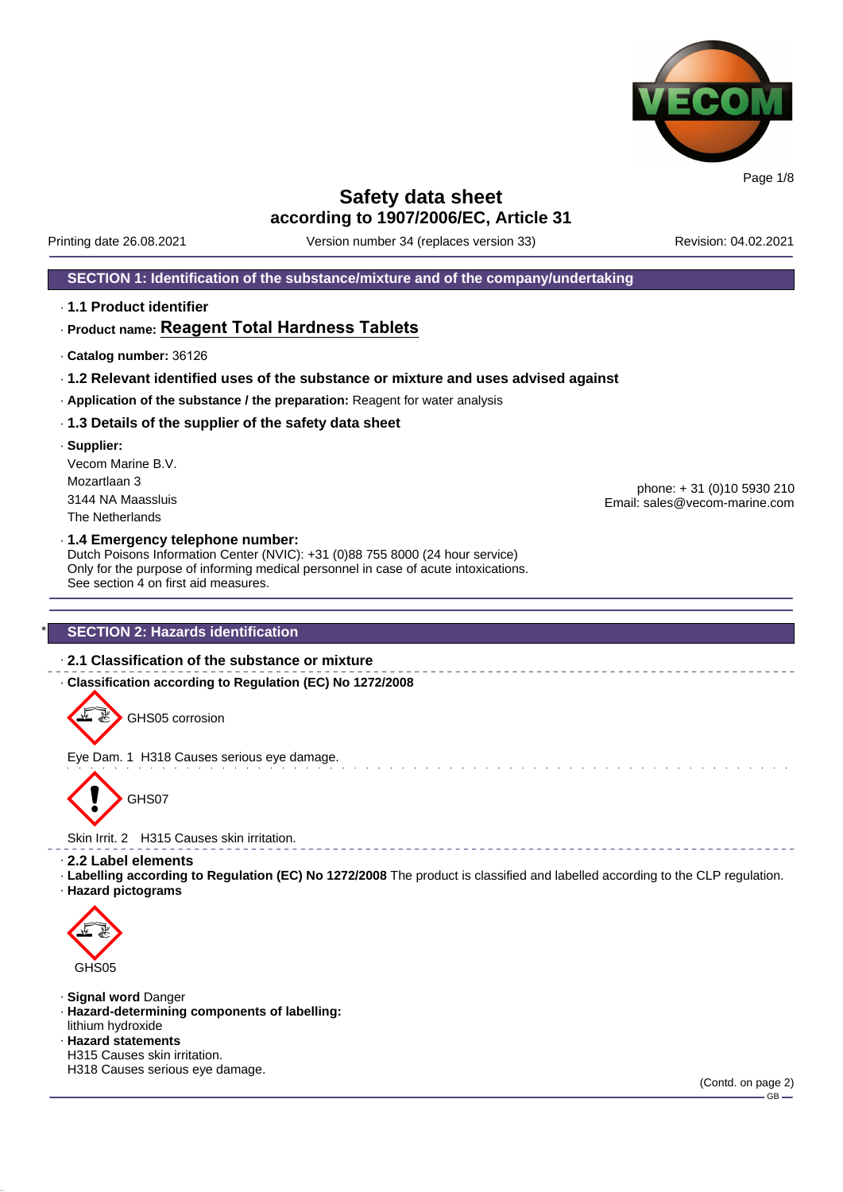# Safety data sheet

## according to 1907/2006/EC, Article 31

Printing date 26.08.2021 | Version number 34 (replaces version 33) | Revision: 04.02.2021

## SECTION 1: Identification of the substance/mixture and of the company/undertaking

· **1.1 Product identifier**

· **Product name: Reagent Total Hardness Tablets**

· **Catalog number:** 36126

· **1.2 Relevant identified uses of the substance or mixture and uses advised against**

· **Application of the substance / the preparation:** Reagent for water analysis

· **1.3 Details of the supplier of the safety data sheet**

· **Supplier:**

Vecom Marine B.V.
Mozartlaan 3
3144 NA Maassluis
The Netherlands

phone: + 31 (0)10 5930 210
Email: sales@vecom-marine.com

· **1.4 Emergency telephone number:**
Dutch Poisons Information Center (NVIC): +31 (0)88 755 8000 (24 hour service)
Only for the purpose of informing medical personnel in case of acute intoxications.
See section 4 on first aid measures.

## * SECTION 2: Hazards identification

· **2.1 Classification of the substance or mixture**

· **Classification according to Regulation (EC) No 1272/2008**

GHS05 corrosion

Eye Dam. 1 H318 Causes serious eye damage.

GHS07

Skin Irrit. 2 H315 Causes skin irritation.

· **2.2 Label elements**

· **Labelling according to Regulation (EC) No 1272/2008** The product is classified and labelled according to the CLP regulation.

· **Hazard pictograms**

GHS05

· **Signal word** Danger

· **Hazard-determining components of labelling:**
lithium hydroxide

· **Hazard statements**
H315 Causes skin irritation.
H318 Causes serious eye damage.

(Contd. on page 2)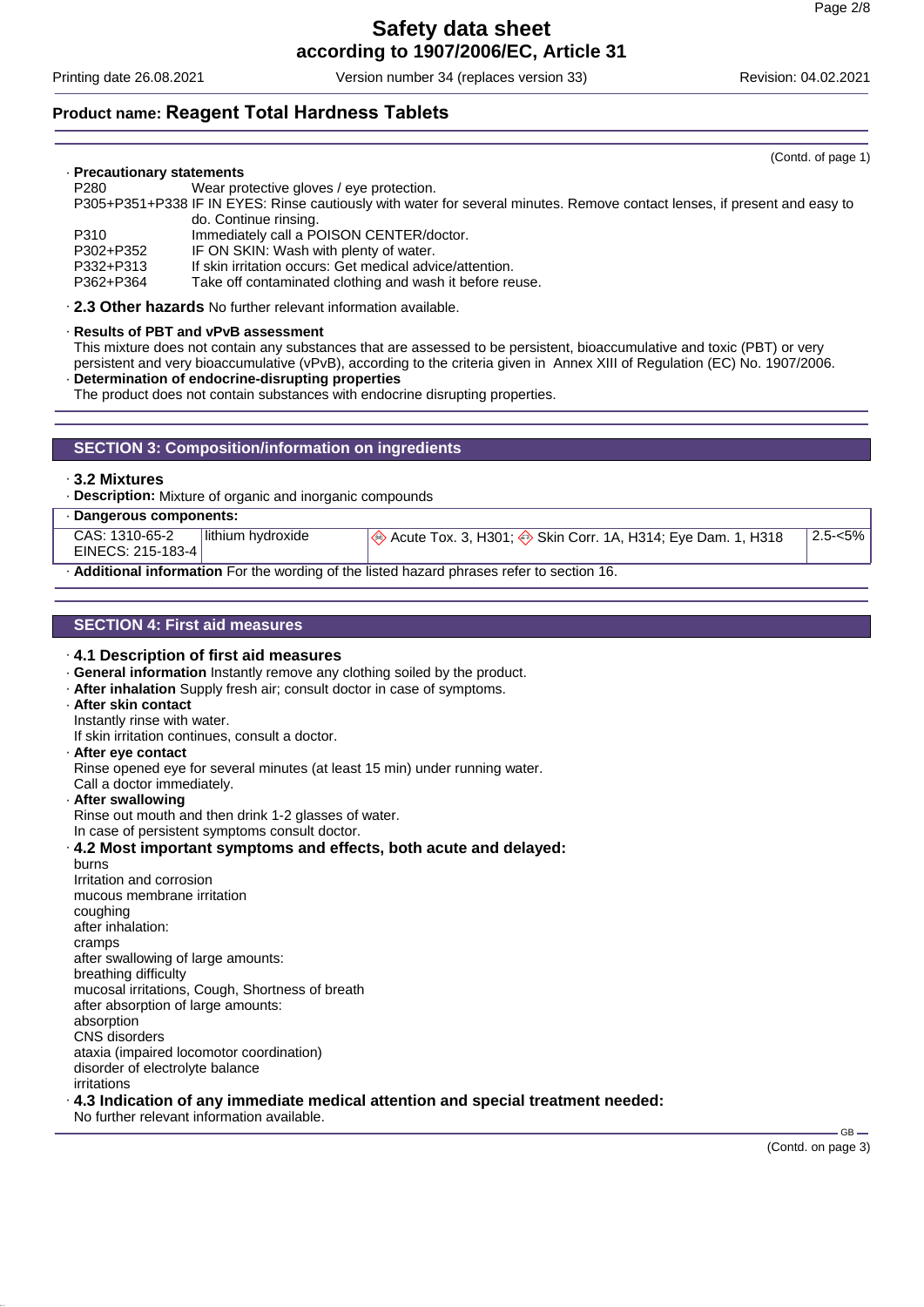(Contd. of page 1)

· **Precautionary statements**

| | |
|---|---|
| P280 | Wear protective gloves / eye protection. |
| P305+P351+P338 | IF IN EYES: Rinse cautiously with water for several minutes. Remove contact lenses, if present and easy to do. Continue rinsing. |
| P310 | Immediately call a POISON CENTER/doctor. |
| P302+P352 | IF ON SKIN: Wash with plenty of water. |
| P332+P313 | If skin irritation occurs: Get medical advice/attention. |
| P362+P364 | Take off contaminated clothing and wash it before reuse. |

· **2.3 Other hazards** No further relevant information available.

· **Results of PBT and vPvB assessment**
This mixture does not contain any substances that are assessed to be persistent, bioaccumulative and toxic (PBT) or very persistent and very bioaccumulative (vPvB), according to the criteria given in Annex XIII of Regulation (EC) No. 1907/2006.

· **Determination of endocrine-disrupting properties**
The product does not contain substances with endocrine disrupting properties.

## SECTION 3: Composition/information on ingredients

· **3.2 Mixtures**

· **Description:** Mixture of organic and inorganic compounds

· **Dangerous components:**

| | | | |
|---|---|---|---|
| CAS: 1310-65-2<br>EINECS: 215-183-4 | lithium hydroxide | Acute Tox. 3, H301; Skin Corr. 1A, H314; Eye Dam. 1, H318 | 2.5-<5% |

· **Additional information** For the wording of the listed hazard phrases refer to section 16.

## SECTION 4: First aid measures

· **4.1 Description of first aid measures**

· **General information** Instantly remove any clothing soiled by the product.

· **After inhalation** Supply fresh air; consult doctor in case of symptoms.

· **After skin contact**
Instantly rinse with water.
If skin irritation continues, consult a doctor.

· **After eye contact**
Rinse opened eye for several minutes (at least 15 min) under running water.
Call a doctor immediately.

· **After swallowing**
Rinse out mouth and then drink 1-2 glasses of water.
In case of persistent symptoms consult doctor.

· **4.2 Most important symptoms and effects, both acute and delayed:**
burns
Irritation and corrosion
mucous membrane irritation
coughing
after inhalation:
cramps
after swallowing of large amounts:
breathing difficulty
mucosal irritations, Cough, Shortness of breath
after absorption of large amounts:
absorption
CNS disorders
ataxia (impaired locomotor coordination)
disorder of electrolyte balance
irritations

· **4.3 Indication of any immediate medical attention and special treatment needed:**
No further relevant information available.

(Contd. on page 3)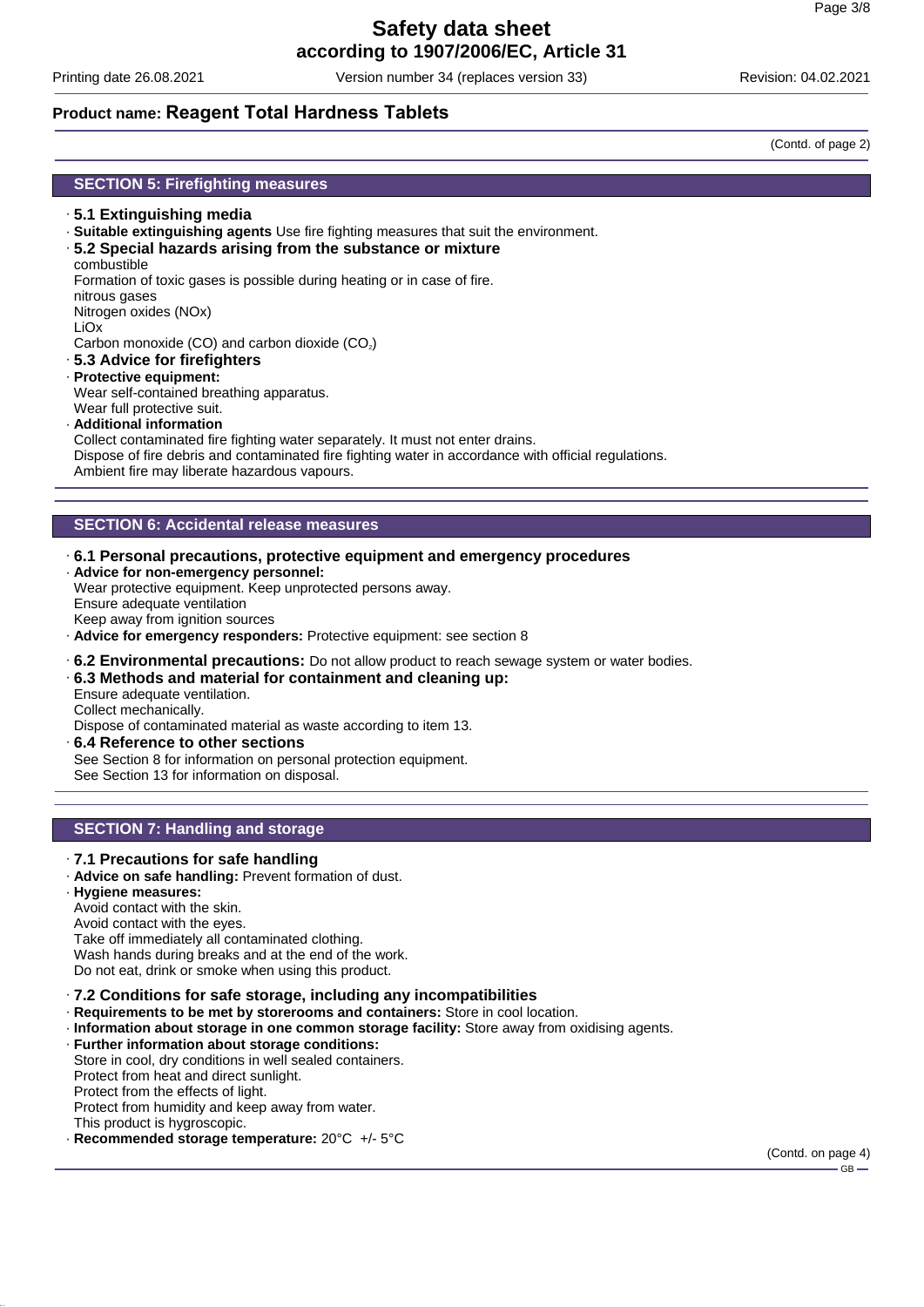**Product name: Reagent Total Hardness Tablets**

(Contd. of page 2)

## SECTION 5: Firefighting measures

· **5.1 Extinguishing media**
· **Suitable extinguishing agents** Use fire fighting measures that suit the environment.
· **5.2 Special hazards arising from the substance or mixture**
combustible
Formation of toxic gases is possible during heating or in case of fire.
nitrous gases
Nitrogen oxides (NOx)
LiOx
Carbon monoxide (CO) and carbon dioxide ($CO_2$)
· **5.3 Advice for firefighters**
· **Protective equipment:**
Wear self-contained breathing apparatus.
Wear full protective suit.
· **Additional information**
Collect contaminated fire fighting water separately. It must not enter drains.
Dispose of fire debris and contaminated fire fighting water in accordance with official regulations.
Ambient fire may liberate hazardous vapours.

## SECTION 6: Accidental release measures

· **6.1 Personal precautions, protective equipment and emergency procedures**
· **Advice for non-emergency personnel:**
Wear protective equipment. Keep unprotected persons away.
Ensure adequate ventilation
Keep away from ignition sources
· **Advice for emergency responders:** Protective equipment: see section 8
· **6.2 Environmental precautions:** Do not allow product to reach sewage system or water bodies.
· **6.3 Methods and material for containment and cleaning up:**
Ensure adequate ventilation.
Collect mechanically.
Dispose of contaminated material as waste according to item 13.
· **6.4 Reference to other sections**
See Section 8 for information on personal protection equipment.
See Section 13 for information on disposal.

## SECTION 7: Handling and storage

· **7.1 Precautions for safe handling**
· **Advice on safe handling:** Prevent formation of dust.
· **Hygiene measures:**
Avoid contact with the skin.
Avoid contact with the eyes.
Take off immediately all contaminated clothing.
Wash hands during breaks and at the end of the work.
Do not eat, drink or smoke when using this product.
· **7.2 Conditions for safe storage, including any incompatibilities**
· **Requirements to be met by storerooms and containers:** Store in cool location.
· **Information about storage in one common storage facility:** Store away from oxidising agents.
· **Further information about storage conditions:**
Store in cool, dry conditions in well sealed containers.
Protect from heat and direct sunlight.
Protect from the effects of light.
Protect from humidity and keep away from water.
This product is hygroscopic.
· **Recommended storage temperature:** 20°C +/- 5°C

(Contd. on page 4)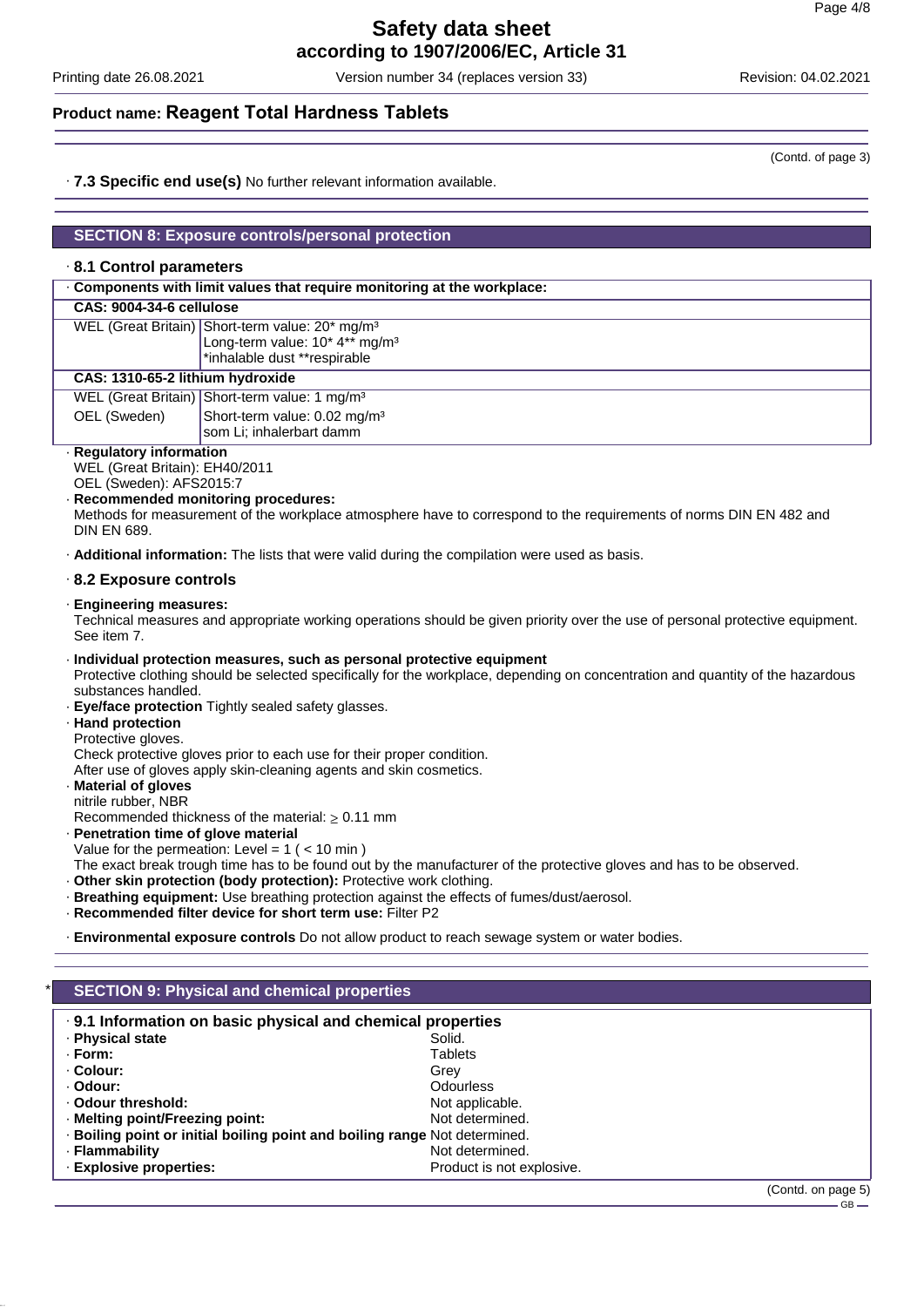# Safety data sheet
**according to 1907/2006/EC, Article 31**

Printing date 26.08.2021 Version number 34 (replaces version 33) Revision: 04.02.2021

## Product name: Reagent Total Hardness Tablets

(Contd. of page 3)

· **7.3 Specific end use(s)** No further relevant information available.

## SECTION 8: Exposure controls/personal protection

### · 8.1 Control parameters

| · Components with limit values that require monitoring at the workplace: | |
|---|---|
| **CAS: 9004-34-6 cellulose** | |
| WEL (Great Britain) | Short-term value: 20* mg/m³<br>Long-term value: 10* 4** mg/m³<br>*inhalable dust **respirable |
| **CAS: 1310-65-2 lithium hydroxide** | |
| WEL (Great Britain) | Short-term value: 1 mg/m³ |
| OEL (Sweden) | Short-term value: 0.02 mg/m³<br>som Li; inhalerbart damm |

· **Regulatory information**
WEL (Great Britain): EH40/2011
OEL (Sweden): AFS2015:7

· **Recommended monitoring procedures:**
Methods for measurement of the workplace atmosphere have to correspond to the requirements of norms DIN EN 482 and DIN EN 689.

· **Additional information:** The lists that were valid during the compilation were used as basis.

### · 8.2 Exposure controls

· **Engineering measures:**
Technical measures and appropriate working operations should be given priority over the use of personal protective equipment. See item 7.

· **Individual protection measures, such as personal protective equipment**
Protective clothing should be selected specifically for the workplace, depending on concentration and quantity of the hazardous substances handled.

· **Eye/face protection** Tightly sealed safety glasses.

· **Hand protection**
Protective gloves.
Check protective gloves prior to each use for their proper condition.
After use of gloves apply skin-cleaning agents and skin cosmetics.

· **Material of gloves**
nitrile rubber, NBR
Recommended thickness of the material: $\geq$ 0.11 mm

· **Penetration time of glove material**
Value for the permeation: Level = 1 ( < 10 min )
The exact break trough time has to be found out by the manufacturer of the protective gloves and has to be observed.

· **Other skin protection (body protection):** Protective work clothing.

· **Breathing equipment:** Use breathing protection against the effects of fumes/dust/aerosol.

· **Recommended filter device for short term use:** Filter P2

· **Environmental exposure controls** Do not allow product to reach sewage system or water bodies.

## * SECTION 9: Physical and chemical properties

| · 9.1 Information on basic physical and chemical properties | |
|---|---|
| · **Physical state** | Solid. |
| · **Form:** | Tablets |
| · **Colour:** | Grey |
| · **Odour:** | Odourless |
| · **Odour threshold:** | Not applicable. |
| · **Melting point/Freezing point:** | Not determined. |
| · **Boiling point or initial boiling point and boiling range** | Not determined. |
| · **Flammability** | Not determined. |
| · **Explosive properties:** | Product is not explosive. |

(Contd. on page 5)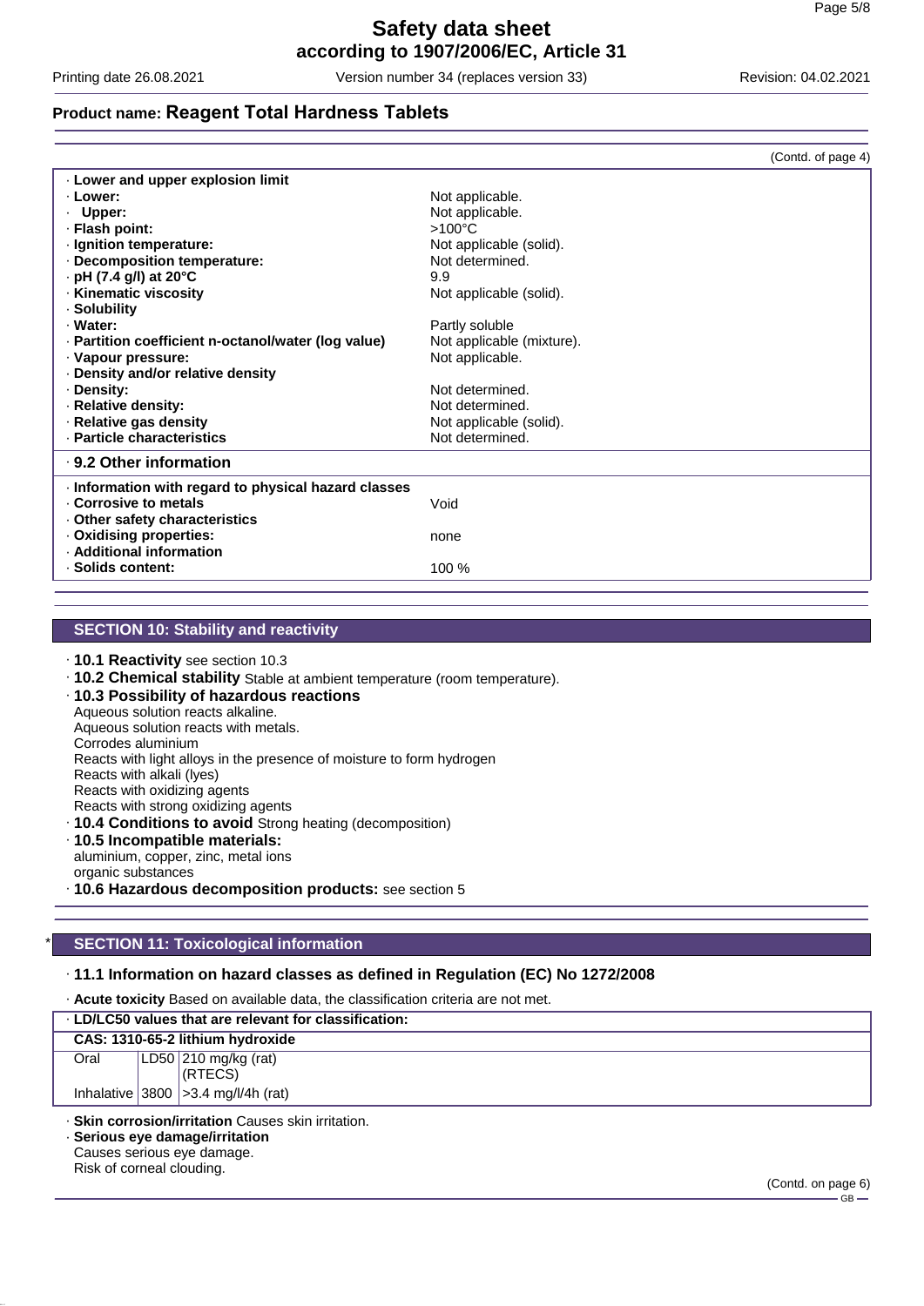**Product name: Reagent Total Hardness Tablets**

(Contd. of page 4)

| | |
|---|---|
| · **Lower and upper explosion limit** | |
| · **Lower:** | Not applicable. |
| · **Upper:** | Not applicable. |
| · **Flash point:** | >100°C |
| · **Ignition temperature:** | Not applicable (solid). |
| · **Decomposition temperature:** | Not determined. |
| · **pH (7.4 g/l) at 20°C** | 9.9 |
| · **Kinematic viscosity** | Not applicable (solid). |
| · **Solubility** | |
| · **Water:** | Partly soluble |
| · **Partition coefficient n-octanol/water (log value)** | Not applicable (mixture). |
| · **Vapour pressure:** | Not applicable. |
| · **Density and/or relative density** | |
| · **Density:** | Not determined. |
| · **Relative density:** | Not determined. |
| · **Relative gas density** | Not applicable (solid). |
| · **Particle characteristics** | Not determined. |

· **9.2 Other information**

| | |
|---|---|
| · **Information with regard to physical hazard classes** | |
| · **Corrosive to metals** | Void |
| · **Other safety characteristics** | |
| · **Oxidising properties:** | none |
| · **Additional information** | |
| · **Solids content:** | 100 % |

## SECTION 10: Stability and reactivity

· **10.1 Reactivity** see section 10.3

· **10.2 Chemical stability** Stable at ambient temperature (room temperature).

· **10.3 Possibility of hazardous reactions**
Aqueous solution reacts alkaline.
Aqueous solution reacts with metals.
Corrodes aluminium
Reacts with light alloys in the presence of moisture to form hydrogen
Reacts with alkali (lyes)
Reacts with oxidizing agents
Reacts with strong oxidizing agents

· **10.4 Conditions to avoid** Strong heating (decomposition)

· **10.5 Incompatible materials:**
aluminium, copper, zinc, metal ions
organic substances

· **10.6 Hazardous decomposition products:** see section 5

## * SECTION 11: Toxicological information

· **11.1 Information on hazard classes as defined in Regulation (EC) No 1272/2008**

· **Acute toxicity** Based on available data, the classification criteria are not met.

| · **LD/LC50 values that are relevant for classification:** | | |
|---|---|---|
| **CAS: 1310-65-2 lithium hydroxide** | | |
| Oral | LD50 | 210 mg/kg (rat) (RTECS) |
| Inhalative | 3800 | >3.4 mg/l/4h (rat) |

· **Skin corrosion/irritation** Causes skin irritation.

· **Serious eye damage/irritation**
Causes serious eye damage.
Risk of corneal clouding.

(Contd. on page 6)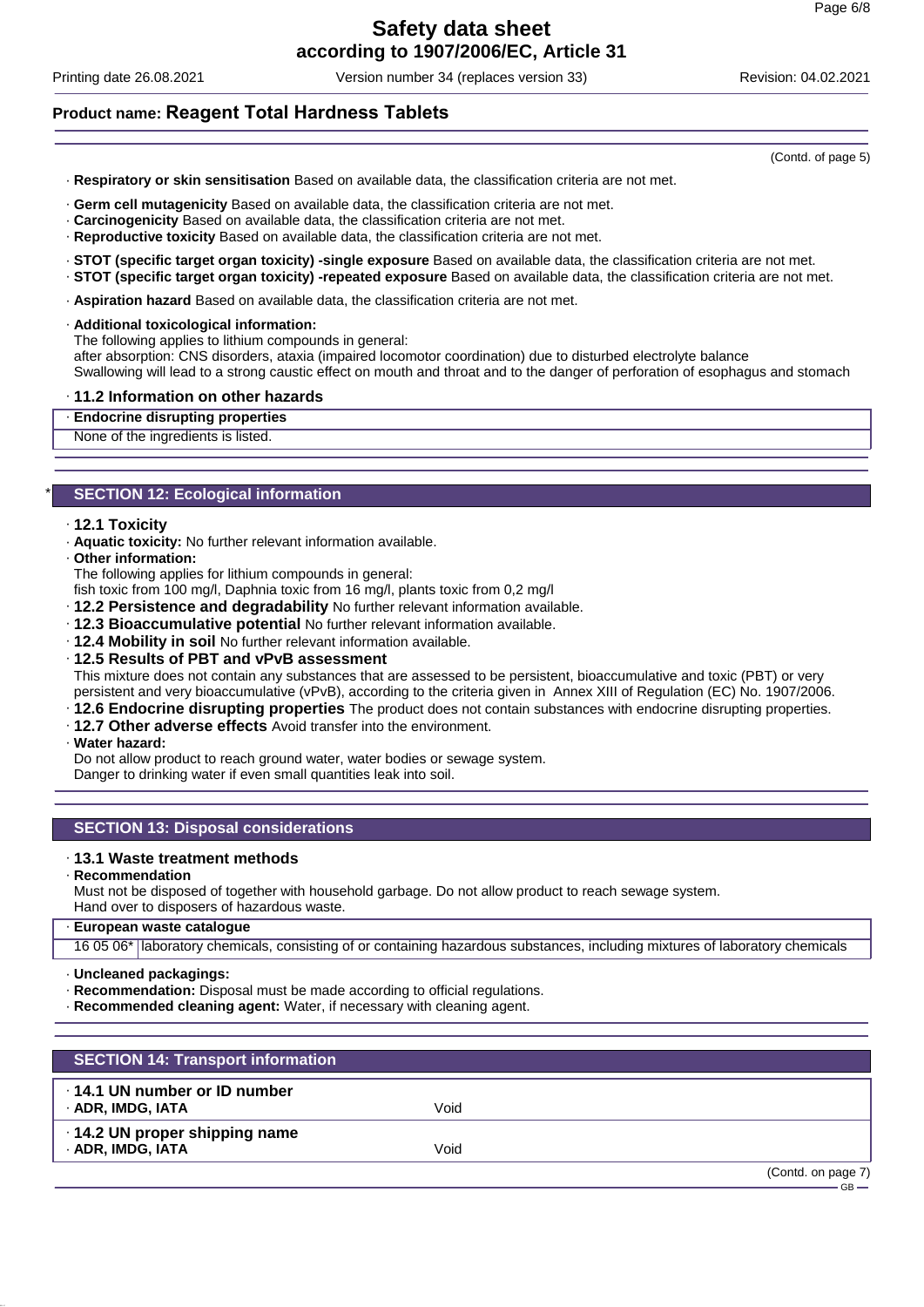(Contd. of page 5)

· **Respiratory or skin sensitisation** Based on available data, the classification criteria are not met.

· **Germ cell mutagenicity** Based on available data, the classification criteria are not met.
· **Carcinogenicity** Based on available data, the classification criteria are not met.
· **Reproductive toxicity** Based on available data, the classification criteria are not met.

· **STOT (specific target organ toxicity) -single exposure** Based on available data, the classification criteria are not met.
· **STOT (specific target organ toxicity) -repeated exposure** Based on available data, the classification criteria are not met.

· **Aspiration hazard** Based on available data, the classification criteria are not met.

· **Additional toxicological information:**
The following applies to lithium compounds in general:
after absorption: CNS disorders, ataxia (impaired locomotor coordination) due to disturbed electrolyte balance
Swallowing will lead to a strong caustic effect on mouth and throat and to the danger of perforation of esophagus and stomach

· **11.2 Information on other hazards**

| · **Endocrine disrupting properties** |
|---|
| None of the ingredients is listed. |

## * SECTION 12: Ecological information

· **12.1 Toxicity**
· **Aquatic toxicity:** No further relevant information available.
· **Other information:**
The following applies for lithium compounds in general:
fish toxic from 100 mg/l, Daphnia toxic from 16 mg/l, plants toxic from 0,2 mg/l
· **12.2 Persistence and degradability** No further relevant information available.
· **12.3 Bioaccumulative potential** No further relevant information available.
· **12.4 Mobility in soil** No further relevant information available.
· **12.5 Results of PBT and vPvB assessment**
This mixture does not contain any substances that are assessed to be persistent, bioaccumulative and toxic (PBT) or very persistent and very bioaccumulative (vPvB), according to the criteria given in Annex XIII of Regulation (EC) No. 1907/2006.
· **12.6 Endocrine disrupting properties** The product does not contain substances with endocrine disrupting properties.
· **12.7 Other adverse effects** Avoid transfer into the environment.
· **Water hazard:**
Do not allow product to reach ground water, water bodies or sewage system.
Danger to drinking water if even small quantities leak into soil.

## SECTION 13: Disposal considerations

· **13.1 Waste treatment methods**
· **Recommendation**
Must not be disposed of together with household garbage. Do not allow product to reach sewage system.
Hand over to disposers of hazardous waste.

| · **European waste catalogue** | |
|---|---|
| 16 05 06* | laboratory chemicals, consisting of or containing hazardous substances, including mixtures of laboratory chemicals |

· **Uncleaned packagings:**
· **Recommendation:** Disposal must be made according to official regulations.
· **Recommended cleaning agent:** Water, if necessary with cleaning agent.

## SECTION 14: Transport information

| · **14.1 UN number or ID number** | |
|---|---|
| · **ADR, IMDG, IATA** | Void |
| · **14.2 UN proper shipping name** | |
| · **ADR, IMDG, IATA** | Void |

(Contd. on page 7)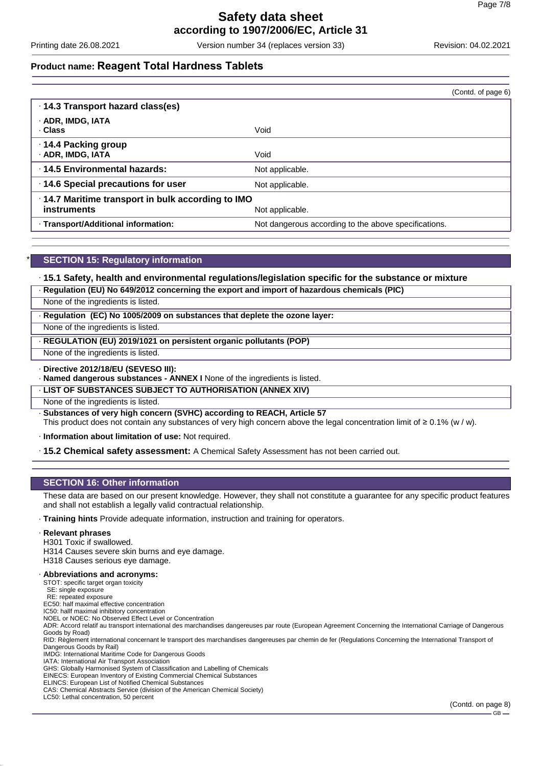## Product name: Reagent Total Hardness Tablets

(Contd. of page 6)

| · **14.3 Transport hazard class(es)** | |
|---|---|
| · **ADR, IMDG, IATA**<br>· **Class** | Void |
| · **14.4 Packing group**<br>· **ADR, IMDG, IATA** | Void |
| · **14.5 Environmental hazards:** | Not applicable. |
| · **14.6 Special precautions for user** | Not applicable. |
| · **14.7 Maritime transport in bulk according to IMO instruments** | Not applicable. |
| · **Transport/Additional information:** | Not dangerous according to the above specifications. |

## * SECTION 15: Regulatory information

· **15.1 Safety, health and environmental regulations/legislation specific for the substance or mixture**

· **Regulation (EU) No 649/2012 concerning the export and import of hazardous chemicals (PIC)**

None of the ingredients is listed.

· **Regulation (EC) No 1005/2009 on substances that deplete the ozone layer:**

None of the ingredients is listed.

· **REGULATION (EU) 2019/1021 on persistent organic pollutants (POP)**

None of the ingredients is listed.

· **Directive 2012/18/EU (SEVESO III):**

· **Named dangerous substances - ANNEX I** None of the ingredients is listed.

· **LIST OF SUBSTANCES SUBJECT TO AUTHORISATION (ANNEX XIV)**

None of the ingredients is listed.

· **Substances of very high concern (SVHC) according to REACH, Article 57**

This product does not contain any substances of very high concern above the legal concentration limit of ≥ 0.1% (w / w).

· **Information about limitation of use:** Not required.

· **15.2 Chemical safety assessment:** A Chemical Safety Assessment has not been carried out.

## SECTION 16: Other information

These data are based on our present knowledge. However, they shall not constitute a guarantee for any specific product features and shall not establish a legally valid contractual relationship.

· **Training hints** Provide adequate information, instruction and training for operators.

· **Relevant phrases**

H301 Toxic if swallowed.
H314 Causes severe skin burns and eye damage.
H318 Causes serious eye damage.

· **Abbreviations and acronyms:**

STOT: specific target organ toxicity
 SE: single exposure
 RE: repeated exposure
EC50: half maximal effective concentration
IC50: hallf maximal inhibitory concentration
NOEL or NOEC: No Observed Effect Level or Concentration
ADR: Accord relatif au transport international des marchandises dangereuses par route (European Agreement Concerning the International Carriage of Dangerous Goods by Road)
RID: Règlement international concernant le transport des marchandises dangereuses par chemin de fer (Regulations Concerning the International Transport of Dangerous Goods by Rail)
IMDG: International Maritime Code for Dangerous Goods
IATA: International Air Transport Association
GHS: Globally Harmonised System of Classification and Labelling of Chemicals
EINECS: European Inventory of Existing Commercial Chemical Substances
ELINCS: European List of Notified Chemical Substances
CAS: Chemical Abstracts Service (division of the American Chemical Society)
LC50: Lethal concentration, 50 percent

(Contd. on page 8)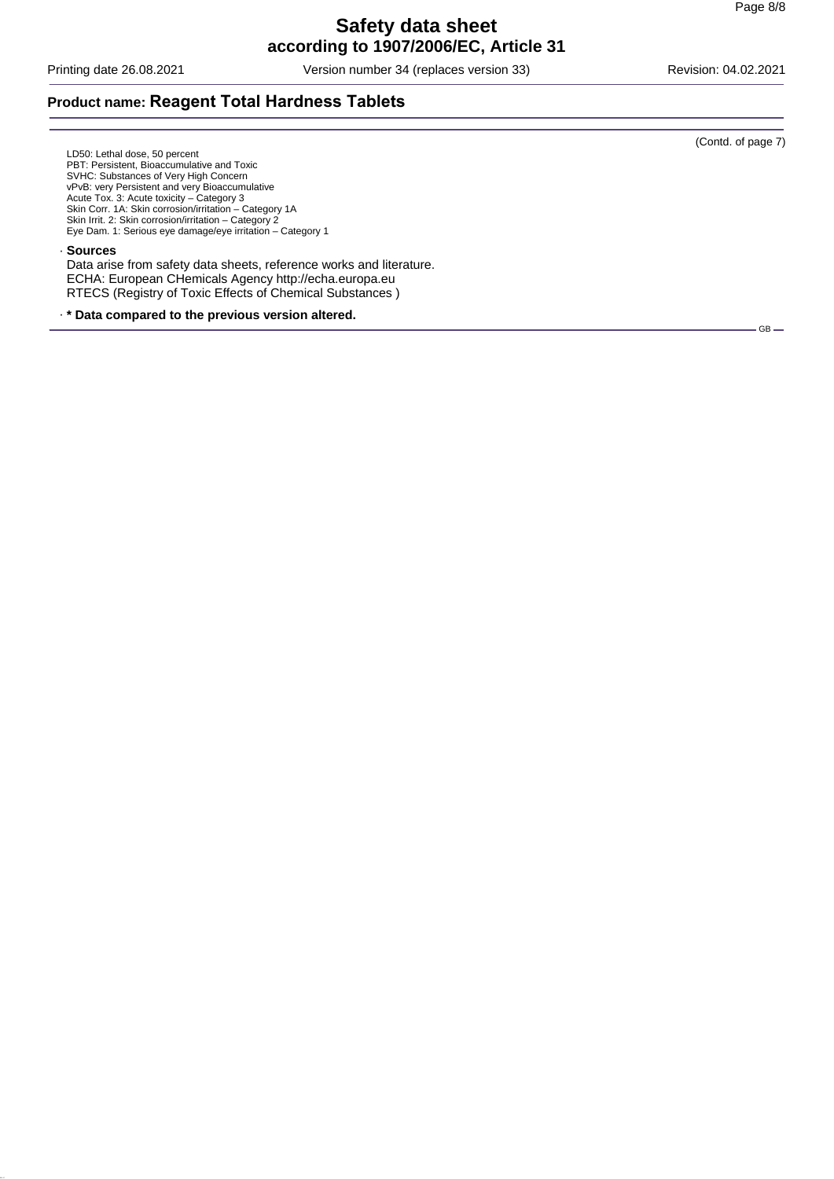(Contd. of page 7)

LD50: Lethal dose, 50 percent
PBT: Persistent, Bioaccumulative and Toxic
SVHC: Substances of Very High Concern
vPvB: very Persistent and very Bioaccumulative
Acute Tox. 3: Acute toxicity – Category 3
Skin Corr. 1A: Skin corrosion/irritation – Category 1A
Skin Irrit. 2: Skin corrosion/irritation – Category 2
Eye Dam. 1: Serious eye damage/eye irritation – Category 1

· **Sources**

Data arise from safety data sheets, reference works and literature.
ECHA: European CHemicals Agency http://echa.europa.eu
RTECS (Registry of Toxic Effects of Chemical Substances )

· *** Data compared to the previous version altered.**